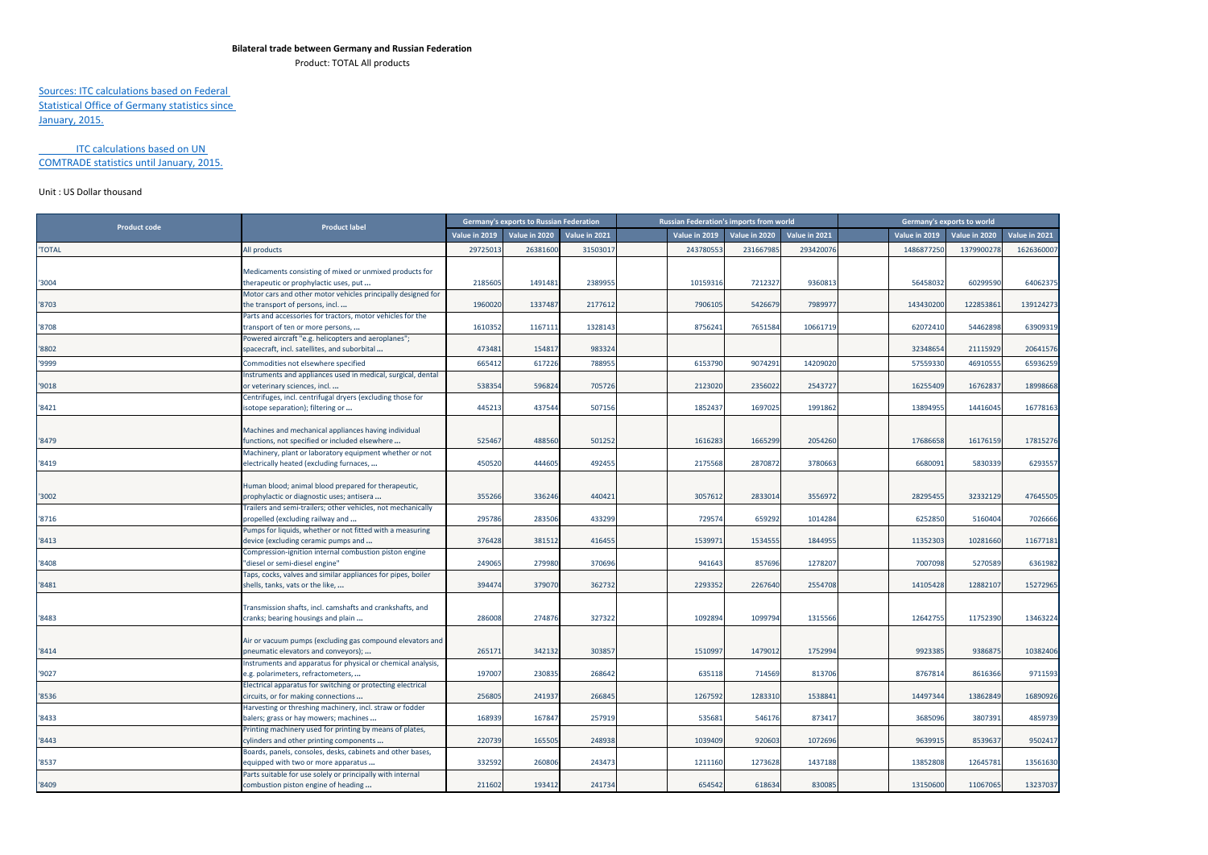**Bilateral trade between Germany and Russian Federation**

Product: TOTAL All products

Sources: ITC calculations based on Federal Statistical Office of Germany statistics since January, 2015.

ITC calculations based on UN COMTRADE statistics until January, 2015.

Unit : US Dollar thousand

| Product code | Product label | Germany's exports to Russian Federation | | | | Russian Federation's imports from world | | | | Germany's exports to world | | |
|---|---|---|---|---|---|---|---|---|---|---|---|---|
| | | Value in 2019 | Value in 2020 | Value in 2021 | | Value in 2019 | Value in 2020 | Value in 2021 | | Value in 2019 | Value in 2020 | Value in 2021 |
| 'TOTAL | All products | 29725013 | 26381600 | 31503017 | | 243780553 | 231667985 | 293420076 | | 1486877250 | 1379900278 | 1626360007 |
| '3004 | Medicaments consisting of mixed or unmixed products for therapeutic or prophylactic uses, put ... | 2185605 | 1491481 | 2389955 | | 10159316 | 7212327 | 9360813 | | 56458032 | 60299590 | 64062375 |
| '8703 | Motor cars and other motor vehicles principally designed for the transport of persons, incl. ... | 1960020 | 1337487 | 2177612 | | 7906105 | 5426679 | 7989977 | | 143430200 | 122853861 | 139124273 |
| '8708 | Parts and accessories for tractors, motor vehicles for the transport of ten or more persons, ... | 1610352 | 1167111 | 1328143 | | 8756241 | 7651584 | 10661719 | | 62072410 | 54462898 | 63909319 |
| '8802 | Powered aircraft "e.g. helicopters and aeroplanes"; spacecraft, incl. satellites, and suborbital ... | 473481 | 154817 | 983324 | | | | | | 32348654 | 21115929 | 20641576 |
| '9999 | Commodities not elsewhere specified | 665412 | 617226 | 788955 | | 6153790 | 9074291 | 14209020 | | 57559330 | 46910555 | 65936259 |
| '9018 | Instruments and appliances used in medical, surgical, dental or veterinary sciences, incl. ... | 538354 | 596824 | 705726 | | 2123020 | 2356022 | 2543727 | | 16255409 | 16762837 | 18998668 |
| '8421 | Centrifuges, incl. centrifugal dryers (excluding those for isotope separation); filtering or ... | 445213 | 437544 | 507156 | | 1852437 | 1697025 | 1991862 | | 13894955 | 14416045 | 16778163 |
| '8479 | Machines and mechanical appliances having individual functions, not specified or included elsewhere ... | 525467 | 488560 | 501252 | | 1616283 | 1665299 | 2054260 | | 17686658 | 16176159 | 17815276 |
| '8419 | Machinery, plant or laboratory equipment whether or not electrically heated (excluding furnaces, ... | 450520 | 444605 | 492455 | | 2175568 | 2870872 | 3780663 | | 6680091 | 5830339 | 6293557 |
| '3002 | Human blood; animal blood prepared for therapeutic, prophylactic or diagnostic uses; antisera ... | 355266 | 336246 | 440421 | | 3057612 | 2833014 | 3556972 | | 28295455 | 32332129 | 47645505 |
| '8716 | Trailers and semi-trailers; other vehicles, not mechanically propelled (excluding railway and ... | 295786 | 283506 | 433299 | | 729574 | 659292 | 1014284 | | 6252850 | 5160404 | 7026666 |
| '8413 | Pumps for liquids, whether or not fitted with a measuring device (excluding ceramic pumps and ... | 376428 | 381512 | 416455 | | 1539971 | 1534555 | 1844955 | | 11352303 | 10281660 | 11677181 |
| '8408 | Compression-ignition internal combustion piston engine "diesel or semi-diesel engine" | 249065 | 279980 | 370696 | | 941643 | 857696 | 1278207 | | 7007098 | 5270589 | 6361982 |
| '8481 | Taps, cocks, valves and similar appliances for pipes, boiler shells, tanks, vats or the like, ... | 394474 | 379070 | 362732 | | 2293352 | 2267640 | 2554708 | | 14105428 | 12882107 | 15272965 |
| '8483 | Transmission shafts, incl. camshafts and crankshafts, and cranks; bearing housings and plain ... | 286008 | 274876 | 327322 | | 1092894 | 1099794 | 1315566 | | 12642755 | 11752390 | 13463224 |
| '8414 | Air or vacuum pumps (excluding gas compound elevators and pneumatic elevators and conveyors); ... | 265171 | 342132 | 303857 | | 1510997 | 1479012 | 1752994 | | 9923385 | 9386875 | 10382406 |
| '9027 | Instruments and apparatus for physical or chemical analysis, e.g. polarimeters, refractometers, ... | 197007 | 230835 | 268642 | | 635118 | 714569 | 813706 | | 8767814 | 8616366 | 9711593 |
| '8536 | Electrical apparatus for switching or protecting electrical circuits, or for making connections ... | 256805 | 241937 | 266845 | | 1267592 | 1283310 | 1538841 | | 14497344 | 13862849 | 16890926 |
| '8433 | Harvesting or threshing machinery, incl. straw or fodder balers; grass or hay mowers; machines ... | 168939 | 167847 | 257919 | | 535681 | 546176 | 873417 | | 3685096 | 3807391 | 4859739 |
| '8443 | Printing machinery used for printing by means of plates, cylinders and other printing components ... | 220739 | 165505 | 248938 | | 1039409 | 920603 | 1072696 | | 9639915 | 8539637 | 9502417 |
| '8537 | Boards, panels, consoles, desks, cabinets and other bases, equipped with two or more apparatus ... | 332592 | 260806 | 243473 | | 1211160 | 1273628 | 1437188 | | 13852808 | 12645781 | 13561630 |
| '8409 | Parts suitable for use solely or principally with internal combustion piston engine of heading ... | 211602 | 193412 | 241734 | | 654542 | 618634 | 830085 | | 13150600 | 11067065 | 13237037 |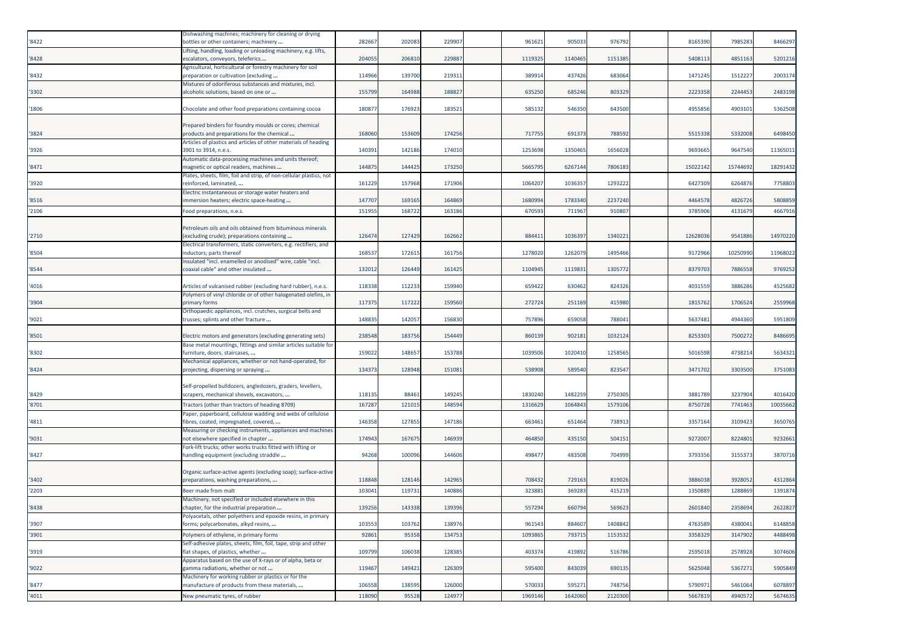| | | | | | | | | | | | | | |
|---|---|---|---|---|---|---|---|---|---|---|---|---|---|
| '8422 | Dishwashing machines; machinery for cleaning or drying bottles or other containers; machinery ... | 282667 | 202083 | 229907 | | 961621 | 905033 | 976792 | | 8165390 | 7985283 | 8466297 |
| '8428 | Lifting, handling, loading or unloading machinery, e.g. lifts, escalators, conveyors, teleferics ... | 204055 | 206810 | 229887 | | 1119325 | 1140465 | 1151385 | | 5408113 | 4851163 | 5201216 |
| '8432 | Agricultural, horticultural or forestry machinery for soil preparation or cultivation (excluding ... | 114966 | 139700 | 219311 | | 389914 | 437426 | 683064 | | 1471245 | 1512227 | 2003174 |
| '3302 | Mixtures of odoriferous substances and mixtures, incl. alcoholic solutions, based on one or ... | 155799 | 164988 | 188827 | | 635250 | 685246 | 803329 | | 2223358 | 2244453 | 2483198 |
| '1806 | Chocolate and other food preparations containing cocoa | 180877 | 176923 | 183521 | | 585132 | 546350 | 643500 | | 4955856 | 4903101 | 5362508 |
| '3824 | Prepared binders for foundry moulds or cores; chemical products and preparations for the chemical ... | 168060 | 153609 | 174256 | | 717755 | 691373 | 788592 | | 5515338 | 5332008 | 6498450 |
| '3926 | Articles of plastics and articles of other materials of heading 3901 to 3914, n.e.s. | 140391 | 142186 | 174010 | | 1253698 | 1350465 | 1656028 | | 9693665 | 9647540 | 11365011 |
| '8471 | Automatic data-processing machines and units thereof; magnetic or optical readers, machines ... | 144875 | 144425 | 173250 | | 5665795 | 6267144 | 7806183 | | 15022142 | 15744692 | 18291432 |
| '3920 | Plates, sheets, film, foil and strip, of non-cellular plastics, not reinforced, laminated, ... | 161229 | 157968 | 171906 | | 1064207 | 1036357 | 1293222 | | 6427309 | 6264876 | 7758803 |
| '8516 | Electric instantaneous or storage water heaters and immersion heaters; electric space-heating ... | 147707 | 169165 | 164869 | | 1680994 | 1783340 | 2237240 | | 4464578 | 4826726 | 5808859 |
| '2106 | Food preparations, n.e.s. | 151955 | 168722 | 163186 | | 670593 | 711967 | 910807 | | 3785906 | 4131679 | 4667916 |
| '2710 | Petroleum oils and oils obtained from bituminous minerals (excluding crude); preparations containing ... | 126474 | 127429 | 162662 | | 884411 | 1036397 | 1340221 | | 12628036 | 9541886 | 14970220 |
| '8504 | Electrical transformers, static converters, e.g. rectifiers, and inductors; parts thereof | 168537 | 172615 | 161756 | | 1278020 | 1262079 | 1495466 | | 9172966 | 10250990 | 11968022 |
| '8544 | Insulated "incl. enamelled or anodised" wire, cable "incl. coaxial cable" and other insulated ... | 132012 | 126449 | 161425 | | 1104945 | 1119831 | 1305772 | | 8379703 | 7886558 | 9769252 |
| '4016 | Articles of vulcanised rubber (excluding hard rubber), n.e.s. | 118338 | 112233 | 159940 | | 659422 | 630462 | 824326 | | 4031559 | 3886286 | 4525682 |
| '3904 | Polymers of vinyl chloride or of other halogenated olefins, in primary forms | 117375 | 117222 | 159560 | | 272724 | 251169 | 415980 | | 1815762 | 1706524 | 2559968 |
| '9021 | Orthopaedic appliances, incl. crutches, surgical belts and trusses; splints and other fracture ... | 148835 | 142057 | 156830 | | 757896 | 659058 | 788041 | | 5637481 | 4944360 | 5951809 |
| '8501 | Electric motors and generators (excluding generating sets) | 238548 | 183756 | 154449 | | 860139 | 902181 | 1032124 | | 8253303 | 7500272 | 8486695 |
| '8302 | Base metal mountings, fittings and similar articles suitable for furniture, doors, staircases, ... | 159022 | 148657 | 153788 | | 1039506 | 1020410 | 1258565 | | 5016598 | 4738214 | 5634321 |
| '8424 | Mechanical appliances, whether or not hand-operated, for projecting, dispersing or spraying ... | 134373 | 128948 | 151081 | | 538908 | 589540 | 823547 | | 3471702 | 3303500 | 3751083 |
| '8429 | Self-propelled bulldozers, angledozers, graders, levellers, scrapers, mechanical shovels, excavators, ... | 118135 | 88461 | 149245 | | 1830240 | 1482259 | 2750305 | | 3881789 | 3237904 | 4016420 |
| '8701 | Tractors (other than tractors of heading 8709) | 167287 | 121015 | 148594 | | 1316629 | 1064843 | 1579106 | | 8750728 | 7741463 | 10035662 |
| '4811 | Paper, paperboard, cellulose wadding and webs of cellulose fibres, coated, impregnated, covered, ... | 146358 | 127855 | 147186 | | 663461 | 651464 | 738913 | | 3357164 | 3109423 | 3650765 |
| '9031 | Measuring or checking instruments, appliances and machines not elsewhere specified in chapter ... | 174943 | 167675 | 146939 | | 464850 | 435150 | 504151 | | 9272007 | 8224801 | 9232661 |
| '8427 | Fork-lift trucks; other works trucks fitted with lifting or handling equipment (excluding straddle ... | 94268 | 100096 | 144606 | | 498477 | 483508 | 704999 | | 3793356 | 3155373 | 3870716 |
| '3402 | Organic surface-active agents (excluding soap); surface-active preparations, washing preparations, ... | 118848 | 128146 | 142965 | | 708432 | 729163 | 819026 | | 3886038 | 3928052 | 4312864 |
| '2203 | Beer made from malt | 103041 | 119731 | 140886 | | 323881 | 369283 | 415219 | | 1350889 | 1288869 | 1391874 |
| '8438 | Machinery, not specified or included elsewhere in this chapter, for the industrial preparation ... | 139256 | 143338 | 139396 | | 557294 | 660794 | 569623 | | 2601840 | 2358694 | 2622827 |
| '3907 | Polyacetals, other polyethers and epoxide resins, in primary forms; polycarbonates, alkyd resins, ... | 103553 | 103762 | 138976 | | 961543 | 884607 | 1408842 | | 4763589 | 4380041 | 6148858 |
| '3901 | Polymers of ethylene, in primary forms | 92861 | 95358 | 134753 | | 1093865 | 793715 | 1153532 | | 3358329 | 3147902 | 4488498 |
| '3919 | Self-adhesive plates, sheets, film, foil, tape, strip and other flat shapes, of plastics, whether ... | 109799 | 106038 | 128385 | | 403374 | 419892 | 516786 | | 2595018 | 2578928 | 3074606 |
| '9022 | Apparatus based on the use of X-rays or of alpha, beta or gamma radiations, whether or not ... | 119467 | 149421 | 126309 | | 595400 | 843039 | 690135 | | 5625048 | 5367271 | 5905849 |
| '8477 | Machinery for working rubber or plastics or for the manufacture of products from these materials, ... | 106558 | 138595 | 126000 | | 570033 | 595271 | 748756 | | 5790971 | 5461064 | 6078897 |
| '4011 | New pneumatic tyres, of rubber | 118090 | 95528 | 124977 | | 1969146 | 1642060 | 2120300 | | 5667819 | 4940572 | 5674635 |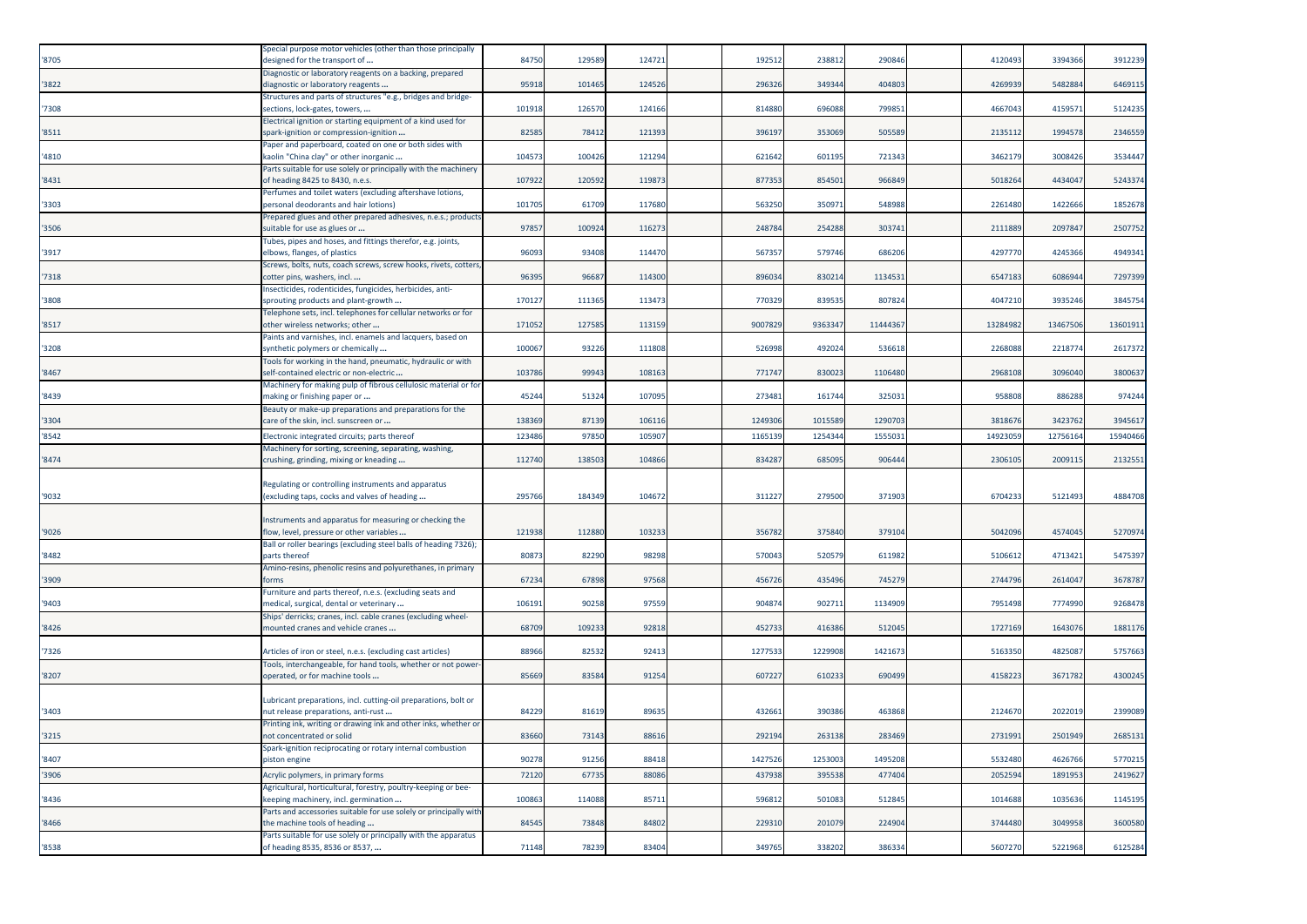| | | | | | | | | | | | | |
|---|---|---|---|---|---|---|---|---|---|---|---|---|
| '8705 | Special purpose motor vehicles (other than those principally designed for the transport of ... | 84750 | 129589 | 124721 | | 192512 | 238812 | 290846 | | 4120493 | 3394366 | 3912239 |
| '3822 | Diagnostic or laboratory reagents on a backing, prepared diagnostic or laboratory reagents ... | 95918 | 101465 | 124526 | | 296326 | 349344 | 404803 | | 4269939 | 5482884 | 6469115 |
| '7308 | Structures and parts of structures "e.g., bridges and bridge-sections, lock-gates, towers, ... | 101918 | 126570 | 124166 | | 814880 | 696088 | 799851 | | 4667043 | 4159571 | 5124235 |
| '8511 | Electrical ignition or starting equipment of a kind used for spark-ignition or compression-ignition ... | 82585 | 78412 | 121393 | | 396197 | 353069 | 505589 | | 2135112 | 1994578 | 2346559 |
| '4810 | Paper and paperboard, coated on one or both sides with kaolin "China clay" or other inorganic ... | 104573 | 100426 | 121294 | | 621642 | 601195 | 721343 | | 3462179 | 3008426 | 3534447 |
| '8431 | Parts suitable for use solely or principally with the machinery of heading 8425 to 8430, n.e.s. | 107922 | 120592 | 119873 | | 877353 | 854501 | 966849 | | 5018264 | 4434047 | 5243374 |
| '3303 | Perfumes and toilet waters (excluding aftershave lotions, personal deodorants and hair lotions) | 101705 | 61709 | 117680 | | 563250 | 350971 | 548988 | | 2261480 | 1422666 | 1852678 |
| '3506 | Prepared glues and other prepared adhesives, n.e.s.; products suitable for use as glues or ... | 97857 | 100924 | 116273 | | 248784 | 254288 | 303741 | | 2111889 | 2097847 | 2507752 |
| '3917 | Tubes, pipes and hoses, and fittings therefor, e.g. joints, elbows, flanges, of plastics | 96093 | 93408 | 114470 | | 567357 | 579746 | 686206 | | 4297770 | 4245366 | 4949341 |
| '7318 | Screws, bolts, nuts, coach screws, screw hooks, rivets, cotters, cotter pins, washers, incl. ... | 96395 | 96687 | 114300 | | 896034 | 830214 | 1134531 | | 6547183 | 6086944 | 7297399 |
| '3808 | Insecticides, rodenticides, fungicides, herbicides, anti-sprouting products and plant-growth ... | 170127 | 111365 | 113473 | | 770329 | 839535 | 807824 | | 4047210 | 3935246 | 3845754 |
| '8517 | Telephone sets, incl. telephones for cellular networks or for other wireless networks; other ... | 171052 | 127585 | 113159 | | 9007829 | 9363347 | 11444367 | | 13284982 | 13467506 | 13601911 |
| '3208 | Paints and varnishes, incl. enamels and lacquers, based on synthetic polymers or chemically ... | 100067 | 93226 | 111808 | | 526998 | 492024 | 536618 | | 2268088 | 2218774 | 2617372 |
| '8467 | Tools for working in the hand, pneumatic, hydraulic or with self-contained electric or non-electric ... | 103786 | 99943 | 108163 | | 771747 | 830023 | 1106480 | | 2968108 | 3096040 | 3800637 |
| '8439 | Machinery for making pulp of fibrous cellulosic material or for making or finishing paper or ... | 45244 | 51324 | 107095 | | 273481 | 161744 | 325031 | | 958808 | 886288 | 974244 |
| '3304 | Beauty or make-up preparations and preparations for the care of the skin, incl. sunscreen or ... | 138369 | 87139 | 106116 | | 1249306 | 1015589 | 1290703 | | 3818676 | 3423762 | 3945617 |
| '8542 | Electronic integrated circuits; parts thereof | 123486 | 97850 | 105907 | | 1165139 | 1254344 | 1555031 | | 14923059 | 12756164 | 15940466 |
| '8474 | Machinery for sorting, screening, separating, washing, crushing, grinding, mixing or kneading ... | 112740 | 138503 | 104866 | | 834287 | 685095 | 906444 | | 2306105 | 2009115 | 2132551 |
| '9032 | Regulating or controlling instruments and apparatus (excluding taps, cocks and valves of heading ... | 295766 | 184349 | 104672 | | 311227 | 279500 | 371903 | | 6704233 | 5121493 | 4884708 |
| '9026 | Instruments and apparatus for measuring or checking the flow, level, pressure or other variables ... | 121938 | 112880 | 103233 | | 356782 | 375840 | 379104 | | 5042096 | 4574045 | 5270974 |
| '8482 | Ball or roller bearings (excluding steel balls of heading 7326); parts thereof | 80873 | 82290 | 98298 | | 570043 | 520579 | 611982 | | 5106612 | 4713421 | 5475397 |
| '3909 | Amino-resins, phenolic resins and polyurethanes, in primary forms | 67234 | 67898 | 97568 | | 456726 | 435496 | 745279 | | 2744796 | 2614047 | 3678787 |
| '9403 | Furniture and parts thereof, n.e.s. (excluding seats and medical, surgical, dental or veterinary ... | 106191 | 90258 | 97559 | | 904874 | 902711 | 1134909 | | 7951498 | 7774990 | 9268478 |
| '8426 | Ships' derricks; cranes, incl. cable cranes (excluding wheel-mounted cranes and vehicle cranes ... | 68709 | 109233 | 92818 | | 452733 | 416386 | 512045 | | 1727169 | 1643076 | 1881176 |
| '7326 | Articles of iron or steel, n.e.s. (excluding cast articles) | 88966 | 82532 | 92413 | | 1277533 | 1229908 | 1421673 | | 5163350 | 4825087 | 5757663 |
| '8207 | Tools, interchangeable, for hand tools, whether or not power-operated, or for machine tools ... | 85669 | 83584 | 91254 | | 607227 | 610233 | 690499 | | 4158223 | 3671782 | 4300245 |
| '3403 | Lubricant preparations, incl. cutting-oil preparations, bolt or nut release preparations, anti-rust ... | 84229 | 81619 | 89635 | | 432661 | 390386 | 463868 | | 2124670 | 2022019 | 2399089 |
| '3215 | Printing ink, writing or drawing ink and other inks, whether or not concentrated or solid | 83660 | 73143 | 88616 | | 292194 | 263138 | 283469 | | 2731991 | 2501949 | 2685131 |
| '8407 | Spark-ignition reciprocating or rotary internal combustion piston engine | 90278 | 91256 | 88418 | | 1427526 | 1253003 | 1495208 | | 5532480 | 4626766 | 5770215 |
| '3906 | Acrylic polymers, in primary forms | 72120 | 67735 | 88086 | | 437938 | 395538 | 477404 | | 2052594 | 1891953 | 2419627 |
| '8436 | Agricultural, horticultural, forestry, poultry-keeping or bee-keeping machinery, incl. germination ... | 100863 | 114088 | 85711 | | 596812 | 501083 | 512845 | | 1014688 | 1035636 | 1145195 |
| '8466 | Parts and accessories suitable for use solely or principally with the machine tools of heading ... | 84545 | 73848 | 84802 | | 229310 | 201079 | 224904 | | 3744480 | 3049958 | 3600580 |
| '8538 | Parts suitable for use solely or principally with the apparatus of heading 8535, 8536 or 8537, ... | 71148 | 78239 | 83404 | | 349765 | 338202 | 386334 | | 5607270 | 5221968 | 6125284 |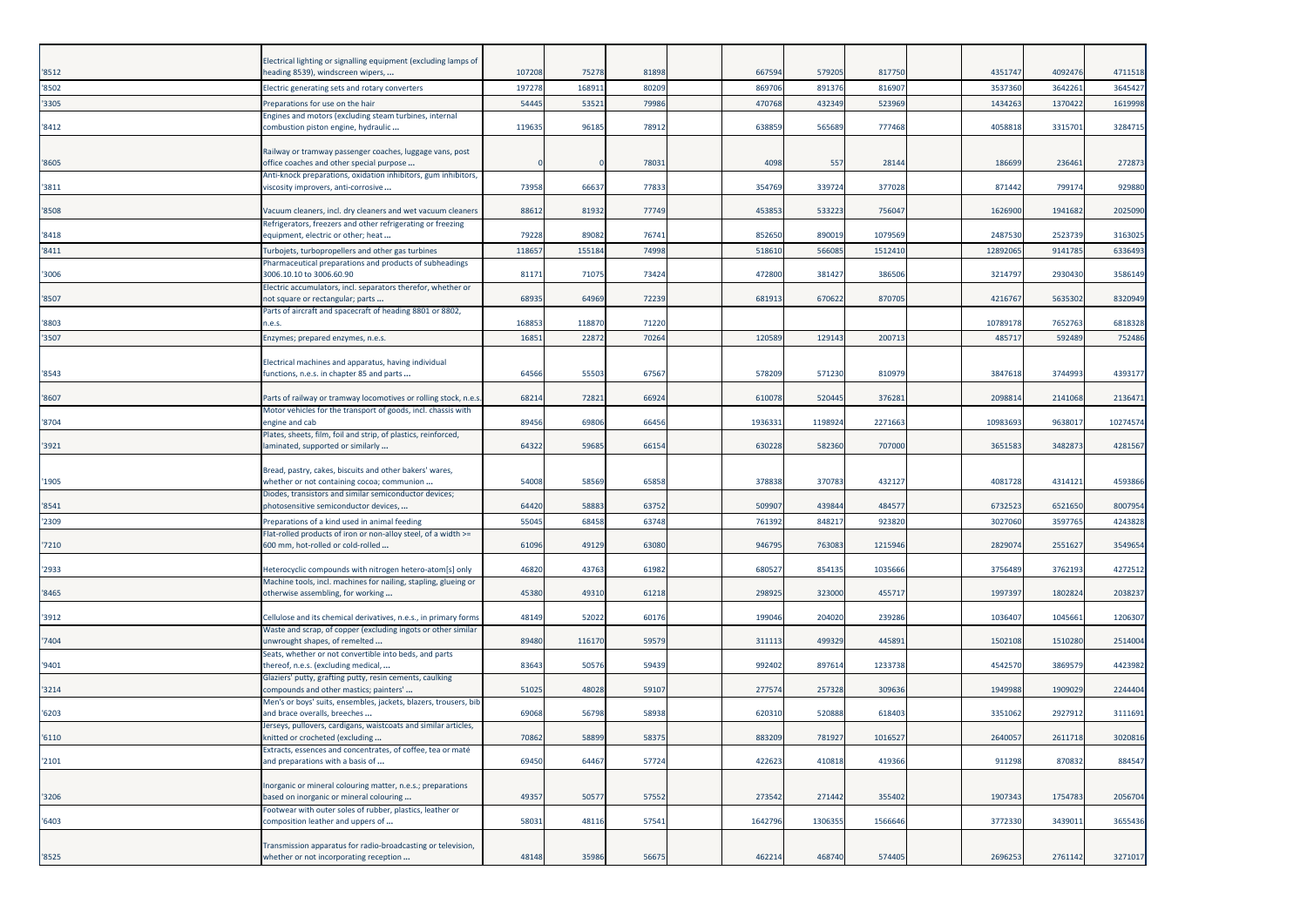| | | | | | | | | | | | | | |
|---|---|---|---|---|---|---|---|---|---|---|---|---|---|
| '8512 | Electrical lighting or signalling equipment (excluding lamps of heading 8539), windscreen wipers, ... | 107208 | 75278 | 81898 | | 667594 | 579205 | 817750 | | 4351747 | 4092476 | 4711518 |
| '8502 | Electric generating sets and rotary converters | 197278 | 168911 | 80209 | | 869706 | 891376 | 816907 | | 3537360 | 3642261 | 3645427 |
| '3305 | Preparations for use on the hair | 54445 | 53521 | 79986 | | 470768 | 432349 | 523969 | | 1434263 | 1370422 | 1619998 |
| '8412 | Engines and motors (excluding steam turbines, internal combustion piston engine, hydraulic ... | 119635 | 96185 | 78912 | | 638859 | 565689 | 777468 | | 4058818 | 3315701 | 3284715 |
| '8605 | Railway or tramway passenger coaches, luggage vans, post office coaches and other special purpose ... | 0 | 0 | 78031 | | 4098 | 557 | 28144 | | 186699 | 236461 | 272873 |
| '3811 | Anti-knock preparations, oxidation inhibitors, gum inhibitors, viscosity improvers, anti-corrosive ... | 73958 | 66637 | 77833 | | 354769 | 339724 | 377028 | | 871442 | 799174 | 929880 |
| '8508 | Vacuum cleaners, incl. dry cleaners and wet vacuum cleaners | 88612 | 81932 | 77749 | | 453853 | 533223 | 756047 | | 1626900 | 1941682 | 2025090 |
| '8418 | Refrigerators, freezers and other refrigerating or freezing equipment, electric or other; heat ... | 79228 | 89082 | 76741 | | 852650 | 890019 | 1079569 | | 2487530 | 2523739 | 3163025 |
| '8411 | Turbojets, turbopropellers and other gas turbines | 118657 | 155184 | 74998 | | 518610 | 566085 | 1512410 | | 12892065 | 9141785 | 6336493 |
| '3006 | Pharmaceutical preparations and products of subheadings 3006.10.10 to 3006.60.90 | 81171 | 71075 | 73424 | | 472800 | 381427 | 386506 | | 3214797 | 2930430 | 3586149 |
| '8507 | Electric accumulators, incl. separators therefor, whether or not square or rectangular; parts ... | 68935 | 64969 | 72239 | | 681913 | 670622 | 870705 | | 4216767 | 5635302 | 8320949 |
| '8803 | Parts of aircraft and spacecraft of heading 8801 or 8802, n.e.s. | 168853 | 118870 | 71220 | | | | | | 10789178 | 7652763 | 6818328 |
| '3507 | Enzymes; prepared enzymes, n.e.s. | 16851 | 22872 | 70264 | | 120589 | 129143 | 200713 | | 485717 | 592489 | 752486 |
| '8543 | Electrical machines and apparatus, having individual functions, n.e.s. in chapter 85 and parts ... | 64566 | 55503 | 67567 | | 578209 | 571230 | 810979 | | 3847618 | 3744993 | 4393177 |
| '8607 | Parts of railway or tramway locomotives or rolling stock, n.e.s. | 68214 | 72821 | 66924 | | 610078 | 520445 | 376281 | | 2098814 | 2141068 | 2136471 |
| '8704 | Motor vehicles for the transport of goods, incl. chassis with engine and cab | 89456 | 69806 | 66456 | | 1936331 | 1198924 | 2271663 | | 10983693 | 9638017 | 10274574 |
| '3921 | Plates, sheets, film, foil and strip, of plastics, reinforced, laminated, supported or similarly ... | 64322 | 59685 | 66154 | | 630228 | 582360 | 707000 | | 3651583 | 3482873 | 4281567 |
| '1905 | Bread, pastry, cakes, biscuits and other bakers' wares, whether or not containing cocoa; communion ... | 54008 | 58569 | 65858 | | 378838 | 370783 | 432127 | | 4081728 | 4314121 | 4593866 |
| '8541 | Diodes, transistors and similar semiconductor devices; photosensitive semiconductor devices, ... | 64420 | 58883 | 63752 | | 509907 | 439844 | 484577 | | 6732523 | 6521650 | 8007954 |
| '2309 | Preparations of a kind used in animal feeding | 55045 | 68458 | 63748 | | 761392 | 848217 | 923820 | | 3027060 | 3597765 | 4243828 |
| '7210 | Flat-rolled products of iron or non-alloy steel, of a width >= 600 mm, hot-rolled or cold-rolled ... | 61096 | 49129 | 63080 | | 946795 | 763083 | 1215946 | | 2829074 | 2551627 | 3549654 |
| '2933 | Heterocyclic compounds with nitrogen hetero-atom[s] only | 46820 | 43763 | 61982 | | 680527 | 854135 | 1035666 | | 3756489 | 3762193 | 4272512 |
| '8465 | Machine tools, incl. machines for nailing, stapling, glueing or otherwise assembling, for working ... | 45380 | 49310 | 61218 | | 298925 | 323000 | 455717 | | 1997397 | 1802824 | 2038237 |
| '3912 | Cellulose and its chemical derivatives, n.e.s., in primary forms | 48149 | 52022 | 60176 | | 199046 | 204020 | 239286 | | 1036407 | 1045661 | 1206307 |
| '7404 | Waste and scrap, of copper (excluding ingots or other similar unwrought shapes, of remelted ... | 89480 | 116170 | 59579 | | 311113 | 499329 | 445891 | | 1502108 | 1510280 | 2514004 |
| '9401 | Seats, whether or not convertible into beds, and parts thereof, n.e.s. (excluding medical, ... | 83643 | 50576 | 59439 | | 992402 | 897614 | 1233738 | | 4542570 | 3869579 | 4423982 |
| '3214 | Glaziers' putty, grafting putty, resin cements, caulking compounds and other mastics; painters' ... | 51025 | 48028 | 59107 | | 277574 | 257328 | 309636 | | 1949988 | 1909029 | 2244404 |
| '6203 | Men's or boys' suits, ensembles, jackets, blazers, trousers, bib and brace overalls, breeches ... | 69068 | 56798 | 58938 | | 620310 | 520888 | 618403 | | 3351062 | 2927912 | 3111691 |
| '6110 | Jerseys, pullovers, cardigans, waistcoats and similar articles, knitted or crocheted (excluding ... | 70862 | 58899 | 58375 | | 883209 | 781927 | 1016527 | | 2640057 | 2611718 | 3020816 |
| '2101 | Extracts, essences and concentrates, of coffee, tea or maté and preparations with a basis of ... | 69450 | 64467 | 57724 | | 422623 | 410818 | 419366 | | 911298 | 870832 | 884547 |
| '3206 | Inorganic or mineral colouring matter, n.e.s.; preparations based on inorganic or mineral colouring ... | 49357 | 50577 | 57552 | | 273542 | 271442 | 355402 | | 1907343 | 1754783 | 2056704 |
| '6403 | Footwear with outer soles of rubber, plastics, leather or composition leather and uppers of ... | 58031 | 48116 | 57541 | | 1642796 | 1306355 | 1566646 | | 3772330 | 3439011 | 3655436 |
| '8525 | Transmission apparatus for radio-broadcasting or television, whether or not incorporating reception ... | 48148 | 35986 | 56675 | | 462214 | 468740 | 574405 | | 2696253 | 2761142 | 3271017 |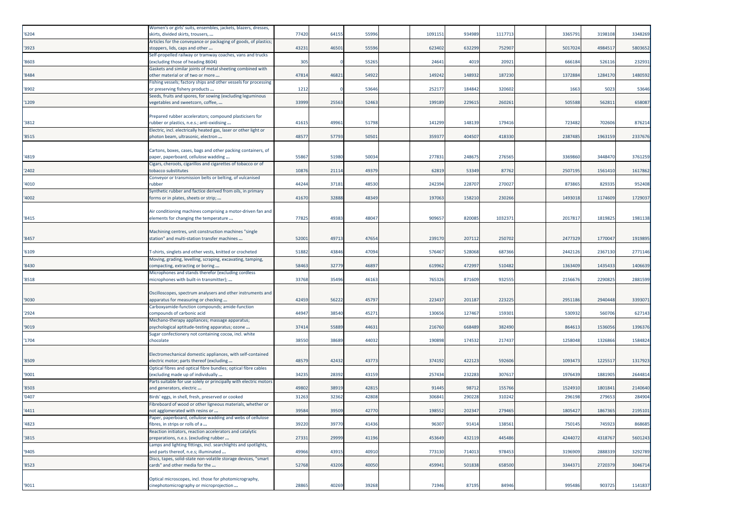| | | | | | | | | | | | | |
|---|---|---|---|---|---|---|---|---|---|---|---|---|
| '6204 | Women's or girls' suits, ensembles, jackets, blazers, dresses, skirts, divided skirts, trousers, ... | 77420 | 64155 | 55996 | | 1091151 | 934989 | 1117713 | | 3365791 | 3198108 | 3348269 |
| '3923 | Articles for the conveyance or packaging of goods, of plastics; stoppers, lids, caps and other ... | 43231 | 46501 | 55596 | | 623402 | 632299 | 752907 | | 5017024 | 4984517 | 5803652 |
| '8603 | Self-propelled railway or tramway coaches, vans and trucks (excluding those of heading 8604) | 305 | 0 | 55265 | | 24641 | 4019 | 20921 | | 666184 | 526116 | 232931 |
| '8484 | Gaskets and similar joints of metal sheeting combined with other material or of two or more ... | 47814 | 46821 | 54922 | | 149242 | 148932 | 187230 | | 1372884 | 1284170 | 1480592 |
| '8902 | Fishing vessels; factory ships and other vessels for processing or preserving fishery products ... | 1212 | 0 | 53646 | | 252177 | 184842 | 320602 | | 1663 | 5023 | 53646 |
| '1209 | Seeds, fruits and spores, for sowing (excluding leguminous vegetables and sweetcorn, coffee, ... | 33999 | 25563 | 52463 | | 199189 | 229615 | 260261 | | 505588 | 562811 | 658087 |
| '3812 | Prepared rubber accelerators; compound plasticisers for rubber or plastics, n.e.s.; anti-oxidising ... | 41615 | 49961 | 51798 | | 141299 | 148139 | 179416 | | 723482 | 702606 | 876214 |
| '8515 | Electric, incl. electrically heated gas, laser or other light or photon beam, ultrasonic, electron ... | 48577 | 57793 | 50501 | | 359377 | 404507 | 418330 | | 2387485 | 1963159 | 2337676 |
| '4819 | Cartons, boxes, cases, bags and other packing containers, of paper, paperboard, cellulose wadding ... | 55867 | 51980 | 50034 | | 277831 | 248675 | 276565 | | 3369860 | 3448470 | 3761259 |
| '2402 | Cigars, cheroots, cigarillos and cigarettes of tobacco or of tobacco substitutes | 10876 | 21114 | 49379 | | 62819 | 53349 | 87762 | | 2507195 | 1561410 | 1617862 |
| '4010 | Conveyor or transmission belts or belting, of vulcanised rubber | 44244 | 37181 | 48530 | | 242394 | 228707 | 270027 | | 873865 | 829335 | 952408 |
| '4002 | Synthetic rubber and factice derived from oils, in primary forms or in plates, sheets or strip; ... | 41670 | 32888 | 48349 | | 197063 | 158210 | 230266 | | 1493018 | 1174609 | 1729037 |
| '8415 | Air conditioning machines comprising a motor-driven fan and elements for changing the temperature ... | 77825 | 49383 | 48047 | | 909657 | 820085 | 1032371 | | 2017817 | 1819825 | 1981138 |
| '8457 | Machining centres, unit construction machines "single station" and multi-station transfer machines ... | 52001 | 49713 | 47654 | | 239170 | 207112 | 250702 | | 2477329 | 1770047 | 1919895 |
| '6109 | T-shirts, singlets and other vests, knitted or crocheted | 51882 | 43846 | 47094 | | 576467 | 528068 | 687366 | | 2442126 | 2367130 | 2771146 |
| '8430 | Moving, grading, levelling, scraping, excavating, tamping, compacting, extracting or boring ... | 58463 | 32779 | 46897 | | 619962 | 472997 | 510482 | | 1363409 | 1435433 | 1406639 |
| '8518 | Microphones and stands therefor (excluding cordless microphones with built-in transmitter); ... | 33768 | 35496 | 46163 | | 765326 | 871609 | 932555 | | 2156676 | 2290825 | 2881599 |
| '9030 | Oscilloscopes, spectrum analysers and other instruments and apparatus for measuring or checking ... | 42459 | 56222 | 45797 | | 223437 | 201187 | 223225 | | 2951186 | 2940448 | 3393071 |
| '2924 | Carboxyamide-function compounds; amide-function compounds of carbonic acid | 44947 | 38540 | 45271 | | 130656 | 127467 | 159301 | | 530932 | 560706 | 627143 |
| '9019 | Mechano-therapy appliances; massage apparatus; psychological aptitude-testing apparatus; ozone ... | 37414 | 55889 | 44631 | | 216760 | 668489 | 382490 | | 864613 | 1536056 | 1396376 |
| '1704 | Sugar confectionery not containing cocoa, incl. white chocolate | 38550 | 38689 | 44032 | | 190898 | 174532 | 217437 | | 1258048 | 1326866 | 1584824 |
| '8509 | Electromechanical domestic appliances, with self-contained electric motor; parts thereof (excluding ... | 48579 | 42432 | 43773 | | 374192 | 422123 | 592606 | | 1093473 | 1225517 | 1317923 |
| '9001 | Optical fibres and optical fibre bundles; optical fibre cables (excluding made up of individually ... | 34235 | 28392 | 43159 | | 257434 | 232283 | 307617 | | 1976439 | 1881905 | 2644814 |
| '8503 | Parts suitable for use solely or principally with electric motors and generators, electric ... | 49802 | 38919 | 42815 | | 91445 | 98712 | 155766 | | 1524910 | 1801841 | 2140640 |
| '0407 | Birds' eggs, in shell, fresh, preserved or cooked | 31263 | 32362 | 42808 | | 306841 | 290228 | 310242 | | 296198 | 279653 | 284904 |
| '4411 | Fibreboard of wood or other ligneous materials, whether or not agglomerated with resins or ... | 39584 | 39509 | 42770 | | 198552 | 202347 | 279465 | | 1805427 | 1867365 | 2195101 |
| '4823 | Paper, paperboard, cellulose wadding and webs of cellulose fibres, in strips or rolls of a ... | 39220 | 39770 | 41436 | | 96307 | 91414 | 138561 | | 750145 | 745923 | 868685 |
| '3815 | Reaction initiators, reaction accelerators and catalytic preparations, n.e.s. (excluding rubber ... | 27331 | 29999 | 41196 | | 453649 | 432119 | 445486 | | 4244072 | 4318767 | 5601243 |
| '9405 | Lamps and lighting fittings, incl. searchlights and spotlights, and parts thereof, n.e.s; illuminated ... | 49966 | 43915 | 40910 | | 773130 | 714013 | 978453 | | 3196909 | 2888339 | 3292789 |
| '8523 | Discs, tapes, solid-state non-volatile storage devices, "smart cards" and other media for the ... | 52768 | 43206 | 40050 | | 459941 | 501838 | 658500 | | 3344371 | 2720379 | 3046714 |
| '9011 | Optical microscopes, incl. those for photomicrography, cinephotomicrography or microprojection ... | 28865 | 40269 | 39268 | | 71946 | 87195 | 84946 | | 995486 | 903725 | 1141837 |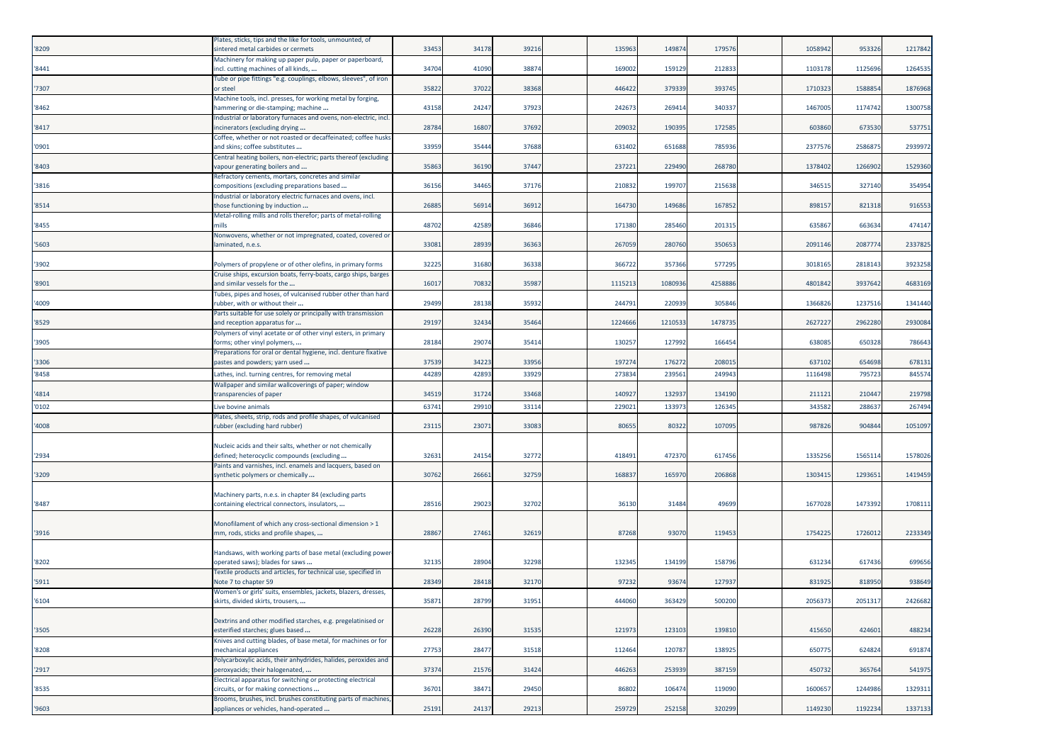| | | | | | | | | | | | | |
|---|---|---|---|---|---|---|---|---|---|---|---|---|
| '8209 | Plates, sticks, tips and the like for tools, unmounted, of sintered metal carbides or cermets | 33453 | 34178 | 39216 | | 135963 | 149874 | 179576 | | 1058942 | 953326 | 1217842 |
| '8441 | Machinery for making up paper pulp, paper or paperboard, incl. cutting machines of all kinds, ... | 34704 | 41090 | 38874 | | 169002 | 159129 | 212833 | | 1103178 | 1125696 | 1264535 |
| '7307 | Tube or pipe fittings "e.g. couplings, elbows, sleeves", of iron or steel | 35822 | 37022 | 38368 | | 446422 | 379339 | 393745 | | 1710323 | 1588854 | 1876968 |
| '8462 | Machine tools, incl. presses, for working metal by forging, hammering or die-stamping; machine ... | 43158 | 24247 | 37923 | | 242673 | 269414 | 340337 | | 1467005 | 1174742 | 1300758 |
| '8417 | Industrial or laboratory furnaces and ovens, non-electric, incl. incinerators (excluding drying ... | 28784 | 16807 | 37692 | | 209032 | 190395 | 172585 | | 603860 | 673530 | 537751 |
| '0901 | Coffee, whether or not roasted or decaffeinated; coffee husks and skins; coffee substitutes ... | 33959 | 35444 | 37688 | | 631402 | 651688 | 785936 | | 2377576 | 2586875 | 2939972 |
| '8403 | Central heating boilers, non-electric; parts thereof (excluding vapour generating boilers and ... | 35863 | 36190 | 37447 | | 237221 | 229490 | 268780 | | 1378402 | 1266902 | 1529360 |
| '3816 | Refractory cements, mortars, concretes and similar compositions (excluding preparations based ... | 36156 | 34465 | 37176 | | 210832 | 199707 | 215638 | | 346515 | 327140 | 354954 |
| '8514 | Industrial or laboratory electric furnaces and ovens, incl. those functioning by induction ... | 26885 | 56914 | 36912 | | 164730 | 149686 | 167852 | | 898157 | 821318 | 916553 |
| '8455 | Metal-rolling mills and rolls therefor; parts of metal-rolling mills | 48702 | 42589 | 36846 | | 171380 | 285460 | 201315 | | 635867 | 663634 | 474147 |
| '5603 | Nonwovens, whether or not impregnated, coated, covered or laminated, n.e.s. | 33081 | 28939 | 36363 | | 267059 | 280760 | 350653 | | 2091146 | 2087774 | 2337825 |
| '3902 | Polymers of propylene or of other olefins, in primary forms | 32225 | 31680 | 36338 | | 366722 | 357366 | 577295 | | 3018165 | 2818143 | 3923258 |
| '8901 | Cruise ships, excursion boats, ferry-boats, cargo ships, barges and similar vessels for the ... | 16017 | 70832 | 35987 | | 1115213 | 1080936 | 4258886 | | 4801842 | 3937642 | 4683169 |
| '4009 | Tubes, pipes and hoses, of vulcanised rubber other than hard rubber, with or without their ... | 29499 | 28138 | 35932 | | 244791 | 220939 | 305846 | | 1366826 | 1237516 | 1341440 |
| '8529 | Parts suitable for use solely or principally with transmission and reception apparatus for ... | 29197 | 32434 | 35464 | | 1224666 | 1210533 | 1478735 | | 2627227 | 2962280 | 2930084 |
| '3905 | Polymers of vinyl acetate or of other vinyl esters, in primary forms; other vinyl polymers, ... | 28184 | 29074 | 35414 | | 130257 | 127992 | 166454 | | 638085 | 650328 | 786643 |
| '3306 | Preparations for oral or dental hygiene, incl. denture fixative pastes and powders; yarn used ... | 37539 | 34223 | 33956 | | 197274 | 176272 | 208015 | | 637102 | 654698 | 678131 |
| '8458 | Lathes, incl. turning centres, for removing metal | 44289 | 42893 | 33929 | | 273834 | 239561 | 249943 | | 1116498 | 795723 | 845574 |
| '4814 | Wallpaper and similar wallcoverings of paper; window transparencies of paper | 34519 | 31724 | 33468 | | 140927 | 132937 | 134190 | | 211121 | 210447 | 219798 |
| '0102 | Live bovine animals | 63741 | 29910 | 33114 | | 229021 | 133973 | 126345 | | 343582 | 288637 | 267494 |
| '4008 | Plates, sheets, strip, rods and profile shapes, of vulcanised rubber (excluding hard rubber) | 23115 | 23071 | 33083 | | 80655 | 80322 | 107095 | | 987826 | 904844 | 1051097 |
| '2934 | Nucleic acids and their salts, whether or not chemically defined; heterocyclic compounds (excluding ... | 32631 | 24154 | 32772 | | 418491 | 472370 | 617456 | | 1335256 | 1565114 | 1578026 |
| '3209 | Paints and varnishes, incl. enamels and lacquers, based on synthetic polymers or chemically ... | 30762 | 26661 | 32759 | | 168837 | 165970 | 206868 | | 1303415 | 1293651 | 1419459 |
| '8487 | Machinery parts, n.e.s. in chapter 84 (excluding parts containing electrical connectors, insulators, ... | 28516 | 29023 | 32702 | | 36130 | 31484 | 49699 | | 1677028 | 1473392 | 1708111 |
| '3916 | Monofilament of which any cross-sectional dimension > 1 mm, rods, sticks and profile shapes, ... | 28867 | 27461 | 32619 | | 87268 | 93070 | 119453 | | 1754225 | 1726012 | 2233349 |
| '8202 | Handsaws, with working parts of base metal (excluding power operated saws); blades for saws ... | 32135 | 28904 | 32298 | | 132345 | 134199 | 158796 | | 631234 | 617436 | 699656 |
| '5911 | Textile products and articles, for technical use, specified in Note 7 to chapter 59 | 28349 | 28418 | 32170 | | 97232 | 93674 | 127937 | | 831925 | 818950 | 938649 |
| '6104 | Women's or girls' suits, ensembles, jackets, blazers, dresses, skirts, divided skirts, trousers, ... | 35871 | 28799 | 31951 | | 444060 | 363429 | 500200 | | 2056373 | 2051317 | 2426682 |
| '3505 | Dextrins and other modified starches, e.g. pregelatinised or esterified starches; glues based ... | 26228 | 26390 | 31535 | | 121973 | 123103 | 139810 | | 415650 | 424601 | 488234 |
| '8208 | Knives and cutting blades, of base metal, for machines or for mechanical appliances | 27753 | 28477 | 31518 | | 112464 | 120787 | 138925 | | 650775 | 624824 | 691874 |
| '2917 | Polycarboxylic acids, their anhydrides, halides, peroxides and peroxyacids; their halogenated, ... | 37374 | 21576 | 31424 | | 446263 | 253939 | 387159 | | 450732 | 365764 | 541975 |
| '8535 | Electrical apparatus for switching or protecting electrical circuits, or for making connections ... | 36701 | 38471 | 29450 | | 86802 | 106474 | 119090 | | 1600657 | 1244986 | 1329311 |
| '9603 | Brooms, brushes, incl. brushes constituting parts of machines, appliances or vehicles, hand-operated ... | 25191 | 24137 | 29213 | | 259729 | 252158 | 320299 | | 1149230 | 1192234 | 1337133 |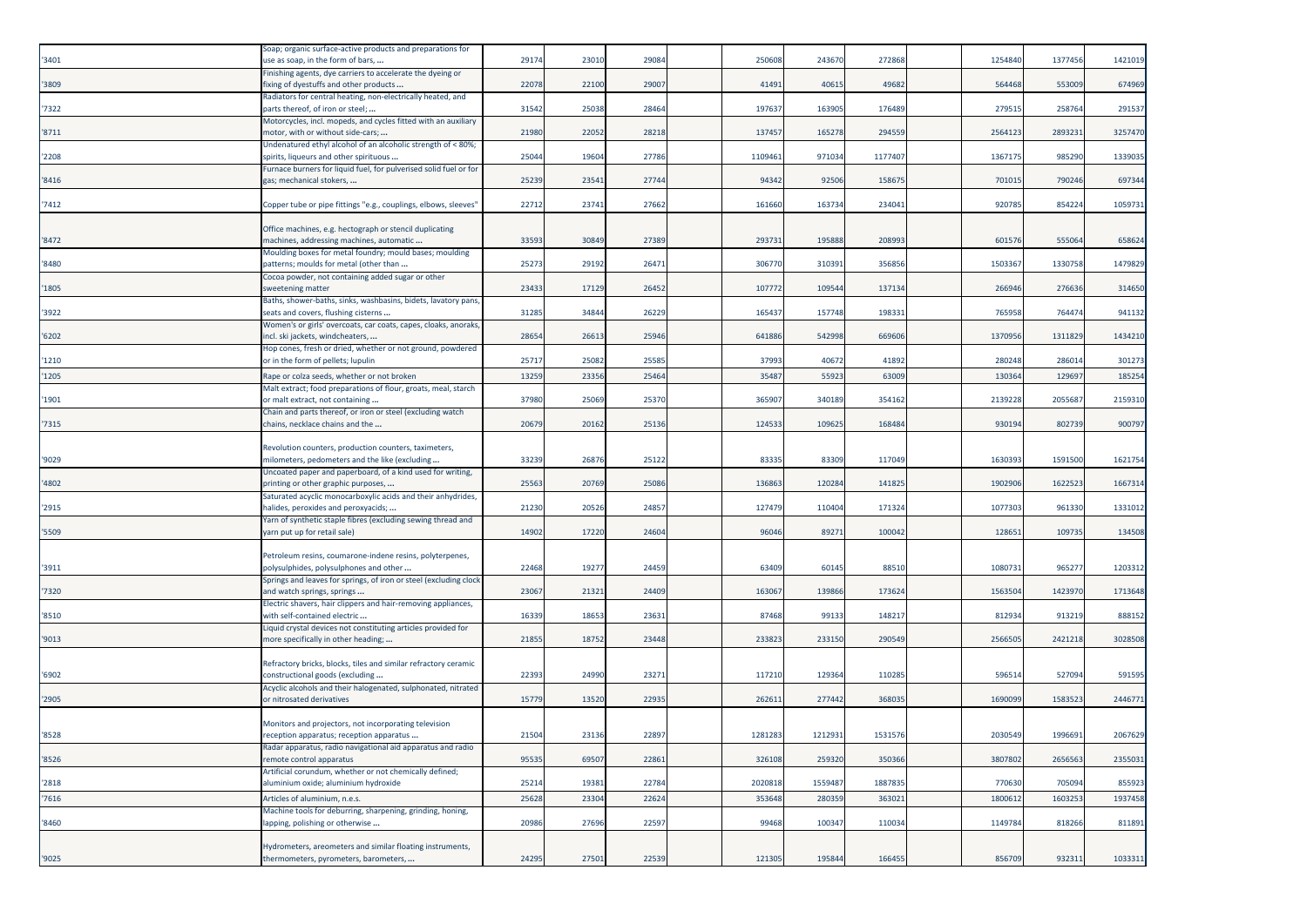| | | | | | | | | | | | | | |
|---|---|---|---|---|---|---|---|---|---|---|---|---|---|
| '3401 | Soap; organic surface-active products and preparations for use as soap, in the form of bars, ... | 29174 | 23010 | 29084 | | 250608 | 243670 | 272868 | | 1254840 | 1377456 | 1421019 |
| '3809 | Finishing agents, dye carriers to accelerate the dyeing or fixing of dyestuffs and other products ... | 22078 | 22100 | 29007 | | 41491 | 40615 | 49682 | | 564468 | 553009 | 674969 |
| '7322 | Radiators for central heating, non-electrically heated, and parts thereof, of iron or steel; ... | 31542 | 25038 | 28464 | | 197637 | 163905 | 176489 | | 279515 | 258764 | 291537 |
| '8711 | Motorcycles, incl. mopeds, and cycles fitted with an auxiliary motor, with or without side-cars; ... | 21980 | 22052 | 28218 | | 137457 | 165278 | 294559 | | 2564123 | 2893231 | 3257470 |
| '2208 | Undenatured ethyl alcohol of an alcoholic strength of < 80%; spirits, liqueurs and other spirituous ... | 25044 | 19604 | 27786 | | 1109461 | 971034 | 1177407 | | 1367175 | 985290 | 1339035 |
| '8416 | Furnace burners for liquid fuel, for pulverised solid fuel or for gas; mechanical stokers, ... | 25239 | 23541 | 27744 | | 94342 | 92506 | 158675 | | 701015 | 790246 | 697344 |
| '7412 | Copper tube or pipe fittings "e.g., couplings, elbows, sleeves" | 22712 | 23741 | 27662 | | 161660 | 163734 | 234041 | | 920785 | 854224 | 1059731 |
| '8472 | Office machines, e.g. hectograph or stencil duplicating machines, addressing machines, automatic ... | 33593 | 30849 | 27389 | | 293731 | 195888 | 208993 | | 601576 | 555064 | 658624 |
| '8480 | Moulding boxes for metal foundry; mould bases; moulding patterns; moulds for metal (other than ... | 25273 | 29192 | 26471 | | 306770 | 310391 | 356856 | | 1503367 | 1330758 | 1479829 |
| '1805 | Cocoa powder, not containing added sugar or other sweetening matter | 23433 | 17129 | 26452 | | 107772 | 109544 | 137134 | | 266946 | 276636 | 314650 |
| '3922 | Baths, shower-baths, sinks, washbasins, bidets, lavatory pans, seats and covers, flushing cisterns ... | 31285 | 34844 | 26229 | | 165437 | 157748 | 198331 | | 765958 | 764474 | 941132 |
| '6202 | Women's or girls' overcoats, car coats, capes, cloaks, anoraks, incl. ski jackets, windcheaters, ... | 28654 | 26613 | 25946 | | 641886 | 542998 | 669606 | | 1370956 | 1311829 | 1434210 |
| '1210 | Hop cones, fresh or dried, whether or not ground, powdered or in the form of pellets; lupulin | 25717 | 25082 | 25585 | | 37993 | 40672 | 41892 | | 280248 | 286014 | 301273 |
| '1205 | Rape or colza seeds, whether or not broken | 13259 | 23356 | 25464 | | 35487 | 55923 | 63009 | | 130364 | 129697 | 185254 |
| '1901 | Malt extract; food preparations of flour, groats, meal, starch or malt extract, not containing ... | 37980 | 25069 | 25370 | | 365907 | 340189 | 354162 | | 2139228 | 2055687 | 2159310 |
| '7315 | Chain and parts thereof, or iron or steel (excluding watch chains, necklace chains and the ... | 20679 | 20162 | 25136 | | 124533 | 109625 | 168484 | | 930194 | 802739 | 900797 |
| '9029 | Revolution counters, production counters, taximeters, milometers, pedometers and the like (excluding ... | 33239 | 26876 | 25122 | | 83335 | 83309 | 117049 | | 1630393 | 1591500 | 1621754 |
| '4802 | Uncoated paper and paperboard, of a kind used for writing, printing or other graphic purposes, ... | 25563 | 20769 | 25086 | | 136863 | 120284 | 141825 | | 1902906 | 1622523 | 1667314 |
| '2915 | Saturated acyclic monocarboxylic acids and their anhydrides, halides, peroxides and peroxyacids; ... | 21230 | 20526 | 24857 | | 127479 | 110404 | 171324 | | 1077303 | 961330 | 1331012 |
| '5509 | Yarn of synthetic staple fibres (excluding sewing thread and yarn put up for retail sale) | 14902 | 17220 | 24604 | | 96046 | 89271 | 100042 | | 128651 | 109735 | 134508 |
| '3911 | Petroleum resins, coumarone-indene resins, polyterpenes, polysulphides, polysulphones and other ... | 22468 | 19277 | 24459 | | 63409 | 60145 | 88510 | | 1080731 | 965277 | 1203312 |
| '7320 | Springs and leaves for springs, of iron or steel (excluding clock and watch springs, springs ... | 23067 | 21321 | 24409 | | 163067 | 139866 | 173624 | | 1563504 | 1423970 | 1713648 |
| '8510 | Electric shavers, hair clippers and hair-removing appliances, with self-contained electric ... | 16339 | 18653 | 23631 | | 87468 | 99133 | 148217 | | 812934 | 913219 | 888152 |
| '9013 | Liquid crystal devices not constituting articles provided for more specifically in other heading; ... | 21855 | 18752 | 23448 | | 233823 | 233150 | 290549 | | 2566505 | 2421218 | 3028508 |
| '6902 | Refractory bricks, blocks, tiles and similar refractory ceramic constructional goods (excluding ... | 22393 | 24990 | 23271 | | 117210 | 129364 | 110285 | | 596514 | 527094 | 591595 |
| '2905 | Acyclic alcohols and their halogenated, sulphonated, nitrated or nitrosated derivatives | 15779 | 13520 | 22935 | | 262611 | 277442 | 368035 | | 1690099 | 1583523 | 2446771 |
| '8528 | Monitors and projectors, not incorporating television reception apparatus; reception apparatus ... | 21504 | 23136 | 22897 | | 1281283 | 1212931 | 1531576 | | 2030549 | 1996691 | 2067629 |
| '8526 | Radar apparatus, radio navigational aid apparatus and radio remote control apparatus | 95535 | 69507 | 22861 | | 326108 | 259320 | 350366 | | 3807802 | 2656563 | 2355031 |
| '2818 | Artificial corundum, whether or not chemically defined; aluminium oxide; aluminium hydroxide | 25214 | 19381 | 22784 | | 2020818 | 1559487 | 1887835 | | 770630 | 705094 | 855923 |
| '7616 | Articles of aluminium, n.e.s. | 25628 | 23304 | 22624 | | 353648 | 280359 | 363021 | | 1800612 | 1603253 | 1937458 |
| '8460 | Machine tools for deburring, sharpening, grinding, honing, lapping, polishing or otherwise ... | 20986 | 27696 | 22597 | | 99468 | 100347 | 110034 | | 1149784 | 818266 | 811891 |
| '9025 | Hydrometers, areometers and similar floating instruments, thermometers, pyrometers, barometers, ... | 24295 | 27501 | 22539 | | 121305 | 195844 | 166455 | | 856709 | 932311 | 1033311 |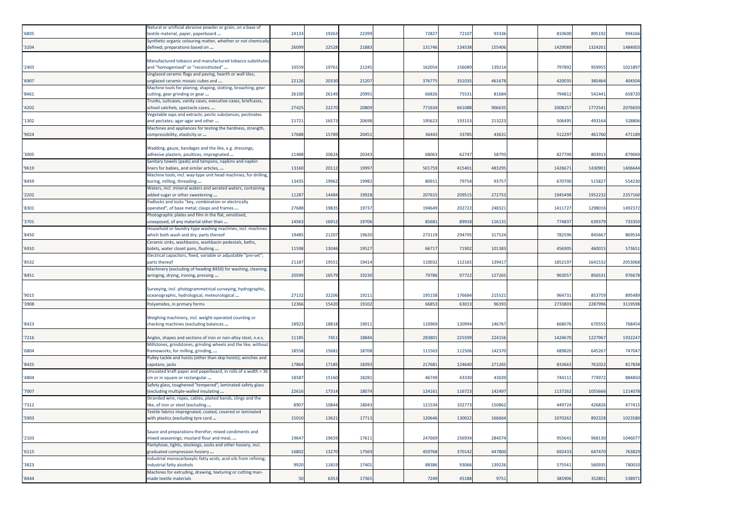| | | | | | | | | | | | | | |
|---|---|---|---|---|---|---|---|---|---|---|---|---|---|
| '6805 | Natural or artificial abrasive powder or grain, on a base of textile material, paper, paperboard ... | 24133 | 19263 | 22399 | | 72827 | 72107 | 93336 | | 810600 | 895192 | 994166 |
| '3204 | Synthetic organic colouring matter, whether or not chemically defined; preparations based on ... | 26099 | 22528 | 21883 | | 131746 | 134538 | 155406 | | 1429089 | 1324261 | 1484003 |
| '2403 | Manufactured tobacco and manufactured tobacco substitutes and "homogenised" or "reconstituted" ... | 10559 | 19761 | 21245 | | 162054 | 156089 | 139214 | | 797892 | 959955 | 1021897 |
| '6907 | Unglazed ceramic flags and paving, hearth or wall tiles; unglazed ceramic mosaic cubes and ... | 22126 | 20330 | 21207 | | 376775 | 351035 | 461678 | | 420035 | 385464 | 404504 |
| '8461 | Machine tools for planing, shaping, slotting, broaching, gear cutting, gear grinding or gear ... | 26100 | 26149 | 20991 | | 66826 | 75531 | 81684 | | 794812 | 541441 | 658720 |
| '4202 | Trunks, suitcases, vanity cases, executive-cases, briefcases, school satchels, spectacle cases, ... | 27425 | 22270 | 20809 | | 771634 | 661088 | 906635 | | 2008257 | 1772541 | 2076650 |
| '1302 | Vegetable saps and extracts; pectic substances, pectinates and pectates; agar-agar and other ... | 21721 | 16573 | 20698 | | 195623 | 193153 | 213223 | | 506495 | 493164 | 528806 |
| '9024 | Machines and appliances for testing the hardness, strength, compressibility, elasticity or ... | 17688 | 15789 | 20451 | | 36443 | 33785 | 43631 | | 512297 | 461760 | 471189 |
| '3005 | Wadding, gauze, bandages and the like, e.g. dressings, adhesive plasters, poultices, impregnated ... | 21488 | 20624 | 20343 | | 68063 | 62747 | 58793 | | 827700 | 803913 | 879069 |
| '9619 | Sanitary towels (pads) and tampons, napkins and napkin liners for babies, and similar articles, ... | 13160 | 20112 | 19997 | | 501759 | 415401 | 483295 | | 1426671 | 1430901 | 1406644 |
| '8459 | Machine tools, incl. way-type unit head machines, for drilling, boring, milling, threading ... | 13435 | 19962 | 19982 | | 80911 | 79754 | 93757 | | 670700 | 515827 | 554230 |
| '2202 | Waters, incl. mineral waters and aerated waters, containing added sugar or other sweetening ... | 11287 | 14484 | 19928 | | 207615 | 209515 | 272753 | | 1945498 | 1952232 | 2357160 |
| '8301 | Padlocks and locks "key, combination or electrically operated", of base metal; clasps and frames ... | 27688 | 19835 | 19737 | | 194649 | 202722 | 248321 | | 1411727 | 1298016 | 1492372 |
| '3701 | Photographic plates and film in the flat, sensitised, unexposed, of any material other than ... | 14563 | 16912 | 19706 | | 85681 | 89918 | 116131 | | 774837 | 639379 | 733350 |
| '8450 | Household or laundry-type washing machines, incl. machines which both wash and dry; parts thereof | 19485 | 21207 | 19620 | | 273119 | 294795 | 317524 | | 782596 | 845667 | 869534 |
| '6910 | Ceramic sinks, washbasins, washbasin pedestals, baths, bidets, water closet pans, flushing ... | 11598 | 13046 | 19527 | | 66717 | 71902 | 101383 | | 456905 | 460015 | 573651 |
| '8532 | Electrical capacitors, fixed, variable or adjustable "pre-set"; parts thereof | 21187 | 19551 | 19414 | | 110032 | 112165 | 139417 | | 1852197 | 1641532 | 2053068 |
| '8451 | Machinery (excluding of heading 8450) for washing, cleaning, wringing, drying, ironing, pressing ... | 20599 | 16579 | 19230 | | 79786 | 97722 | 127265 | | 963057 | 856531 | 976678 |
| '9015 | Surveying, incl. photogrammetrical surveying, hydrographic, oceanographic, hydrological, meteorological ... | 27132 | 32206 | 19211 | | 195158 | 176684 | 215521 | | 964731 | 853759 | 895489 |
| '3908 | Polyamides, in primary forms | 12366 | 15420 | 19102 | | 66853 | 63013 | 96393 | | 2733803 | 2287996 | 3119598 |
| '8423 | Weighing machinery, incl. weight-operated counting or checking machines (excluding balances ... | 18923 | 18818 | 19011 | | 110969 | 120994 | 146767 | | 668076 | 670555 | 768454 |
| '7216 | Angles, shapes and sections of iron or non-alloy steel, n.e.s. | 11185 | 7451 | 18844 | | 283801 | 225599 | 224156 | | 1424670 | 1227967 | 1932247 |
| '6804 | Millstones, grindstones, grinding wheels and the like, without frameworks, for milling, grinding, ... | 18558 | 15681 | 18708 | | 111563 | 112506 | 142370 | | 689820 | 645267 | 747047 |
| '8425 | Pulley tackle and hoists (other than skip hoists); winches and capstans; jacks | 17864 | 17185 | 18393 | | 217681 | 224640 | 271265 | | 833663 | 761022 | 817838 |
| '4804 | Uncoated kraft paper and paperboard, in rolls of a width > 36 cm or in square or rectangular ... | 18587 | 15160 | 18281 | | 46749 | 43330 | 43020 | | 744111 | 774972 | 884850 |
| '7007 | Safety glass, toughened "tempered", laminated safety glass (excluding multiple-walled insulating ... | 22616 | 17314 | 18074 | | 124161 | 116723 | 142497 | | 1137262 | 1055666 | 1214078 |
| '7312 | Stranded wire, ropes, cables, plaited bands, slings and the like, of iron or steel (excluding ... | 8907 | 10844 | 18043 | | 121534 | 102773 | 150862 | | 449724 | 426826 | 477415 |
| '5903 | Textile fabrics impregnated, coated, covered or laminated with plastics (excluding tyre cord ... | 15010 | 13621 | 17713 | | 120646 | 130022 | 166664 | | 1070262 | 892328 | 1023580 |
| '2103 | Sauce and preparations therefor; mixed condiments and mixed seasonings; mustard flour and meal, ... | 19647 | 19659 | 17611 | | 247669 | 256934 | 284074 | | 955641 | 968130 | 1046077 |
| '6115 | Pantyhose, tights, stockings, socks and other hosiery, incl. graduated compression hosiery ... | 16802 | 13270 | 17569 | | 459768 | 370142 | 447800 | | 692433 | 647470 | 763829 |
| '3823 | Industrial monocarboxylic fatty acids; acid oils from refining; industrial fatty alcohols | 9920 | 11819 | 17401 | | 88386 | 93066 | 139226 | | 575541 | 560935 | 780010 |
| '8444 | Machines for extruding, drawing, texturing or cutting man-made textile materials | 50 | 6353 | 17365 | | 7249 | 45188 | 9751 | | 385906 | 352801 | 538971 |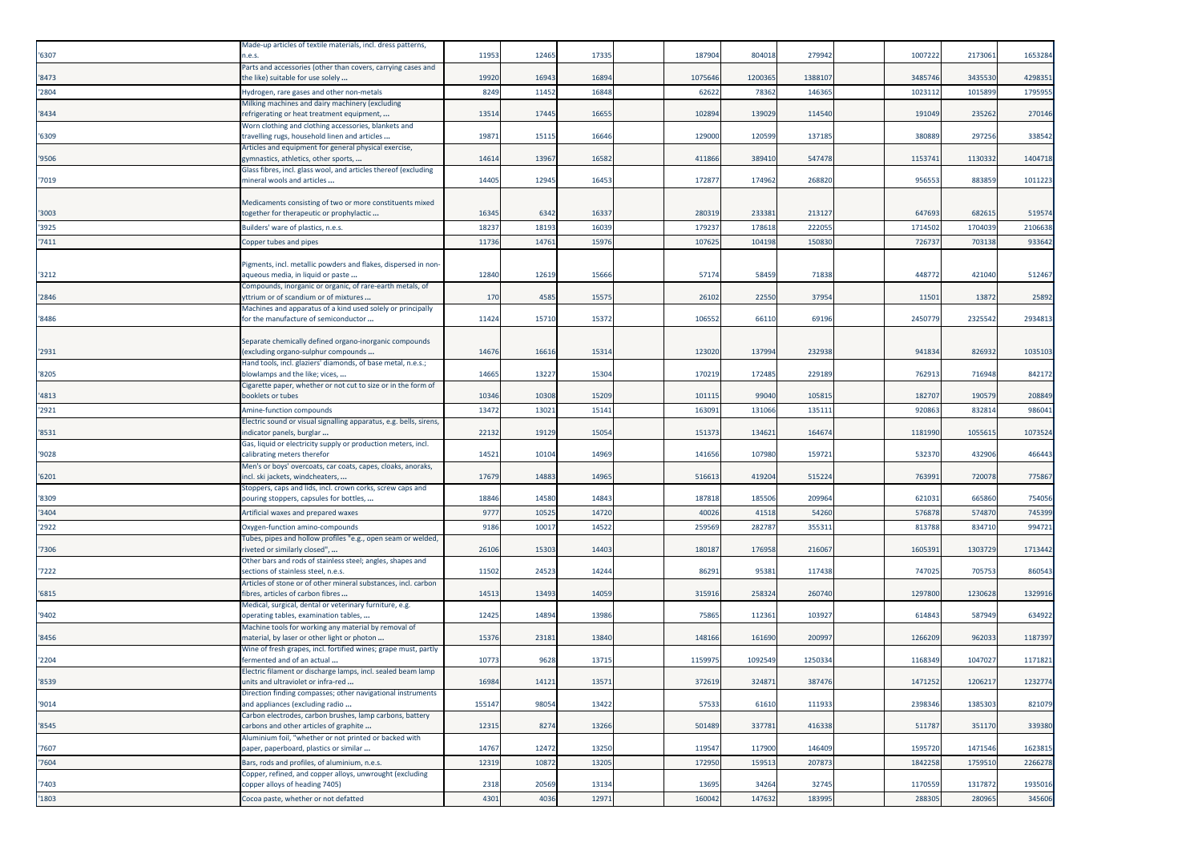| | | | | | | | | | | | | |
|---|---|---|---|---|---|---|---|---|---|---|---|---|
| '6307 | Made-up articles of textile materials, incl. dress patterns, n.e.s. | 11953 | 12465 | 17335 | | 187904 | 804018 | 279942 | | 1007222 | 2173061 | 1653284 |
| '8473 | Parts and accessories (other than covers, carrying cases and the like) suitable for use solely ... | 19920 | 16943 | 16894 | | 1075646 | 1200365 | 1388107 | | 3485746 | 3435530 | 4298351 |
| '2804 | Hydrogen, rare gases and other non-metals | 8249 | 11452 | 16848 | | 62622 | 78362 | 146365 | | 1023112 | 1015899 | 1795955 |
| '8434 | Milking machines and dairy machinery (excluding refrigerating or heat treatment equipment, ... | 13514 | 17445 | 16655 | | 102894 | 139029 | 114540 | | 191049 | 235262 | 270146 |
| '6309 | Worn clothing and clothing accessories, blankets and travelling rugs, household linen and articles ... | 19871 | 15115 | 16646 | | 129000 | 120599 | 137185 | | 380889 | 297256 | 338542 |
| '9506 | Articles and equipment for general physical exercise, gymnastics, athletics, other sports, ... | 14614 | 13967 | 16582 | | 411866 | 389410 | 547478 | | 1153741 | 1130332 | 1404718 |
| '7019 | Glass fibres, incl. glass wool, and articles thereof (excluding mineral wools and articles ... | 14405 | 12945 | 16453 | | 172877 | 174962 | 268820 | | 956553 | 883859 | 1011223 |
| '3003 | Medicaments consisting of two or more constituents mixed together for therapeutic or prophylactic ... | 16345 | 6342 | 16337 | | 280319 | 233381 | 213127 | | 647693 | 682615 | 519574 |
| '3925 | Builders' ware of plastics, n.e.s. | 18237 | 18193 | 16039 | | 179237 | 178618 | 222055 | | 1714502 | 1704039 | 2106638 |
| '7411 | Copper tubes and pipes | 11736 | 14761 | 15976 | | 107625 | 104198 | 150830 | | 726737 | 703138 | 933642 |
| '3212 | Pigments, incl. metallic powders and flakes, dispersed in non-aqueous media, in liquid or paste ... | 12840 | 12619 | 15666 | | 57174 | 58459 | 71838 | | 448772 | 421040 | 512467 |
| '2846 | Compounds, inorganic or organic, of rare-earth metals, of yttrium or of scandium or of mixtures ... | 170 | 4585 | 15575 | | 26102 | 22550 | 37954 | | 11501 | 13872 | 25892 |
| '8486 | Machines and apparatus of a kind used solely or principally for the manufacture of semiconductor ... | 11424 | 15710 | 15372 | | 106552 | 66110 | 69196 | | 2450779 | 2325542 | 2934813 |
| '2931 | Separate chemically defined organo-inorganic compounds (excluding organo-sulphur compounds ... | 14676 | 16616 | 15314 | | 123020 | 137994 | 232938 | | 941834 | 826932 | 1035103 |
| '8205 | Hand tools, incl. glaziers' diamonds, of base metal, n.e.s.; blowlamps and the like; vices, ... | 14665 | 13227 | 15304 | | 170219 | 172485 | 229189 | | 762913 | 716948 | 842172 |
| '4813 | Cigarette paper, whether or not cut to size or in the form of booklets or tubes | 10346 | 10308 | 15209 | | 101115 | 99040 | 105815 | | 182707 | 190579 | 208849 |
| '2921 | Amine-function compounds | 13472 | 13021 | 15141 | | 163091 | 131066 | 135111 | | 920863 | 832814 | 986041 |
| '8531 | Electric sound or visual signalling apparatus, e.g. bells, sirens, indicator panels, burglar ... | 22132 | 19129 | 15054 | | 151373 | 134621 | 164674 | | 1181990 | 1055615 | 1073524 |
| '9028 | Gas, liquid or electricity supply or production meters, incl. calibrating meters therefor | 14521 | 10104 | 14969 | | 141656 | 107980 | 159721 | | 532370 | 432906 | 466443 |
| '6201 | Men's or boys' overcoats, car coats, capes, cloaks, anoraks, incl. ski jackets, windcheaters, ... | 17679 | 14883 | 14965 | | 516613 | 419204 | 515224 | | 763991 | 720078 | 775867 |
| '8309 | Stoppers, caps and lids, incl. crown corks, screw caps and pouring stoppers, capsules for bottles, ... | 18846 | 14580 | 14843 | | 187818 | 185506 | 209964 | | 621031 | 665860 | 754056 |
| '3404 | Artificial waxes and prepared waxes | 9777 | 10525 | 14720 | | 40026 | 41518 | 54260 | | 576878 | 574870 | 745399 |
| '2922 | Oxygen-function amino-compounds | 9186 | 10017 | 14522 | | 259569 | 282787 | 355311 | | 813788 | 834710 | 994721 |
| '7306 | Tubes, pipes and hollow profiles "e.g., open seam or welded, riveted or similarly closed", ... | 26106 | 15303 | 14403 | | 180187 | 176958 | 216067 | | 1605391 | 1303729 | 1713442 |
| '7222 | Other bars and rods of stainless steel; angles, shapes and sections of stainless steel, n.e.s. | 11502 | 24523 | 14244 | | 86291 | 95381 | 117438 | | 747025 | 705753 | 860543 |
| '6815 | Articles of stone or of other mineral substances, incl. carbon fibres, articles of carbon fibres ... | 14513 | 13493 | 14059 | | 315916 | 258324 | 260740 | | 1297800 | 1230628 | 1329916 |
| '9402 | Medical, surgical, dental or veterinary furniture, e.g. operating tables, examination tables, ... | 12425 | 14894 | 13986 | | 75865 | 112361 | 103927 | | 614843 | 587949 | 634922 |
| '8456 | Machine tools for working any material by removal of material, by laser or other light or photon ... | 15376 | 23181 | 13840 | | 148166 | 161690 | 200997 | | 1266209 | 962033 | 1187397 |
| '2204 | Wine of fresh grapes, incl. fortified wines; grape must, partly fermented and of an actual ... | 10773 | 9628 | 13715 | | 1159975 | 1092549 | 1250334 | | 1168349 | 1047027 | 1171821 |
| '8539 | Electric filament or discharge lamps, incl. sealed beam lamp units and ultraviolet or infra-red ... | 16984 | 14121 | 13571 | | 372619 | 324871 | 387476 | | 1471252 | 1206217 | 1232774 |
| '9014 | Direction finding compasses; other navigational instruments and appliances (excluding radio ... | 155147 | 98054 | 13422 | | 57533 | 61610 | 111933 | | 2398346 | 1385303 | 821079 |
| '8545 | Carbon electrodes, carbon brushes, lamp carbons, battery carbons and other articles of graphite ... | 12315 | 8274 | 13266 | | 501489 | 337781 | 416338 | | 511787 | 351170 | 339380 |
| '7607 | Aluminium foil, "whether or not printed or backed with paper, paperboard, plastics or similar ... | 14767 | 12472 | 13250 | | 119547 | 117900 | 146409 | | 1595720 | 1471546 | 1623815 |
| '7604 | Bars, rods and profiles, of aluminium, n.e.s. | 12319 | 10872 | 13205 | | 172950 | 159513 | 207873 | | 1842258 | 1759510 | 2266278 |
| '7403 | Copper, refined, and copper alloys, unwrought (excluding copper alloys of heading 7405) | 2318 | 20569 | 13134 | | 13695 | 34264 | 32745 | | 1170559 | 1317872 | 1935016 |
| '1803 | Cocoa paste, whether or not defatted | 4301 | 4036 | 12971 | | 160042 | 147632 | 183995 | | 288305 | 280965 | 345606 |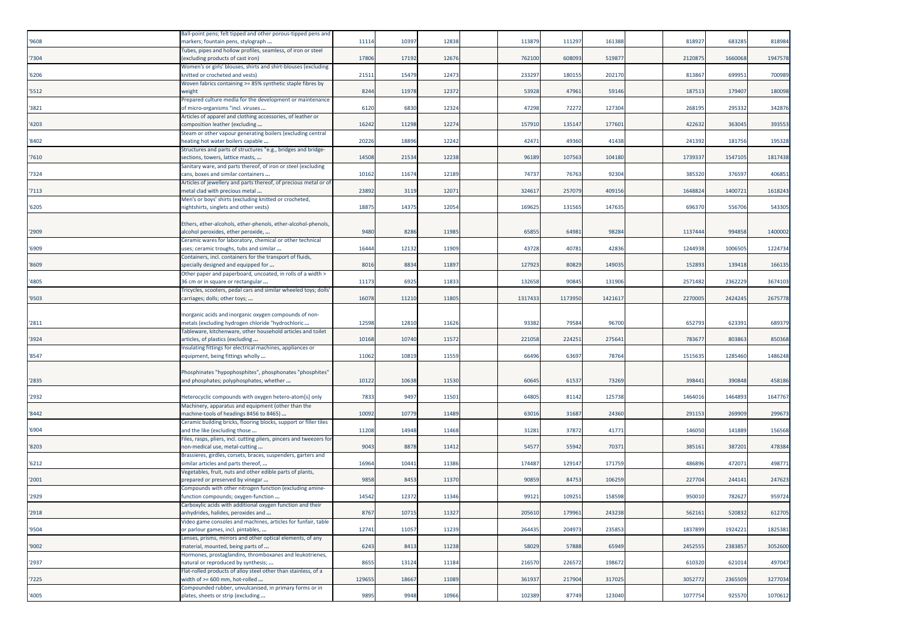| | | | | | | | | | | |
|---|---|---|---|---|---|---|---|---|---|---|
| '9608 | Ball-point pens; felt tipped and other porous-tipped pens and markers; fountain pens, stylograph ... | 11114 | 10397 | 12838 | 113879 | 111297 | 161388 | 818927 | 683285 | 818984 |
| '7304 | Tubes, pipes and hollow profiles, seamless, of iron or steel (excluding products of cast iron) | 17806 | 17192 | 12676 | 762100 | 608093 | 519877 | 2120875 | 1660068 | 1947578 |
| '6206 | Women's or girls' blouses, shirts and shirt-blouses (excluding knitted or crocheted and vests) | 21511 | 15479 | 12473 | 233297 | 180155 | 202170 | 813867 | 699951 | 700989 |
| '5512 | Woven fabrics containing >= 85% synthetic staple fibres by weight | 8244 | 11978 | 12372 | 53928 | 47961 | 59146 | 187513 | 179407 | 180098 |
| '3821 | Prepared culture media for the development or maintenance of micro-organisms "incl. viruses ... | 6120 | 6830 | 12324 | 47298 | 72272 | 127304 | 268195 | 295332 | 342876 |
| '4203 | Articles of apparel and clothing accessories, of leather or composition leather (excluding ... | 16242 | 11298 | 12274 | 157910 | 135147 | 177601 | 422632 | 363045 | 393553 |
| '8402 | Steam or other vapour generating boilers (excluding central heating hot water boilers capable ... | 20226 | 18896 | 12242 | 42471 | 49360 | 41438 | 241392 | 181756 | 195328 |
| '7610 | Structures and parts of structures "e.g., bridges and bridge-sections, towers, lattice masts, ... | 14508 | 21534 | 12238 | 96189 | 107563 | 104180 | 1739337 | 1547105 | 1817438 |
| '7324 | Sanitary ware, and parts thereof, of iron or steel (excluding cans, boxes and similar containers ... | 10162 | 11674 | 12189 | 74737 | 76763 | 92304 | 385320 | 376597 | 406851 |
| '7113 | Articles of jewellery and parts thereof, of precious metal or of metal clad with precious metal ... | 23892 | 3119 | 12071 | 324617 | 257079 | 409156 | 1648824 | 1400721 | 1618243 |
| '6205 | Men's or boys' shirts (excluding knitted or crocheted, nightshirts, singlets and other vests) | 18875 | 14375 | 12054 | 169625 | 131565 | 147635 | 696370 | 556706 | 543305 |
| '2909 | Ethers, ether-alcohols, ether-phenols, ether-alcohol-phenols, alcohol peroxides, ether peroxide, ... | 9480 | 8286 | 11985 | 65855 | 64981 | 98284 | 1137444 | 994858 | 1400002 |
| '6909 | Ceramic wares for laboratory, chemical or other technical uses; ceramic troughs, tubs and similar ... | 16444 | 12132 | 11909 | 43728 | 40781 | 42836 | 1244938 | 1006505 | 1224734 |
| '8609 | Containers, incl. containers for the transport of fluids, specially designed and equipped for ... | 8016 | 8834 | 11897 | 127923 | 80829 | 149035 | 152893 | 139418 | 166135 |
| '4805 | Other paper and paperboard, uncoated, in rolls of a width > 36 cm or in square or rectangular ... | 11173 | 6925 | 11833 | 132658 | 90845 | 131906 | 2571482 | 2362229 | 3674103 |
| '9503 | Tricycles, scooters, pedal cars and similar wheeled toys; dolls' carriages; dolls; other toys; ... | 16078 | 11210 | 11805 | 1317433 | 1173950 | 1421617 | 2270005 | 2424245 | 2675778 |
| '2811 | Inorganic acids and inorganic oxygen compounds of non-metals (excluding hydrogen chloride "hydrochloric ... | 12598 | 12810 | 11626 | 93382 | 79584 | 96700 | 652793 | 623391 | 689379 |
| '3924 | Tableware, kitchenware, other household articles and toilet articles, of plastics (excluding ... | 10168 | 10740 | 11572 | 221058 | 224251 | 275641 | 783677 | 803863 | 850368 |
| '8547 | Insulating fittings for electrical machines, appliances or equipment, being fittings wholly ... | 11062 | 10819 | 11559 | 66496 | 63697 | 78764 | 1515635 | 1285460 | 1486248 |
| '2835 | Phosphinates "hypophosphites", phosphonates "phosphites" and phosphates; polyphosphates, whether ... | 10122 | 10638 | 11530 | 60645 | 61537 | 73269 | 398441 | 390848 | 458186 |
| '2932 | Heterocyclic compounds with oxygen hetero-atom[s] only | 7833 | 9497 | 11501 | 64805 | 81142 | 125738 | 1464016 | 1464893 | 1647767 |
| '8442 | Machinery, apparatus and equipment (other than the machine-tools of headings 8456 to 8465) ... | 10092 | 10779 | 11489 | 63016 | 31687 | 24360 | 291153 | 269909 | 299673 |
| '6904 | Ceramic building bricks, flooring blocks, support or filler tiles and the like (excluding those ... | 11208 | 14948 | 11468 | 31281 | 37872 | 41771 | 146050 | 141889 | 156568 |
| '8203 | Files, rasps, pliers, incl. cutting pliers, pincers and tweezers for non-medical use, metal-cutting ... | 9043 | 8878 | 11412 | 54577 | 55942 | 70371 | 385161 | 387201 | 478384 |
| '6212 | Brassieres, girdles, corsets, braces, suspenders, garters and similar articles and parts thereof, ... | 16964 | 10441 | 11386 | 174487 | 129147 | 171759 | 486896 | 472071 | 498771 |
| '2001 | Vegetables, fruit, nuts and other edible parts of plants, prepared or preserved by vinegar ... | 9858 | 8453 | 11370 | 90859 | 84753 | 106259 | 227704 | 244141 | 247623 |
| '2929 | Compounds with other nitrogen function (excluding amine-function compounds; oxygen-function ... | 14542 | 12372 | 11346 | 99121 | 109251 | 158598 | 950010 | 782627 | 959724 |
| '2918 | Carboxylic acids with additional oxygen function and their anhydrides, halides, peroxides and ... | 8767 | 10715 | 11327 | 205610 | 179961 | 243238 | 562161 | 520832 | 612705 |
| '9504 | Video game consoles and machines, articles for funfair, table or parlour games, incl. pintables, ... | 12741 | 11057 | 11239 | 264435 | 204973 | 235853 | 1837899 | 1924221 | 1825381 |
| '9002 | Lenses, prisms, mirrors and other optical elements, of any material, mounted, being parts of ... | 6243 | 8413 | 11238 | 58029 | 57888 | 65949 | 2452555 | 2383857 | 3052600 |
| '2937 | Hormones, prostaglandins, thromboxanes and leukotrienes, natural or reproduced by synthesis; ... | 8655 | 13124 | 11184 | 216570 | 226572 | 198672 | 610320 | 621014 | 497047 |
| '7225 | Flat-rolled products of alloy steel other than stainless, of a width of >= 600 mm, hot-rolled ... | 129655 | 18667 | 11089 | 361937 | 217904 | 317025 | 3052772 | 2365509 | 3277034 |
| '4005 | Compounded rubber, unvulcanised, in primary forms or in plates, sheets or strip (excluding ... | 9895 | 9948 | 10966 | 102389 | 87749 | 123040 | 1077754 | 925570 | 1070612 |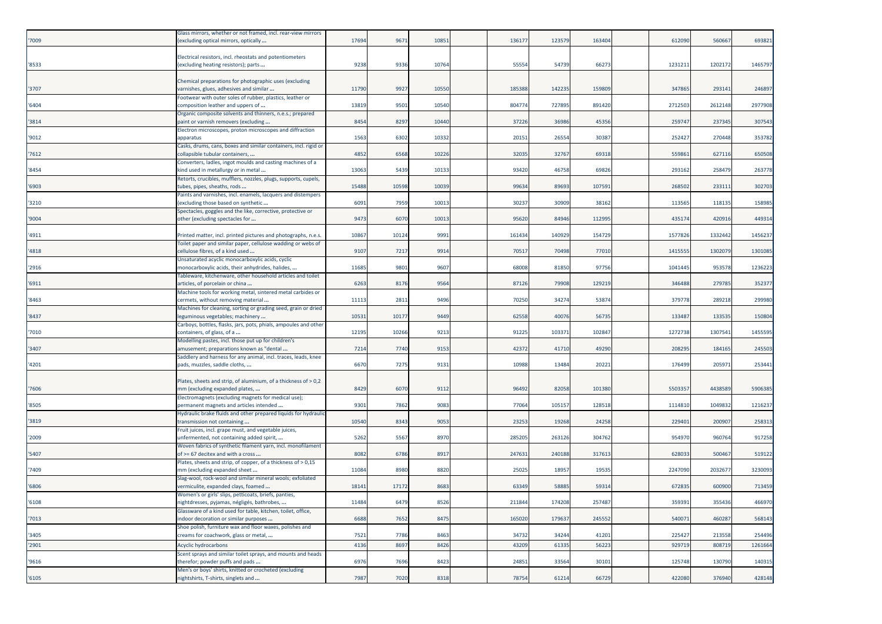| | | | | | | | | | | | | |
|---|---|---|---|---|---|---|---|---|---|---|---|---|
| '7009 | Glass mirrors, whether or not framed, incl. rear-view mirrors (excluding optical mirrors, optically ... | 17694 | 9671 | 10851 | | 136177 | 123579 | 163404 | | 612090 | 560667 | 693821 |
| '8533 | Electrical resistors, incl. rheostats and potentiometers (excluding heating resistors); parts ... | 9238 | 9336 | 10764 | | 55554 | 54739 | 66273 | | 1231211 | 1202172 | 1465797 |
| '3707 | Chemical preparations for photographic uses (excluding varnishes, glues, adhesives and similar ... | 11790 | 9927 | 10550 | | 185388 | 142235 | 159809 | | 347865 | 293141 | 246897 |
| '6404 | Footwear with outer soles of rubber, plastics, leather or composition leather and uppers of ... | 13819 | 9501 | 10540 | | 804774 | 727895 | 891420 | | 2712503 | 2612148 | 2977908 |
| '3814 | Organic composite solvents and thinners, n.e.s.; prepared paint or varnish removers (excluding ... | 8454 | 8297 | 10440 | | 37226 | 36986 | 45356 | | 259747 | 237345 | 307543 |
| '9012 | Electron microscopes, proton microscopes and diffraction apparatus | 1563 | 6302 | 10332 | | 20151 | 26554 | 30387 | | 252427 | 270448 | 353782 |
| '7612 | Casks, drums, cans, boxes and similar containers, incl. rigid or collapsible tubular containers, ... | 4852 | 6568 | 10226 | | 32035 | 32767 | 69318 | | 559861 | 627116 | 650508 |
| '8454 | Converters, ladles, ingot moulds and casting machines of a kind used in metallurgy or in metal ... | 13063 | 5439 | 10133 | | 93420 | 46758 | 69826 | | 293162 | 258479 | 263778 |
| '6903 | Retorts, crucibles, mufflers, nozzles, plugs, supports, cupels, tubes, pipes, sheaths, rods ... | 15488 | 10598 | 10039 | | 99634 | 89693 | 107591 | | 268502 | 233111 | 302703 |
| '3210 | Paints and varnishes, incl. enamels, lacquers and distempers (excluding those based on synthetic ... | 6091 | 7959 | 10013 | | 30237 | 30909 | 38162 | | 113565 | 118135 | 158985 |
| '9004 | Spectacles, goggles and the like, corrective, protective or other (excluding spectacles for ... | 9473 | 6070 | 10013 | | 95620 | 84946 | 112995 | | 435174 | 420916 | 449314 |
| '4911 | Printed matter, incl. printed pictures and photographs, n.e.s. | 10867 | 10124 | 9991 | | 161434 | 140929 | 154729 | | 1577826 | 1332442 | 1456237 |
| '4818 | Toilet paper and similar paper, cellulose wadding or webs of cellulose fibres, of a kind used ... | 9107 | 7217 | 9914 | | 70517 | 70498 | 77010 | | 1415555 | 1302079 | 1301085 |
| '2916 | Unsaturated acyclic monocarboxylic acids, cyclic monocarboxylic acids, their anhydrides, halides, ... | 11685 | 9801 | 9607 | | 68008 | 81850 | 97756 | | 1041445 | 953578 | 1236223 |
| '6911 | Tableware, kitchenware, other household articles and toilet articles, of porcelain or china ... | 6263 | 8176 | 9564 | | 87126 | 79908 | 129219 | | 346488 | 279785 | 352377 |
| '8463 | Machine tools for working metal, sintered metal carbides or cermets, without removing material ... | 11113 | 2811 | 9496 | | 70250 | 34274 | 53874 | | 379778 | 289218 | 299980 |
| '8437 | Machines for cleaning, sorting or grading seed, grain or dried leguminous vegetables; machinery ... | 10531 | 10177 | 9449 | | 62558 | 40076 | 56735 | | 133487 | 133535 | 150804 |
| '7010 | Carboys, bottles, flasks, jars, pots, phials, ampoules and other containers, of glass, of a ... | 12195 | 10266 | 9213 | | 91225 | 103371 | 102847 | | 1272738 | 1307541 | 1455595 |
| '3407 | Modelling pastes, incl. those put up for children's amusement; preparations known as "dental ... | 7214 | 7740 | 9153 | | 42372 | 41710 | 49290 | | 208295 | 184165 | 245503 |
| '4201 | Saddlery and harness for any animal, incl. traces, leads, knee pads, muzzles, saddle cloths, ... | 6670 | 7275 | 9131 | | 10988 | 13484 | 20221 | | 176499 | 205971 | 253441 |
| '7606 | Plates, sheets and strip, of aluminium, of a thickness of > 0,2 mm (excluding expanded plates, ... | 8429 | 6070 | 9112 | | 96492 | 82058 | 101380 | | 5503357 | 4438589 | 5906385 |
| '8505 | Electromagnets (excluding magnets for medical use); permanent magnets and articles intended ... | 9301 | 7862 | 9083 | | 77064 | 105157 | 128518 | | 1114810 | 1049832 | 1216237 |
| '3819 | Hydraulic brake fluids and other prepared liquids for hydraulic transmission not containing ... | 10540 | 8343 | 9053 | | 23253 | 19268 | 24258 | | 229401 | 200907 | 258313 |
| '2009 | Fruit juices, incl. grape must, and vegetable juices, unfermented, not containing added spirit, ... | 5262 | 5567 | 8970 | | 285205 | 263126 | 304762 | | 954970 | 960764 | 917258 |
| '5407 | Woven fabrics of synthetic filament yarn, incl. monofilament of >= 67 decitex and with a cross ... | 8082 | 6786 | 8917 | | 247631 | 240188 | 317613 | | 628033 | 500467 | 519122 |
| '7409 | Plates, sheets and strip, of copper, of a thickness of > 0,15 mm (excluding expanded sheet ... | 11084 | 8980 | 8820 | | 25025 | 18957 | 19535 | | 2247090 | 2032677 | 3230093 |
| '6806 | Slag-wool, rock-wool and similar mineral wools; exfoliated vermiculite, expanded clays, foamed ... | 18141 | 17172 | 8683 | | 63349 | 58885 | 59314 | | 672835 | 600900 | 713459 |
| '6108 | Women's or girls' slips, petticoats, briefs, panties, nightdresses, pyjamas, négligés, bathrobes, ... | 11484 | 6479 | 8526 | | 211844 | 174208 | 257487 | | 359391 | 355436 | 466970 |
| '7013 | Glassware of a kind used for table, kitchen, toilet, office, indoor decoration or similar purposes ... | 6688 | 7652 | 8475 | | 165020 | 179637 | 245552 | | 540071 | 460287 | 568143 |
| '3405 | Shoe polish, furniture wax and floor waxes, polishes and creams for coachwork, glass or metal, ... | 7521 | 7786 | 8463 | | 34732 | 34244 | 41201 | | 225427 | 213558 | 254496 |
| '2901 | Acyclic hydrocarbons | 4136 | 8697 | 8426 | | 43209 | 61335 | 56223 | | 929719 | 808719 | 1261664 |
| '9616 | Scent sprays and similar toilet sprays, and mounts and heads therefor; powder puffs and pads ... | 6976 | 7696 | 8423 | | 24851 | 33564 | 30101 | | 125748 | 130790 | 140315 |
| '6105 | Men's or boys' shirts, knitted or crocheted (excluding nightshirts, T-shirts, singlets and ... | 7987 | 7020 | 8318 | | 78754 | 61214 | 66729 | | 422080 | 376940 | 428148 |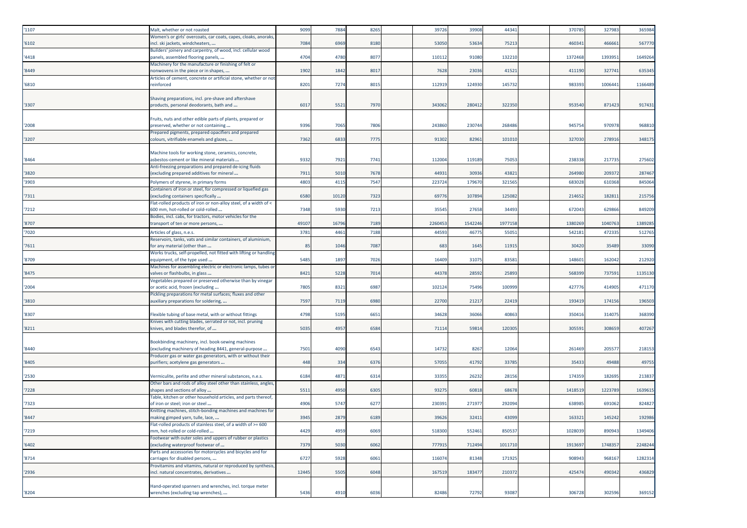| | | | | | | | | | | | |
|---|---|---|---|---|---|---|---|---|---|---|---|
| '1107 | Malt, whether or not roasted | 9099 | 7884 | 8265 | | 39726 | 39908 | 44341 | | 370785 | 327983 | 365984 |
| '6102 | Women's or girls' overcoats, car coats, capes, cloaks, anoraks, incl. ski jackets, windcheaters, ... | 7084 | 6969 | 8180 | | 53050 | 53634 | 75213 | | 460341 | 466661 | 567770 |
| '4418 | Builders' joinery and carpentry, of wood, incl. cellular wood panels, assembled flooring panels, ... | 4704 | 4780 | 8077 | | 110112 | 91080 | 132210 | | 1372468 | 1393951 | 1649264 |
| '8449 | Machinery for the manufacture or finishing of felt or nonwovens in the piece or in shapes, ... | 1902 | 1842 | 8017 | | 7628 | 23036 | 41521 | | 411190 | 327741 | 635345 |
| '6810 | Articles of cement, concrete or artificial stone, whether or not reinforced | 8201 | 7274 | 8015 | | 112919 | 124930 | 145732 | | 983393 | 1006441 | 1166489 |
| '3307 | Shaving preparations, incl. pre-shave and aftershave products, personal deodorants, bath and ... | 6017 | 5521 | 7970 | | 343062 | 280412 | 322350 | | 953540 | 871423 | 917431 |
| '2008 | Fruits, nuts and other edible parts of plants, prepared or preserved, whether or not containing ... | 9396 | 7065 | 7806 | | 243860 | 230744 | 268486 | | 945754 | 970978 | 968810 |
| '3207 | Prepared pigments, prepared opacifiers and prepared colours, vitrifiable enamels and glazes, ... | 7362 | 6833 | 7775 | | 91302 | 82961 | 101010 | | 327030 | 278916 | 348175 |
| '8464 | Machine tools for working stone, ceramics, concrete, asbestos-cement or like mineral materials ... | 9332 | 7921 | 7741 | | 112004 | 119189 | 75053 | | 238338 | 217735 | 275602 |
| '3820 | Anti-freezing preparations and prepared de-icing fluids (excluding prepared additives for mineral ... | 7911 | 5010 | 7678 | | 44931 | 30936 | 43821 | | 264980 | 209372 | 287467 |
| '3903 | Polymers of styrene, in primary forms | 4803 | 4115 | 7547 | | 223724 | 179670 | 321565 | | 683028 | 610368 | 845064 |
| '7311 | Containers of iron or steel, for compressed or liquefied gas (excluding containers specifically ... | 6580 | 10120 | 7323 | | 69776 | 107894 | 125082 | | 214652 | 182811 | 215756 |
| '7212 | Flat-rolled products of iron or non-alloy steel, of a width of < 600 mm, hot-rolled or cold-rolled ... | 7348 | 5930 | 7213 | | 35545 | 27658 | 34493 | | 672043 | 629866 | 849209 |
| '8707 | Bodies, incl. cabs, for tractors, motor vehicles for the transport of ten or more persons, ... | 49107 | 16796 | 7189 | | 2260453 | 1542246 | 1977158 | | 1380269 | 1040763 | 1389285 |
| '7020 | Articles of glass, n.e.s. | 3781 | 4461 | 7188 | | 44593 | 46775 | 55051 | | 542181 | 472335 | 512765 |
| '7611 | Reservoirs, tanks, vats and similar containers, of aluminium, for any material (other than ... | 85 | 1046 | 7087 | | 683 | 1645 | 11915 | | 30420 | 35489 | 33090 |
| '8709 | Works trucks, self-propelled, not fitted with lifting or handling equipment, of the type used ... | 5485 | 1897 | 7026 | | 16409 | 31075 | 83581 | | 148601 | 162042 | 212920 |
| '8475 | Machines for assembling electric or electronic lamps, tubes or valves or flashbulbs, in glass ... | 8421 | 5228 | 7014 | | 44378 | 28592 | 25893 | | 568399 | 737591 | 1135130 |
| '2004 | Vegetables prepared or preserved otherwise than by vinegar or acetic acid, frozen (excluding ... | 7805 | 8321 | 6987 | | 102124 | 75496 | 100999 | | 427776 | 414905 | 471170 |
| '3810 | Pickling preparations for metal surfaces; fluxes and other auxiliary preparations for soldering, ... | 7597 | 7119 | 6980 | | 22700 | 21217 | 22419 | | 193419 | 174156 | 196503 |
| '8307 | Flexible tubing of base metal, with or without fittings | 4798 | 5195 | 6651 | | 34628 | 36066 | 40863 | | 350416 | 314075 | 368390 |
| '8211 | Knives with cutting blades, serrated or not, incl. pruning knives, and blades therefor, of ... | 5035 | 4957 | 6584 | | 71114 | 59814 | 120305 | | 305591 | 308659 | 407267 |
| '8440 | Bookbinding machinery, incl. book-sewing machines (excluding machinery of heading 8441, general-purpose ... | 7501 | 4090 | 6543 | | 14732 | 8267 | 12064 | | 261469 | 205577 | 218153 |
| '8405 | Producer gas or water gas generators, with or without their purifiers; acetylene gas generators ... | 448 | 334 | 6376 | | 57055 | 41792 | 33785 | | 35433 | 49488 | 49755 |
| '2530 | Vermiculite, perlite and other mineral substances, n.e.s. | 6184 | 4871 | 6314 | | 33355 | 26232 | 28156 | | 174359 | 182695 | 213837 |
| '7228 | Other bars and rods of alloy steel other than stainless, angles, shapes and sections of alloy ... | 5511 | 4950 | 6305 | | 93275 | 60818 | 68678 | | 1418519 | 1223789 | 1639615 |
| '7323 | Table, kitchen or other household articles, and parts thereof, of iron or steel; iron or steel ... | 4906 | 5747 | 6277 | | 230391 | 271977 | 292094 | | 638985 | 691062 | 824827 |
| '8447 | Knitting machines, stitch-bonding machines and machines for making gimped yarn, tulle, lace, ... | 3945 | 2879 | 6189 | | 39626 | 32411 | 43099 | | 163321 | 145242 | 192986 |
| '7219 | Flat-rolled products of stainless steel, of a width of >= 600 mm, hot-rolled or cold-rolled ... | 4429 | 4959 | 6069 | | 518300 | 552461 | 850537 | | 1028039 | 890943 | 1349406 |
| '6402 | Footwear with outer soles and uppers of rubber or plastics (excluding waterproof footwear of ... | 7379 | 5030 | 6062 | | 777915 | 712494 | 1011710 | | 1913697 | 1748357 | 2248244 |
| '8714 | Parts and accessories for motorcycles and bicycles and for carriages for disabled persons, ... | 6727 | 5928 | 6061 | | 116074 | 81348 | 171925 | | 908943 | 968167 | 1282314 |
| '2936 | Provitamins and vitamins, natural or reproduced by synthesis, incl. natural concentrates, derivatives ... | 12445 | 5505 | 6048 | | 167519 | 183477 | 210372 | | 425474 | 490342 | 436829 |
| '8204 | Hand-operated spanners and wrenches, incl. torque meter wrenches (excluding tap wrenches), ... | 5436 | 4910 | 6036 | | 82486 | 72792 | 93087 | | 306728 | 302596 | 369152 |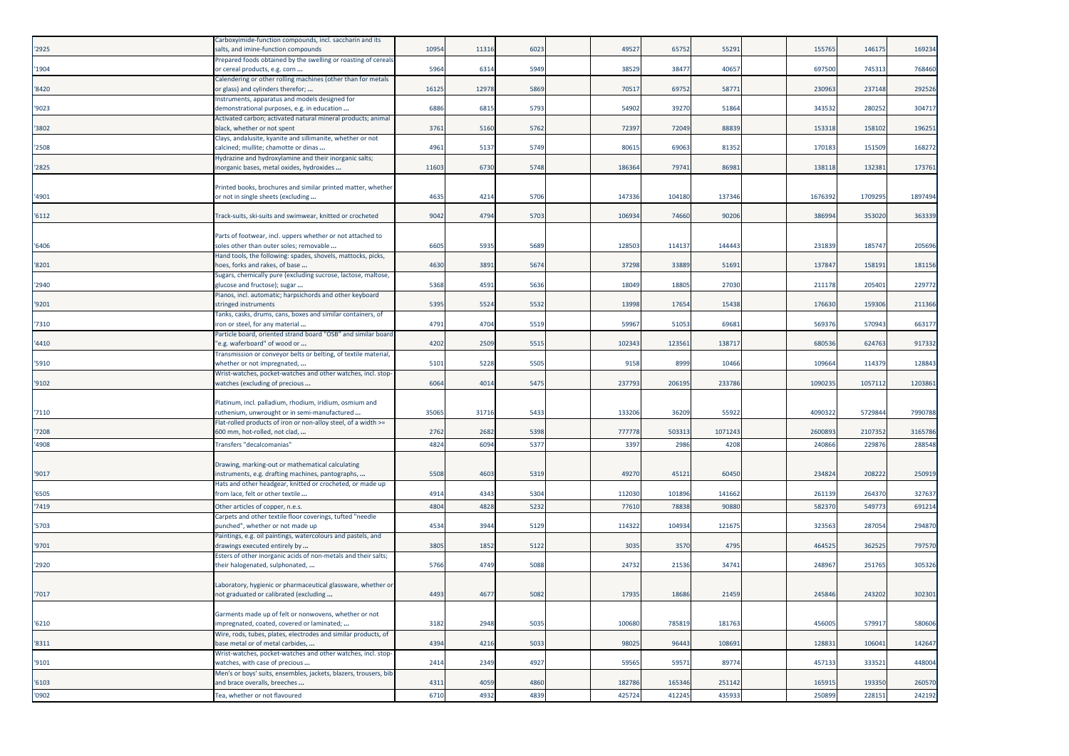| | | | | | | | | | | | | |
|---|---|---|---|---|---|---|---|---|---|---|---|---|
| '2925 | Carboxyimide-function compounds, incl. saccharin and its salts, and imine-function compounds | 10954 | 11316 | 6023 | | 49527 | 65752 | 55291 | | 155765 | 146175 | 169234 |
| '1904 | Prepared foods obtained by the swelling or roasting of cereals or cereal products, e.g. corn ... | 5964 | 6314 | 5949 | | 38529 | 38477 | 40657 | | 697500 | 745313 | 768460 |
| '8420 | Calendering or other rolling machines (other than for metals or glass) and cylinders therefor; ... | 16125 | 12978 | 5869 | | 70517 | 69752 | 58771 | | 230963 | 237148 | 292526 |
| '9023 | Instruments, apparatus and models designed for demonstrational purposes, e.g. in education ... | 6886 | 6815 | 5793 | | 54902 | 39270 | 51864 | | 343532 | 280252 | 304717 |
| '3802 | Activated carbon; activated natural mineral products; animal black, whether or not spent | 3761 | 5160 | 5762 | | 72397 | 72049 | 88839 | | 153318 | 158102 | 196251 |
| '2508 | Clays, andalusite, kyanite and sillimanite, whether or not calcined; mullite; chamotte or dinas ... | 4961 | 5137 | 5749 | | 80615 | 69063 | 81352 | | 170183 | 151509 | 168272 |
| '2825 | Hydrazine and hydroxylamine and their inorganic salts; inorganic bases, metal oxides, hydroxides ... | 11603 | 6730 | 5748 | | 186364 | 79741 | 86981 | | 138118 | 132381 | 173761 |
| '4901 | Printed books, brochures and similar printed matter, whether or not in single sheets (excluding ... | 4635 | 4214 | 5706 | | 147336 | 104180 | 137346 | | 1676392 | 1709295 | 1897494 |
| '6112 | Track-suits, ski-suits and swimwear, knitted or crocheted | 9042 | 4794 | 5703 | | 106934 | 74660 | 90206 | | 386994 | 353020 | 363339 |
| '6406 | Parts of footwear, incl. uppers whether or not attached to soles other than outer soles; removable ... | 6605 | 5935 | 5689 | | 128503 | 114137 | 144443 | | 231839 | 185747 | 205696 |
| '8201 | Hand tools, the following: spades, shovels, mattocks, picks, hoes, forks and rakes, of base ... | 4630 | 3891 | 5674 | | 37298 | 33889 | 51691 | | 137847 | 158191 | 181156 |
| '2940 | Sugars, chemically pure (excluding sucrose, lactose, maltose, glucose and fructose); sugar ... | 5368 | 4591 | 5636 | | 18049 | 18805 | 27030 | | 211178 | 205401 | 229772 |
| '9201 | Pianos, incl. automatic; harpsichords and other keyboard stringed instruments | 5395 | 5524 | 5532 | | 13998 | 17654 | 15438 | | 176630 | 159306 | 211366 |
| '7310 | Tanks, casks, drums, cans, boxes and similar containers, of iron or steel, for any material ... | 4791 | 4704 | 5519 | | 59967 | 51053 | 69681 | | 569376 | 570943 | 663177 |
| '4410 | Particle board, oriented strand board "OSB" and similar board "e.g. waferboard" of wood or ... | 4202 | 2509 | 5515 | | 102343 | 123561 | 138717 | | 680536 | 624763 | 917332 |
| '5910 | Transmission or conveyor belts or belting, of textile material, whether or not impregnated, ... | 5101 | 5228 | 5505 | | 9158 | 8999 | 10466 | | 109664 | 114379 | 128843 |
| '9102 | Wrist-watches, pocket-watches and other watches, incl. stop-watches (excluding of precious ... | 6064 | 4014 | 5475 | | 237793 | 206195 | 233786 | | 1090235 | 1057112 | 1203861 |
| '7110 | Platinum, incl. palladium, rhodium, iridium, osmium and ruthenium, unwrought or in semi-manufactured ... | 35065 | 31716 | 5433 | | 133206 | 36209 | 55922 | | 4090322 | 5729844 | 7990788 |
| '7208 | Flat-rolled products of iron or non-alloy steel, of a width >= 600 mm, hot-rolled, not clad, ... | 2762 | 2682 | 5398 | | 777778 | 503313 | 1071243 | | 2600893 | 2107352 | 3165786 |
| '4908 | Transfers "decalcomanias" | 4824 | 6094 | 5377 | | 3397 | 2986 | 4208 | | 240866 | 229876 | 288548 |
| '9017 | Drawing, marking-out or mathematical calculating instruments, e.g. drafting machines, pantographs, ... | 5508 | 4603 | 5319 | | 49270 | 45121 | 60450 | | 234824 | 208222 | 250919 |
| '6505 | Hats and other headgear, knitted or crocheted, or made up from lace, felt or other textile ... | 4914 | 4343 | 5304 | | 112030 | 101896 | 141662 | | 261139 | 264370 | 327637 |
| '7419 | Other articles of copper, n.e.s. | 4804 | 4828 | 5232 | | 77610 | 78838 | 90880 | | 582370 | 549773 | 691214 |
| '5703 | Carpets and other textile floor coverings, tufted "needle punched", whether or not made up | 4534 | 3944 | 5129 | | 114322 | 104934 | 121675 | | 323563 | 287054 | 294870 |
| '9701 | Paintings, e.g. oil paintings, watercolours and pastels, and drawings executed entirely by ... | 3805 | 1852 | 5122 | | 3035 | 3570 | 4795 | | 464525 | 362525 | 797570 |
| '2920 | Esters of other inorganic acids of non-metals and their salts; their halogenated, sulphonated, ... | 5766 | 4749 | 5088 | | 24732 | 21536 | 34741 | | 248967 | 251765 | 305326 |
| '7017 | Laboratory, hygienic or pharmaceutical glassware, whether or not graduated or calibrated (excluding ... | 4493 | 4677 | 5082 | | 17935 | 18686 | 21459 | | 245846 | 243202 | 302301 |
| '6210 | Garments made up of felt or nonwovens, whether or not impregnated, coated, covered or laminated; ... | 3182 | 2948 | 5035 | | 100680 | 785819 | 181763 | | 456005 | 579917 | 580606 |
| '8311 | Wire, rods, tubes, plates, electrodes and similar products, of base metal or of metal carbides, ... | 4394 | 4216 | 5033 | | 98025 | 96443 | 108691 | | 128831 | 106041 | 142647 |
| '9101 | Wrist-watches, pocket-watches and other watches, incl. stop-watches, with case of precious ... | 2414 | 2349 | 4927 | | 59565 | 59571 | 89774 | | 457133 | 333521 | 448004 |
| '6103 | Men's or boys' suits, ensembles, jackets, blazers, trousers, bib and brace overalls, breeches ... | 4311 | 4059 | 4860 | | 182786 | 165346 | 251142 | | 165915 | 193350 | 260570 |
| '0902 | Tea, whether or not flavoured | 6710 | 4932 | 4839 | | 425724 | 412245 | 435933 | | 250899 | 228151 | 242192 |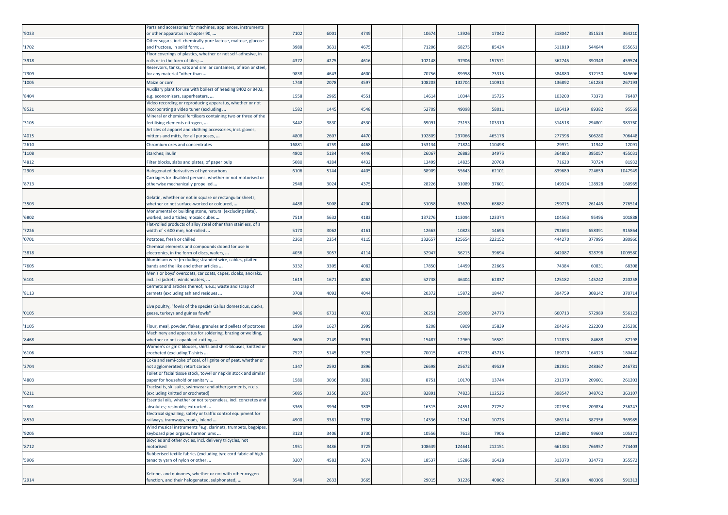| | | | | | | | | | | | | |
|---|---|---|---|---|---|---|---|---|---|---|---|---|
| '9033 | Parts and accessories for machines, appliances, instruments or other apparatus in chapter 90, ... | 7102 | 6001 | 4749 | | 10674 | 13926 | 17042 | | 318047 | 351524 | 364210 |
| '1702 | Other sugars, incl. chemically pure lactose, maltose, glucose and fructose, in solid form; ... | 3988 | 3631 | 4675 | | 71206 | 68275 | 85424 | | 511819 | 544644 | 655651 |
| '3918 | Floor coverings of plastics, whether or not self-adhesive, in rolls or in the form of tiles; ... | 4372 | 4275 | 4616 | | 102148 | 97906 | 157571 | | 362745 | 390343 | 459574 |
| '7309 | Reservoirs, tanks, vats and similar containers, of iron or steel, for any material "other than ... | 9838 | 4643 | 4600 | | 70756 | 89958 | 73315 | | 384880 | 312150 | 349696 |
| '1005 | Maize or corn | 1748 | 2078 | 4597 | | 108203 | 132704 | 110914 | | 136892 | 161284 | 267193 |
| '8404 | Auxiliary plant for use with boilers of heading 8402 or 8403, e.g. economizers, superheaters, ... | 1558 | 2965 | 4551 | | 14614 | 10344 | 15725 | | 103200 | 73370 | 76487 |
| '8521 | Video recording or reproducing apparatus, whether or not incorporating a video tuner (excluding ... | 1582 | 1445 | 4548 | | 52709 | 49098 | 58011 | | 106419 | 89382 | 95569 |
| '3105 | Mineral or chemical fertilisers containing two or three of the fertilising elements nitrogen, ... | 3442 | 3830 | 4530 | | 69091 | 73153 | 103310 | | 314518 | 294801 | 383760 |
| '4015 | Articles of apparel and clothing accessories, incl. gloves, mittens and mitts, for all purposes, ... | 4808 | 2607 | 4470 | | 192809 | 297066 | 465178 | | 277398 | 506280 | 706448 |
| '2610 | Chromium ores and concentrates | 16881 | 4759 | 4468 | | 153134 | 71824 | 110498 | | 29971 | 11942 | 12091 |
| '1108 | Starches; inulin | 4900 | 5184 | 4446 | | 26067 | 26883 | 34975 | | 364803 | 395057 | 455031 |
| '4812 | Filter blocks, slabs and plates, of paper pulp | 5080 | 4284 | 4432 | | 13499 | 14825 | 20768 | | 71620 | 70724 | 81932 |
| '2903 | Halogenated derivatives of hydrocarbons | 6106 | 5144 | 4405 | | 68909 | 55643 | 62101 | | 839689 | 724659 | 1047949 |
| '8713 | Carriages for disabled persons, whether or not motorised or otherwise mechanically propelled ... | 2948 | 3024 | 4375 | | 28226 | 31089 | 37601 | | 149324 | 128928 | 160965 |
| '3503 | Gelatin, whether or not in square or rectangular sheets, whether or not surface-worked or coloured, ... | 4488 | 5008 | 4200 | | 51058 | 63620 | 68682 | | 259726 | 261445 | 276514 |
| '6802 | Monumental or building stone, natural (excluding slate), worked, and articles; mosaic cubes ... | 7519 | 5632 | 4183 | | 137276 | 113094 | 123374 | | 104563 | 95496 | 101888 |
| '7226 | Flat-rolled products of alloy steel other than stainless, of a width of < 600 mm, hot-rolled ... | 5170 | 3062 | 4161 | | 12663 | 10823 | 14696 | | 792694 | 658391 | 915864 |
| '0701 | Potatoes, fresh or chilled | 2360 | 2354 | 4115 | | 132657 | 125654 | 222152 | | 444270 | 377995 | 380960 |
| '3818 | Chemical elements and compounds doped for use in electronics, in the form of discs, wafers, ... | 4036 | 3057 | 4114 | | 32947 | 36215 | 39694 | | 842087 | 828796 | 1009580 |
| '7605 | Aluminium wire (excluding stranded wire, cables, plaited bands and the like and other articles ... | 3332 | 3305 | 4082 | | 17850 | 14459 | 22666 | | 74384 | 60831 | 68308 |
| '6101 | Men's or boys' overcoats, car coats, capes, cloaks, anoraks, incl. ski jackets, windcheaters, ... | 1619 | 1671 | 4062 | | 52738 | 46404 | 62837 | | 125182 | 145242 | 220258 |
| '8113 | Cermets and articles thereof, n.e.s.; waste and scrap of cermets (excluding ash and residues ... | 3708 | 4093 | 4044 | | 20372 | 15872 | 18447 | | 394759 | 308142 | 370714 |
| '0105 | Live poultry, "fowls of the species Gallus domesticus, ducks, geese, turkeys and guinea fowls" | 8406 | 6731 | 4032 | | 26251 | 25069 | 24773 | | 660713 | 572989 | 556123 |
| '1105 | Flour, meal, powder, flakes, granules and pellets of potatoes | 1999 | 1627 | 3999 | | 9208 | 6909 | 15839 | | 204246 | 222203 | 235280 |
| '8468 | Machinery and apparatus for soldering, brazing or welding, whether or not capable of cutting ... | 6606 | 2149 | 3961 | | 15487 | 12969 | 16581 | | 112875 | 84688 | 87198 |
| '6106 | Women's or girls' blouses, shirts and shirt-blouses, knitted or crocheted (excluding T-shirts ... | 7527 | 5145 | 3925 | | 70015 | 47233 | 43715 | | 189720 | 164323 | 180440 |
| '2704 | Coke and semi-coke of coal, of lignite or of peat, whether or not agglomerated; retort carbon | 1347 | 2592 | 3896 | | 26698 | 25672 | 49529 | | 282931 | 248367 | 246781 |
| '4803 | Toilet or facial tissue stock, towel or napkin stock and similar paper for household or sanitary ... | 1580 | 3036 | 3882 | | 8751 | 10170 | 13744 | | 231379 | 209601 | 261203 |
| '6211 | Tracksuits, ski suits, swimwear and other garments, n.e.s. (excluding knitted or crocheted) | 5085 | 3356 | 3827 | | 82891 | 74823 | 112526 | | 398547 | 348762 | 363107 |
| '3301 | Essential oils, whether or not terpeneless, incl. concretes and absolutes; resinoids; extracted ... | 3365 | 3994 | 3805 | | 16315 | 24551 | 27252 | | 202358 | 209834 | 236247 |
| '8530 | Electrical signalling, safety or traffic control equipment for railways, tramways, roads, inland ... | 4900 | 3381 | 3788 | | 14336 | 13241 | 10723 | | 386114 | 387356 | 369985 |
| '9205 | Wind musical instruments "e.g. clarinets, trumpets, bagpipes, keyboard pipe organs, harmoniums ... | 3123 | 3406 | 3730 | | 10556 | 7613 | 7906 | | 125892 | 99603 | 105371 |
| '8712 | Bicycles and other cycles, incl. delivery tricycles, not motorised | 1951 | 3486 | 3725 | | 108639 | 124641 | 212151 | | 661384 | 766957 | 774403 |
| '5906 | Rubberised textile fabrics (excluding tyre cord fabric of high-tenacity yarn of nylon or other ... | 3207 | 4583 | 3674 | | 18537 | 15286 | 16428 | | 313370 | 334770 | 355572 |
| '2914 | Ketones and quinones, whether or not with other oxygen function, and their halogenated, sulphonated, ... | 3548 | 2633 | 3665 | | 29015 | 31226 | 40862 | | 501808 | 480306 | 591313 |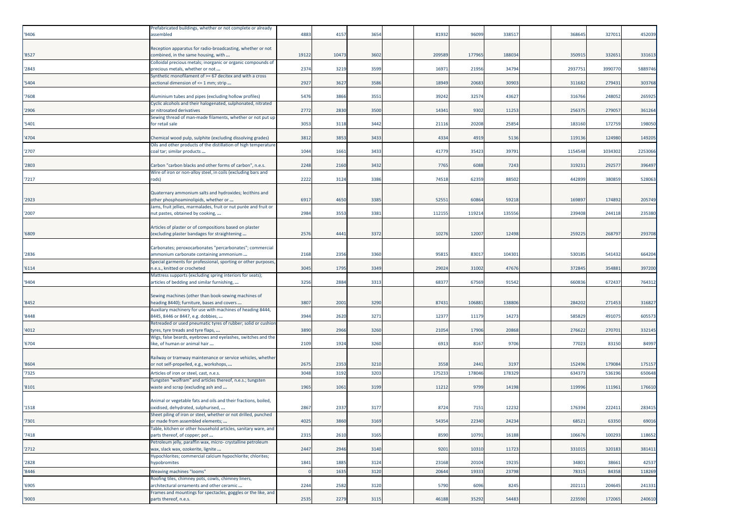| | | | | | | | | | | | | |
|---|---|---|---|---|---|---|---|---|---|---|---|---|
| '9406 | Prefabricated buildings, whether or not complete or already assembled | 4883 | 4157 | 3654 | | 81932 | 96099 | 338517 | | 368645 | 327011 | 452039 |
| '8527 | Reception apparatus for radio-broadcasting, whether or not combined, in the same housing, with ... | 19122 | 10473 | 3602 | | 209589 | 177965 | 188034 | | 350915 | 332651 | 331613 |
| '2843 | Colloidal precious metals; inorganic or organic compounds of precious metals, whether or not ... | 2374 | 3219 | 3599 | | 16971 | 21956 | 34794 | | 2937751 | 3990770 | 5889746 |
| '5404 | Synthetic monofilament of >= 67 decitex and with a cross sectional dimension of <= 1 mm; strip ... | 2927 | 3627 | 3586 | | 18949 | 20683 | 30903 | | 311682 | 279431 | 303768 |
| '7608 | Aluminium tubes and pipes (excluding hollow profiles) | 5476 | 3866 | 3551 | | 39242 | 32574 | 43627 | | 316766 | 248052 | 265925 |
| '2906 | Cyclic alcohols and their halogenated, sulphonated, nitrated or nitrosated derivatives | 2772 | 2830 | 3500 | | 14341 | 9302 | 11253 | | 256375 | 279057 | 361264 |
| '5401 | Sewing thread of man-made filaments, whether or not put up for retail sale | 3053 | 3118 | 3442 | | 21116 | 20208 | 25854 | | 183160 | 172759 | 198050 |
| '4704 | Chemical wood pulp, sulphite (excluding dissolving grades) | 3812 | 3853 | 3433 | | 4334 | 4919 | 5136 | | 119136 | 124980 | 149205 |
| '2707 | Oils and other products of the distillation of high temperature coal tar; similar products ... | 1044 | 1661 | 3433 | | 41779 | 35423 | 39791 | | 1154548 | 1034302 | 2253066 |
| '2803 | Carbon "carbon blacks and other forms of carbon", n.e.s. | 2248 | 2160 | 3432 | | 7765 | 6088 | 7243 | | 319231 | 292577 | 396497 |
| '7217 | Wire of iron or non-alloy steel, in coils (excluding bars and rods) | 2222 | 3124 | 3386 | | 74518 | 62359 | 88502 | | 442899 | 380859 | 528063 |
| '2923 | Quaternary ammonium salts and hydroxides; lecithins and other phosphoaminolipids, whether or ... | 6917 | 4650 | 3385 | | 52551 | 60864 | 59218 | | 169897 | 174892 | 205749 |
| '2007 | Jams, fruit jellies, marmalades, fruit or nut purée and fruit or nut pastes, obtained by cooking, ... | 2984 | 3553 | 3381 | | 112155 | 119214 | 135556 | | 239408 | 244118 | 235380 |
| '6809 | Articles of plaster or of compositions based on plaster (excluding plaster bandages for straightening ... | 2576 | 4441 | 3372 | | 10276 | 12007 | 12498 | | 259225 | 268797 | 293708 |
| '2836 | Carbonates; peroxocarbonates "percarbonates"; commercial ammonium carbonate containing ammonium ... | 2168 | 2356 | 3360 | | 95815 | 83017 | 104301 | | 530185 | 541432 | 664204 |
| '6114 | Special garments for professional, sporting or other purposes, n.e.s., knitted or crocheted | 3045 | 1795 | 3349 | | 29024 | 31002 | 47676 | | 372845 | 354881 | 397200 |
| '9404 | Mattress supports (excluding spring interiors for seats); articles of bedding and similar furnishing, ... | 3256 | 2884 | 3313 | | 68377 | 67569 | 91542 | | 660836 | 672437 | 764312 |
| '8452 | Sewing machines (other than book-sewing machines of heading 8440); furniture, bases and covers ... | 3807 | 2001 | 3290 | | 87431 | 106881 | 138806 | | 284202 | 271453 | 316827 |
| '8448 | Auxiliary machinery for use with machines of heading 8444, 8445, 8446 or 8447, e.g. dobbies, ... | 3944 | 2620 | 3271 | | 12377 | 11179 | 14273 | | 585829 | 491075 | 605573 |
| '4012 | Retreaded or used pneumatic tyres of rubber; solid or cushion tyres, tyre treads and tyre flaps, ... | 3890 | 2966 | 3260 | | 21054 | 17906 | 20868 | | 276622 | 270701 | 332145 |
| '6704 | Wigs, false beards, eyebrows and eyelashes, switches and the like, of human or animal hair ... | 2109 | 1924 | 3260 | | 6913 | 8167 | 9706 | | 77023 | 83150 | 84997 |
| '8604 | Railway or tramway maintenance or service vehicles, whether or not self-propelled, e.g., workshops, ... | 2675 | 2353 | 3210 | | 3558 | 2441 | 3197 | | 152496 | 179084 | 175157 |
| '7325 | Articles of iron or steel, cast, n.e.s. | 3048 | 3192 | 3203 | | 175233 | 178046 | 178329 | | 634373 | 536196 | 650648 |
| '8101 | Tungsten "wolfram" and articles thereof, n.e.s.; tungsten waste and scrap (excluding ash and ... | 1965 | 1061 | 3199 | | 11212 | 9799 | 14198 | | 119996 | 111961 | 176610 |
| '1518 | Animal or vegetable fats and oils and their fractions, boiled, oxidised, dehydrated, sulphurised, ... | 2867 | 2337 | 3177 | | 8724 | 7151 | 12232 | | 176394 | 222411 | 283415 |
| '7301 | Sheet piling of iron or steel, whether or not drilled, punched or made from assembled elements; ... | 4025 | 3860 | 3169 | | 54354 | 22340 | 24234 | | 68521 | 63350 | 69016 |
| '7418 | Table, kitchen or other household articles, sanitary ware, and parts thereof, of copper; pot ... | 2315 | 2610 | 3165 | | 8590 | 10791 | 16188 | | 106676 | 100293 | 118652 |
| '2712 | Petroleum jelly, paraffin wax, micro- crystalline petroleum wax, slack wax, ozokerite, lignite ... | 2447 | 2946 | 3140 | | 9201 | 10310 | 11723 | | 331015 | 320183 | 381411 |
| '2828 | Hypochlorites; commercial calcium hypochlorite; chlorites; hypobromites | 1841 | 1885 | 3124 | | 23168 | 20104 | 19235 | | 34801 | 38661 | 42537 |
| '8446 | Weaving machines "looms" | 0 | 1635 | 3120 | | 20644 | 19333 | 23798 | | 78315 | 84358 | 118269 |
| '6905 | Roofing tiles, chimney pots, cowls, chimney liners, architectural ornaments and other ceramic ... | 2244 | 2582 | 3120 | | 5790 | 6096 | 8245 | | 202111 | 204645 | 241331 |
| '9003 | Frames and mountings for spectacles, goggles or the like, and parts thereof, n.e.s. | 2535 | 2279 | 3115 | | 46188 | 35292 | 54483 | | 223590 | 172065 | 240610 |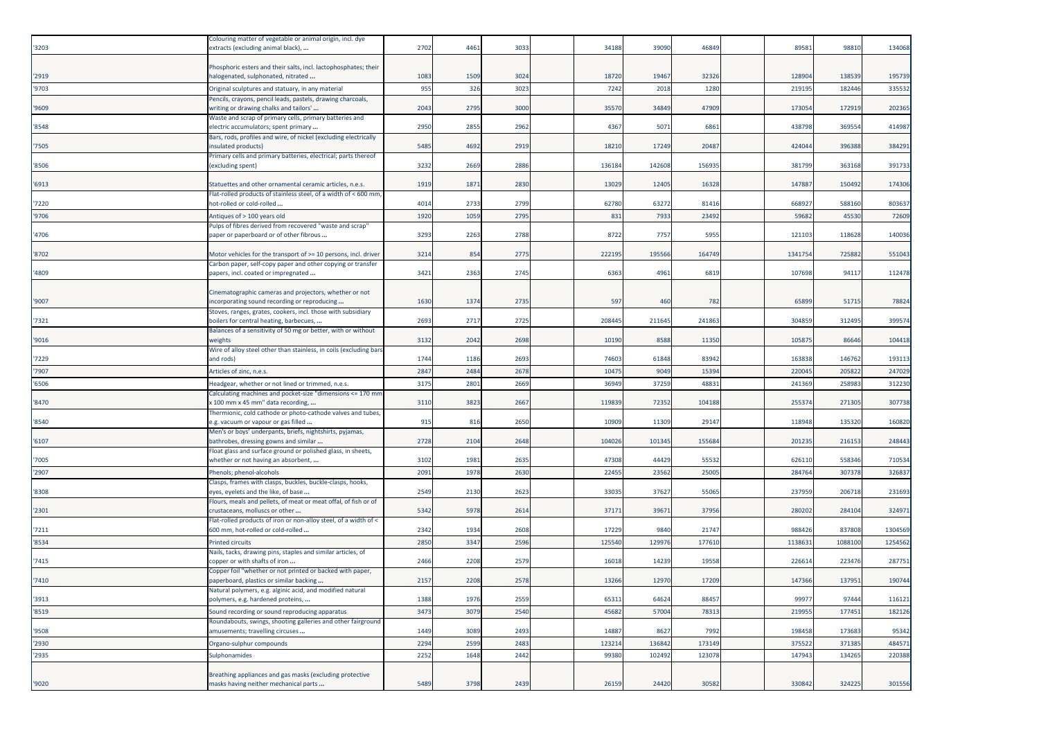| | | | | | | | | | | | | |
|---|---|---|---|---|---|---|---|---|---|---|---|---|
| '3203 | Colouring matter of vegetable or animal origin, incl. dye extracts (excluding animal black), ... | 2702 | 4461 | 3033 | | 34188 | 39090 | 46849 | | 89581 | 98810 | 134068 |
| '2919 | Phosphoric esters and their salts, incl. lactophosphates; their halogenated, sulphonated, nitrated ... | 1083 | 1509 | 3024 | | 18720 | 19467 | 32326 | | 128904 | 138539 | 195739 |
| '9703 | Original sculptures and statuary, in any material | 955 | 326 | 3023 | | 7242 | 2018 | 1280 | | 219195 | 182446 | 335532 |
| '9609 | Pencils, crayons, pencil leads, pastels, drawing charcoals, writing or drawing chalks and tailors' ... | 2043 | 2795 | 3000 | | 35570 | 34849 | 47909 | | 173054 | 172919 | 202365 |
| '8548 | Waste and scrap of primary cells, primary batteries and electric accumulators; spent primary ... | 2950 | 2855 | 2962 | | 4367 | 5071 | 6861 | | 438798 | 369554 | 414987 |
| '7505 | Bars, rods, profiles and wire, of nickel (excluding electrically insulated products) | 5485 | 4692 | 2919 | | 18210 | 17249 | 20487 | | 424044 | 396388 | 384291 |
| '8506 | Primary cells and primary batteries, electrical; parts thereof (excluding spent) | 3232 | 2669 | 2886 | | 136184 | 142608 | 156935 | | 381799 | 363168 | 391733 |
| '6913 | Statuettes and other ornamental ceramic articles, n.e.s. | 1919 | 1871 | 2830 | | 13029 | 12405 | 16328 | | 147887 | 150492 | 174306 |
| '7220 | Flat-rolled products of stainless steel, of a width of < 600 mm, hot-rolled or cold-rolled ... | 4014 | 2733 | 2799 | | 62780 | 63272 | 81416 | | 668927 | 588160 | 803637 |
| '9706 | Antiques of > 100 years old | 1920 | 1059 | 2795 | | 831 | 7933 | 23492 | | 59682 | 45530 | 72609 |
| '4706 | Pulps of fibres derived from recovered "waste and scrap" paper or paperboard or of other fibrous ... | 3293 | 2263 | 2788 | | 8722 | 7757 | 5955 | | 121103 | 118628 | 140036 |
| '8702 | Motor vehicles for the transport of >= 10 persons, incl. driver | 3214 | 854 | 2775 | | 222195 | 195566 | 164749 | | 1341754 | 725882 | 551043 |
| '4809 | Carbon paper, self-copy paper and other copying or transfer papers, incl. coated or impregnated ... | 3421 | 2363 | 2745 | | 6363 | 4961 | 6819 | | 107698 | 94117 | 112478 |
| '9007 | Cinematographic cameras and projectors, whether or not incorporating sound recording or reproducing ... | 1630 | 1374 | 2735 | | 597 | 460 | 782 | | 65899 | 51715 | 78824 |
| '7321 | Stoves, ranges, grates, cookers, incl. those with subsidiary boilers for central heating, barbecues, ... | 2693 | 2717 | 2725 | | 208445 | 211645 | 241863 | | 304859 | 312495 | 399574 |
| '9016 | Balances of a sensitivity of 50 mg or better, with or without weights | 3132 | 2042 | 2698 | | 10190 | 8588 | 11350 | | 105875 | 86646 | 104418 |
| '7229 | Wire of alloy steel other than stainless, in coils (excluding bars and rods) | 1744 | 1186 | 2693 | | 74603 | 61848 | 83942 | | 163838 | 146762 | 193113 |
| '7907 | Articles of zinc, n.e.s. | 2847 | 2484 | 2678 | | 10475 | 9049 | 15394 | | 220045 | 205822 | 247029 |
| '6506 | Headgear, whether or not lined or trimmed, n.e.s. | 3175 | 2801 | 2669 | | 36949 | 37259 | 48831 | | 241369 | 258983 | 312230 |
| '8470 | Calculating machines and pocket-size "dimensions <= 170 mm x 100 mm x 45 mm" data recording, ... | 3110 | 3823 | 2667 | | 119839 | 72352 | 104188 | | 255374 | 271305 | 307738 |
| '8540 | Thermionic, cold cathode or photo-cathode valves and tubes, e.g. vacuum or vapour or gas filled ... | 915 | 816 | 2650 | | 10909 | 11309 | 29147 | | 118948 | 135320 | 160820 |
| '6107 | Men's or boys' underpants, briefs, nightshirts, pyjamas, bathrobes, dressing gowns and similar ... | 2728 | 2104 | 2648 | | 104026 | 101345 | 155684 | | 201235 | 216153 | 248443 |
| '7005 | Float glass and surface ground or polished glass, in sheets, whether or not having an absorbent, ... | 3102 | 1981 | 2635 | | 47308 | 44429 | 55532 | | 626110 | 558346 | 710534 |
| '2907 | Phenols; phenol-alcohols | 2091 | 1978 | 2630 | | 22455 | 23562 | 25005 | | 284764 | 307378 | 326837 |
| '8308 | Clasps, frames with clasps, buckles, buckle-clasps, hooks, eyes, eyelets and the like, of base ... | 2549 | 2130 | 2623 | | 33035 | 37627 | 55065 | | 237959 | 206718 | 231693 |
| '2301 | Flours, meals and pellets, of meat or meat offal, of fish or of crustaceans, molluscs or other ... | 5342 | 5978 | 2614 | | 37171 | 39671 | 37956 | | 280202 | 284104 | 324971 |
| '7211 | Flat-rolled products of iron or non-alloy steel, of a width of < 600 mm, hot-rolled or cold-rolled ... | 2342 | 1934 | 2608 | | 17229 | 9840 | 21747 | | 988426 | 837808 | 1304569 |
| '8534 | Printed circuits | 2850 | 3347 | 2596 | | 125540 | 129976 | 177610 | | 1138631 | 1088100 | 1254562 |
| '7415 | Nails, tacks, drawing pins, staples and similar articles, of copper or with shafts of iron ... | 2466 | 2208 | 2579 | | 16018 | 14239 | 19558 | | 226614 | 223476 | 287751 |
| '7410 | Copper foil "whether or not printed or backed with paper, paperboard, plastics or similar backing ... | 2157 | 2208 | 2578 | | 13266 | 12970 | 17209 | | 147366 | 137951 | 190744 |
| '3913 | Natural polymers, e.g. alginic acid, and modified natural polymers, e.g. hardened proteins, ... | 1388 | 1976 | 2559 | | 65311 | 64624 | 88457 | | 99977 | 97444 | 116121 |
| '8519 | Sound recording or sound reproducing apparatus | 3473 | 3079 | 2540 | | 45682 | 57004 | 78313 | | 219955 | 177451 | 182126 |
| '9508 | Roundabouts, swings, shooting galleries and other fairground amusements; travelling circuses ... | 1449 | 3089 | 2493 | | 14887 | 8627 | 7992 | | 198458 | 173683 | 95342 |
| '2930 | Organo-sulphur compounds | 2294 | 2599 | 2483 | | 123214 | 136842 | 173149 | | 375522 | 371385 | 484571 |
| '2935 | Sulphonamides | 2252 | 1648 | 2442 | | 99380 | 102492 | 123078 | | 147943 | 134265 | 220388 |
| '9020 | Breathing appliances and gas masks (excluding protective masks having neither mechanical parts ... | 5489 | 3798 | 2439 | | 26159 | 24420 | 30582 | | 330842 | 324225 | 301556 |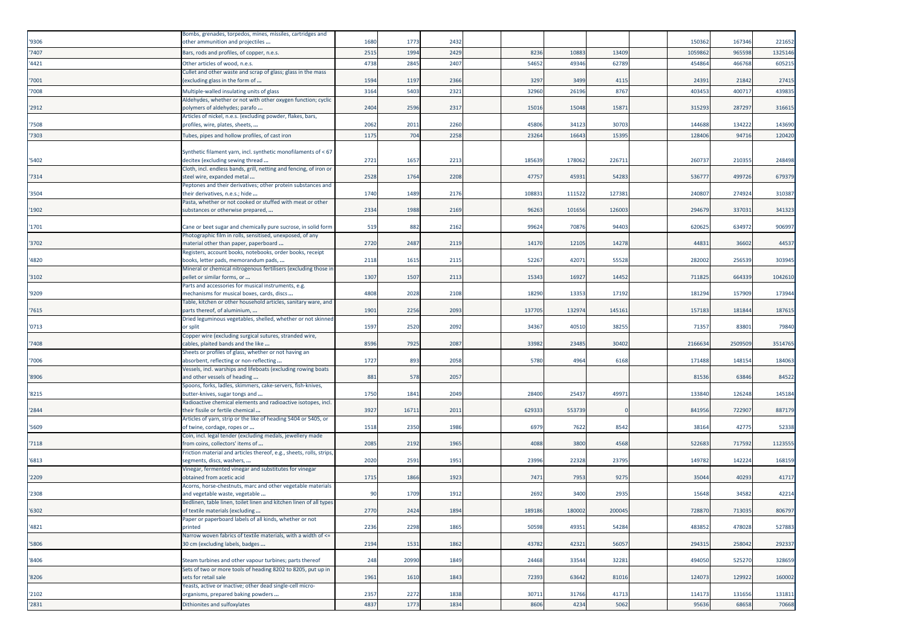| | | | | | | | | | | | | |
|---|---|---|---|---|---|---|---|---|---|---|---|---|
| '9306 | Bombs, grenades, torpedos, mines, missiles, cartridges and other ammunition and projectiles ... | 1680 | 1773 | 2432 | | | | | | 150362 | 167346 | 221652 |
| '7407 | Bars, rods and profiles, of copper, n.e.s. | 2515 | 1994 | 2429 | | 8236 | 10883 | 13409 | | 1059862 | 965598 | 1325146 |
| '4421 | Other articles of wood, n.e.s. | 4738 | 2845 | 2407 | | 54652 | 49346 | 62789 | | 454864 | 466768 | 605215 |
| '7001 | Cullet and other waste and scrap of glass; glass in the mass (excluding glass in the form of ... | 1594 | 1197 | 2366 | | 3297 | 3499 | 4115 | | 24391 | 21842 | 27415 |
| '7008 | Multiple-walled insulating units of glass | 3164 | 5403 | 2321 | | 32960 | 26196 | 8767 | | 403453 | 400717 | 439835 |
| '2912 | Aldehydes, whether or not with other oxygen function; cyclic polymers of aldehydes; parafo ... | 2404 | 2596 | 2317 | | 15016 | 15048 | 15871 | | 315293 | 287297 | 316615 |
| '7508 | Articles of nickel, n.e.s. (excluding powder, flakes, bars, profiles, wire, plates, sheets, ... | 2062 | 2011 | 2260 | | 45806 | 34123 | 30703 | | 144688 | 134222 | 143690 |
| '7303 | Tubes, pipes and hollow profiles, of cast iron | 1175 | 704 | 2258 | | 23264 | 16643 | 15395 | | 128406 | 94716 | 120420 |
| '5402 | Synthetic filament yarn, incl. synthetic monofilaments of < 67 decitex (excluding sewing thread ... | 2721 | 1657 | 2213 | | 185639 | 178062 | 226711 | | 260737 | 210355 | 248498 |
| '7314 | Cloth, incl. endless bands, grill, netting and fencing, of iron or steel wire, expanded metal ... | 2528 | 1764 | 2208 | | 47757 | 45931 | 54283 | | 536777 | 499726 | 679379 |
| '3504 | Peptones and their derivatives; other protein substances and their derivatives, n.e.s.; hide ... | 1740 | 1489 | 2176 | | 108831 | 111522 | 127381 | | 240807 | 274924 | 310387 |
| '1902 | Pasta, whether or not cooked or stuffed with meat or other substances or otherwise prepared, ... | 2334 | 1988 | 2169 | | 96263 | 101656 | 126003 | | 294679 | 337031 | 341323 |
| '1701 | Cane or beet sugar and chemically pure sucrose, in solid form | 519 | 882 | 2162 | | 99624 | 70876 | 94403 | | 620625 | 634972 | 906997 |
| '3702 | Photographic film in rolls, sensitised, unexposed, of any material other than paper, paperboard ... | 2720 | 2487 | 2119 | | 14170 | 12105 | 14278 | | 44831 | 36602 | 44537 |
| '4820 | Registers, account books, notebooks, order books, receipt books, letter pads, memorandum pads, ... | 2118 | 1615 | 2115 | | 52267 | 42071 | 55528 | | 282002 | 256539 | 303945 |
| '3102 | Mineral or chemical nitrogenous fertilisers (excluding those in pellet or similar forms, or ... | 1307 | 1507 | 2113 | | 15343 | 16927 | 14452 | | 711825 | 664339 | 1042610 |
| '9209 | Parts and accessories for musical instruments, e.g. mechanisms for musical boxes, cards, discs ... | 4808 | 2028 | 2108 | | 18290 | 13353 | 17192 | | 181294 | 157909 | 173944 |
| '7615 | Table, kitchen or other household articles, sanitary ware, and parts thereof, of aluminium, ... | 1901 | 2256 | 2093 | | 137705 | 132974 | 145161 | | 157183 | 181844 | 187615 |
| '0713 | Dried leguminous vegetables, shelled, whether or not skinned or split | 1597 | 2520 | 2092 | | 34367 | 40510 | 38255 | | 71357 | 83801 | 79840 |
| '7408 | Copper wire (excluding surgical sutures, stranded wire, cables, plaited bands and the like ... | 8596 | 7925 | 2087 | | 33982 | 23485 | 30402 | | 2166634 | 2509509 | 3514765 |
| '7006 | Sheets or profiles of glass, whether or not having an absorbent, reflecting or non-reflecting ... | 1727 | 893 | 2058 | | 5780 | 4964 | 6168 | | 171488 | 148154 | 184063 |
| '8906 | Vessels, incl. warships and lifeboats (excluding rowing boats and other vessels of heading ... | 881 | 578 | 2057 | | | | | | 81536 | 63846 | 84522 |
| '8215 | Spoons, forks, ladles, skimmers, cake-servers, fish-knives, butter-knives, sugar tongs and ... | 1750 | 1841 | 2049 | | 28400 | 25437 | 49971 | | 133840 | 126248 | 145184 |
| '2844 | Radioactive chemical elements and radioactive isotopes, incl. their fissile or fertile chemical ... | 3927 | 16711 | 2011 | | 629333 | 553739 | 0 | | 841956 | 722907 | 887179 |
| '5609 | Articles of yarn, strip or the like of heading 5404 or 5405, or of twine, cordage, ropes or ... | 1518 | 2350 | 1986 | | 6979 | 7622 | 8542 | | 38164 | 42775 | 52338 |
| '7118 | Coin, incl. legal tender (excluding medals, jewellery made from coins, collectors' items of ... | 2085 | 2192 | 1965 | | 4088 | 3800 | 4568 | | 522683 | 717592 | 1123555 |
| '6813 | Friction material and articles thereof, e.g., sheets, rolls, strips, segments, discs, washers, ... | 2020 | 2591 | 1951 | | 23996 | 22328 | 23795 | | 149782 | 142224 | 168159 |
| '2209 | Vinegar, fermented vinegar and substitutes for vinegar obtained from acetic acid | 1715 | 1866 | 1923 | | 7471 | 7953 | 9275 | | 35044 | 40293 | 41717 |
| '2308 | Acorns, horse-chestnuts, marc and other vegetable materials and vegetable waste, vegetable ... | 90 | 1709 | 1912 | | 2692 | 3400 | 2935 | | 15648 | 34582 | 42214 |
| '6302 | Bedlinen, table linen, toilet linen and kitchen linen of all types of textile materials (excluding ... | 2770 | 2424 | 1894 | | 189186 | 180002 | 200045 | | 728870 | 713035 | 806797 |
| '4821 | Paper or paperboard labels of all kinds, whether or not printed | 2236 | 2298 | 1865 | | 50598 | 49351 | 54284 | | 483852 | 478028 | 527883 |
| '5806 | Narrow woven fabrics of textile materials, with a width of <= 30 cm (excluding labels, badges ... | 2194 | 1531 | 1862 | | 43782 | 42321 | 56057 | | 294315 | 258042 | 292337 |
| '8406 | Steam turbines and other vapour turbines; parts thereof | 248 | 20990 | 1849 | | 24468 | 33544 | 32281 | | 494050 | 525270 | 328659 |
| '8206 | Sets of two or more tools of heading 8202 to 8205, put up in sets for retail sale | 1961 | 1610 | 1843 | | 72393 | 63642 | 81016 | | 124073 | 129922 | 160002 |
| '2102 | Yeasts, active or inactive; other dead single-cell micro-organisms, prepared baking powders ... | 2357 | 2272 | 1838 | | 30711 | 31766 | 41713 | | 114173 | 131656 | 131811 |
| '2831 | Dithionites and sulfoxylates | 4837 | 1773 | 1834 | | 8606 | 4234 | 5062 | | 95636 | 68658 | 70668 |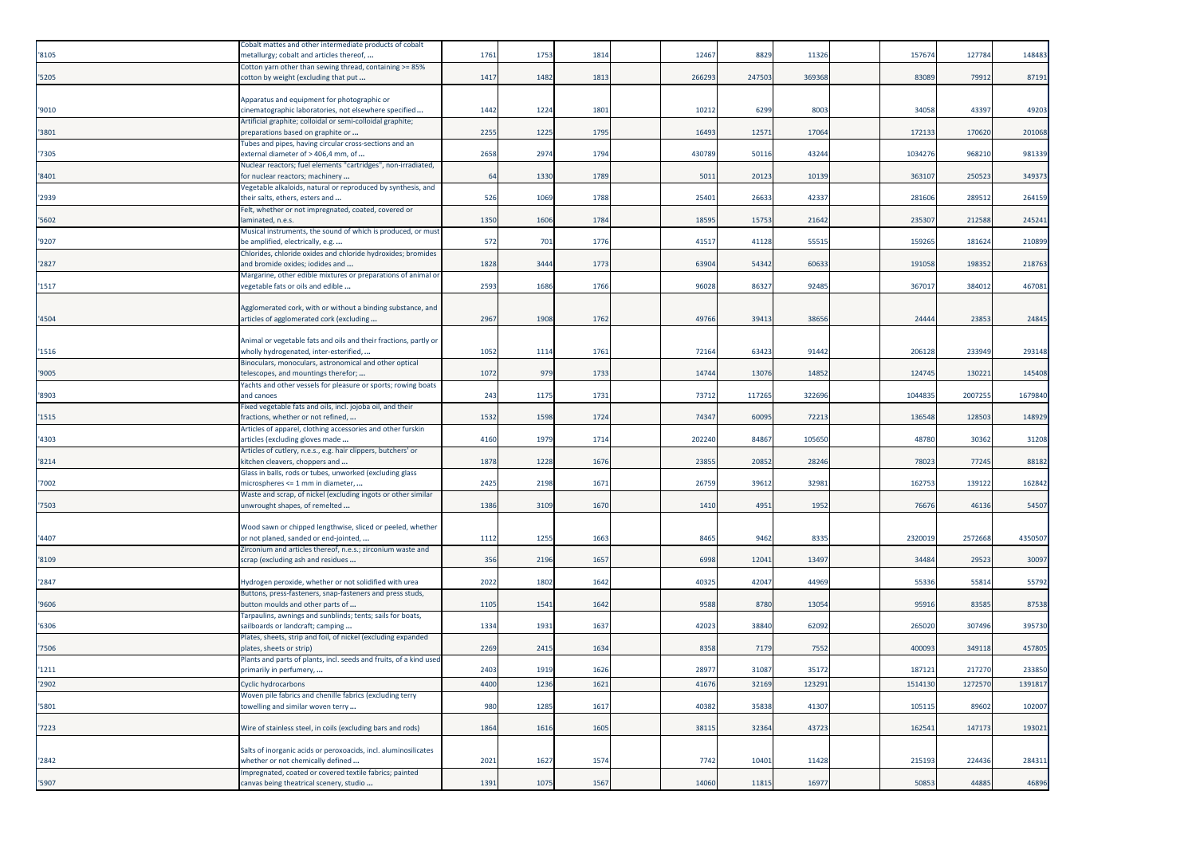| | | | | | | | | | | | | | |
|---|---|---|---|---|---|---|---|---|---|---|---|---|---|
| '8105 | Cobalt mattes and other intermediate products of cobalt metallurgy; cobalt and articles thereof, ... | 1761 | 1753 | 1814 | | 12467 | 8829 | 11326 | | 157674 | 127784 | 148483 |
| '5205 | Cotton yarn other than sewing thread, containing >= 85% cotton by weight (excluding that put ... | 1417 | 1482 | 1813 | | 266293 | 247503 | 369368 | | 83089 | 79912 | 87191 |
| '9010 | Apparatus and equipment for photographic or cinematographic laboratories, not elsewhere specified ... | 1442 | 1224 | 1801 | | 10212 | 6299 | 8003 | | 34058 | 43397 | 49203 |
| '3801 | Artificial graphite; colloidal or semi-colloidal graphite; preparations based on graphite or ... | 2255 | 1225 | 1795 | | 16493 | 12571 | 17064 | | 172133 | 170620 | 201068 |
| '7305 | Tubes and pipes, having circular cross-sections and an external diameter of > 406,4 mm, of ... | 2658 | 2974 | 1794 | | 430789 | 50116 | 43244 | | 1034276 | 968210 | 981339 |
| '8401 | Nuclear reactors; fuel elements "cartridges", non-irradiated, for nuclear reactors; machinery ... | 64 | 1330 | 1789 | | 5011 | 20123 | 10139 | | 363107 | 250523 | 349373 |
| '2939 | Vegetable alkaloids, natural or reproduced by synthesis, and their salts, ethers, esters and ... | 526 | 1069 | 1788 | | 25401 | 26633 | 42337 | | 281606 | 289512 | 264159 |
| '5602 | Felt, whether or not impregnated, coated, covered or laminated, n.e.s. | 1350 | 1606 | 1784 | | 18595 | 15753 | 21642 | | 235307 | 212588 | 245241 |
| '9207 | Musical instruments, the sound of which is produced, or must be amplified, electrically, e.g. ... | 572 | 701 | 1776 | | 41517 | 41128 | 55515 | | 159265 | 181624 | 210899 |
| '2827 | Chlorides, chloride oxides and chloride hydroxides; bromides and bromide oxides; iodides and ... | 1828 | 3444 | 1773 | | 63904 | 54342 | 60633 | | 191058 | 198352 | 218763 |
| '1517 | Margarine, other edible mixtures or preparations of animal or vegetable fats or oils and edible ... | 2593 | 1686 | 1766 | | 96028 | 86327 | 92485 | | 367017 | 384012 | 467081 |
| '4504 | Agglomerated cork, with or without a binding substance, and articles of agglomerated cork (excluding ... | 2967 | 1908 | 1762 | | 49766 | 39413 | 38656 | | 24444 | 23853 | 24845 |
| '1516 | Animal or vegetable fats and oils and their fractions, partly or wholly hydrogenated, inter-esterified, ... | 1052 | 1114 | 1761 | | 72164 | 63423 | 91442 | | 206128 | 233949 | 293148 |
| '9005 | Binoculars, monoculars, astronomical and other optical telescopes, and mountings therefor; ... | 1072 | 979 | 1733 | | 14744 | 13076 | 14852 | | 124745 | 130221 | 145408 |
| '8903 | Yachts and other vessels for pleasure or sports; rowing boats and canoes | 243 | 1175 | 1731 | | 73712 | 117265 | 322696 | | 1044835 | 2007255 | 1679840 |
| '1515 | Fixed vegetable fats and oils, incl. jojoba oil, and their fractions, whether or not refined, ... | 1532 | 1598 | 1724 | | 74347 | 60095 | 72213 | | 136548 | 128503 | 148929 |
| '4303 | Articles of apparel, clothing accessories and other furskin articles (excluding gloves made ... | 4160 | 1979 | 1714 | | 202240 | 84867 | 105650 | | 48780 | 30362 | 31208 |
| '8214 | Articles of cutlery, n.e.s., e.g. hair clippers, butchers' or kitchen cleavers, choppers and ... | 1878 | 1228 | 1676 | | 23855 | 20852 | 28246 | | 78023 | 77245 | 88182 |
| '7002 | Glass in balls, rods or tubes, unworked (excluding glass microspheres <= 1 mm in diameter, ... | 2425 | 2198 | 1671 | | 26759 | 39612 | 32981 | | 162753 | 139122 | 162842 |
| '7503 | Waste and scrap, of nickel (excluding ingots or other similar unwrought shapes, of remelted ... | 1386 | 3109 | 1670 | | 1410 | 4951 | 1952 | | 76676 | 46136 | 54507 |
| '4407 | Wood sawn or chipped lengthwise, sliced or peeled, whether or not planed, sanded or end-jointed, ... | 1112 | 1255 | 1663 | | 8465 | 9462 | 8335 | | 2320019 | 2572668 | 4350507 |
| '8109 | Zirconium and articles thereof, n.e.s.; zirconium waste and scrap (excluding ash and residues ... | 356 | 2196 | 1657 | | 6998 | 12041 | 13497 | | 34484 | 29523 | 30097 |
| '2847 | Hydrogen peroxide, whether or not solidified with urea | 2022 | 1802 | 1642 | | 40325 | 42047 | 44969 | | 55336 | 55814 | 55792 |
| '9606 | Buttons, press-fasteners, snap-fasteners and press studs, button moulds and other parts of ... | 1105 | 1541 | 1642 | | 9588 | 8780 | 13054 | | 95916 | 83585 | 87538 |
| '6306 | Tarpaulins, awnings and sunblinds; tents; sails for boats, sailboards or landcraft; camping ... | 1334 | 1931 | 1637 | | 42023 | 38840 | 62092 | | 265020 | 307496 | 395730 |
| '7506 | Plates, sheets, strip and foil, of nickel (excluding expanded plates, sheets or strip) | 2269 | 2415 | 1634 | | 8358 | 7179 | 7552 | | 400093 | 349118 | 457805 |
| '1211 | Plants and parts of plants, incl. seeds and fruits, of a kind used primarily in perfumery, ... | 2403 | 1919 | 1626 | | 28977 | 31087 | 35172 | | 187121 | 217270 | 233850 |
| '2902 | Cyclic hydrocarbons | 4400 | 1236 | 1621 | | 41676 | 32169 | 123291 | | 1514130 | 1272570 | 1391817 |
| '5801 | Woven pile fabrics and chenille fabrics (excluding terry towelling and similar woven terry ... | 980 | 1285 | 1617 | | 40382 | 35838 | 41307 | | 105115 | 89602 | 102007 |
| '7223 | Wire of stainless steel, in coils (excluding bars and rods) | 1864 | 1616 | 1605 | | 38115 | 32364 | 43723 | | 162541 | 147173 | 193021 |
| '2842 | Salts of inorganic acids or peroxoacids, incl. aluminosilicates whether or not chemically defined ... | 2021 | 1627 | 1574 | | 7742 | 10401 | 11428 | | 215193 | 224436 | 284311 |
| '5907 | Impregnated, coated or covered textile fabrics; painted canvas being theatrical scenery, studio ... | 1391 | 1075 | 1567 | | 14060 | 11815 | 16977 | | 50853 | 44885 | 46896 |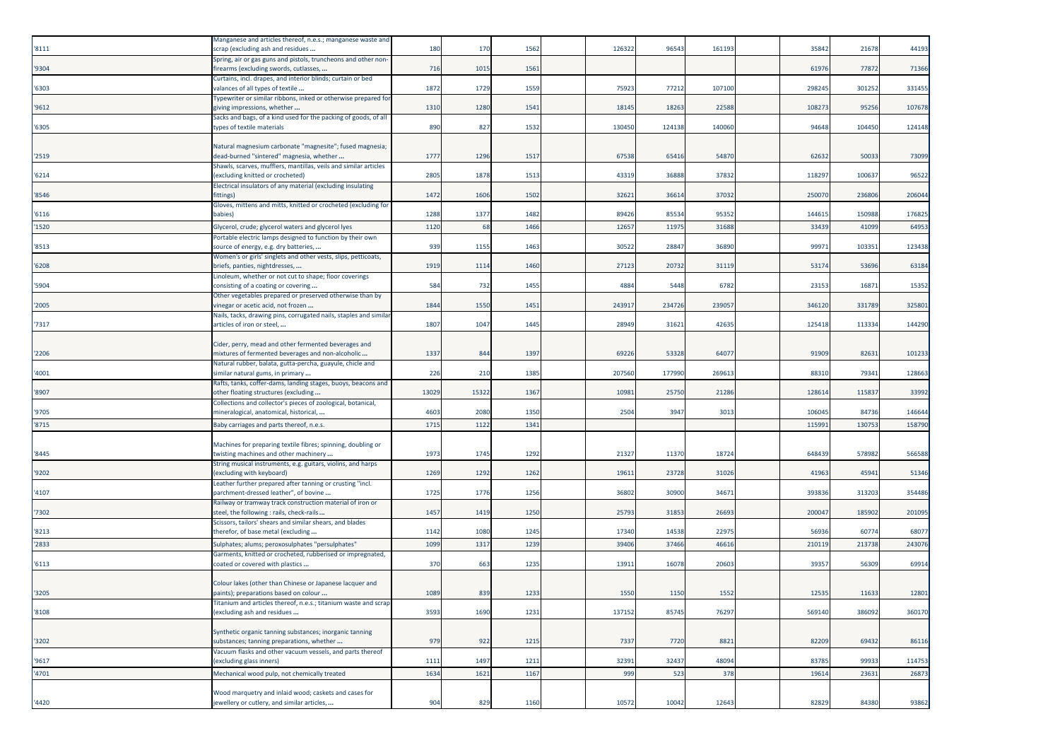| | | | | | | | | | | | | | |
|---|---|---|---|---|---|---|---|---|---|---|---|---|---|
| '8111 | Manganese and articles thereof, n.e.s.; manganese waste and scrap (excluding ash and residues ... | 180 | 170 | 1562 | | 126322 | 96543 | 161193 | | 35842 | 21678 | 44193 |
| '9304 | Spring, air or gas guns and pistols, truncheons and other non-firearms (excluding swords, cutlasses, ... | 716 | 1015 | 1561 | | | | | | 61976 | 77872 | 71366 |
| '6303 | Curtains, incl. drapes, and interior blinds; curtain or bed valances of all types of textile ... | 1872 | 1729 | 1559 | | 75923 | 77212 | 107100 | | 298245 | 301252 | 331455 |
| '9612 | Typewriter or similar ribbons, inked or otherwise prepared for giving impressions, whether ... | 1310 | 1280 | 1541 | | 18145 | 18263 | 22588 | | 108273 | 95256 | 107678 |
| '6305 | Sacks and bags, of a kind used for the packing of goods, of all types of textile materials | 890 | 827 | 1532 | | 130450 | 124138 | 140060 | | 94648 | 104450 | 124148 |
| '2519 | Natural magnesium carbonate "magnesite"; fused magnesia; dead-burned "sintered" magnesia, whether ... | 1777 | 1296 | 1517 | | 67538 | 65416 | 54870 | | 62632 | 50033 | 73099 |
| '6214 | Shawls, scarves, mufflers, mantillas, veils and similar articles (excluding knitted or crocheted) | 2805 | 1878 | 1513 | | 43319 | 36888 | 37832 | | 118297 | 100637 | 96522 |
| '8546 | Electrical insulators of any material (excluding insulating fittings) | 1472 | 1606 | 1502 | | 32621 | 36614 | 37032 | | 250070 | 236806 | 206044 |
| '6116 | Gloves, mittens and mitts, knitted or crocheted (excluding for babies) | 1288 | 1377 | 1482 | | 89426 | 85534 | 95352 | | 144615 | 150988 | 176825 |
| '1520 | Glycerol, crude; glycerol waters and glycerol lyes | 1120 | 68 | 1466 | | 12657 | 11975 | 31688 | | 33439 | 41099 | 64953 |
| '8513 | Portable electric lamps designed to function by their own source of energy, e.g. dry batteries, ... | 939 | 1155 | 1463 | | 30522 | 28847 | 36890 | | 99971 | 103351 | 123438 |
| '6208 | Women's or girls' singlets and other vests, slips, petticoats, briefs, panties, nightdresses, ... | 1919 | 1114 | 1460 | | 27123 | 20732 | 31119 | | 53174 | 53696 | 63184 |
| '5904 | Linoleum, whether or not cut to shape; floor coverings consisting of a coating or covering ... | 584 | 732 | 1455 | | 4884 | 5448 | 6782 | | 23153 | 16871 | 15352 |
| '2005 | Other vegetables prepared or preserved otherwise than by vinegar or acetic acid, not frozen ... | 1844 | 1550 | 1451 | | 243917 | 234726 | 239057 | | 346120 | 331789 | 325801 |
| '7317 | Nails, tacks, drawing pins, corrugated nails, staples and similar articles of iron or steel, ... | 1807 | 1047 | 1445 | | 28949 | 31621 | 42635 | | 125418 | 113334 | 144290 |
| '2206 | Cider, perry, mead and other fermented beverages and mixtures of fermented beverages and non-alcoholic ... | 1337 | 844 | 1397 | | 69226 | 53328 | 64077 | | 91909 | 82631 | 101233 |
| '4001 | Natural rubber, balata, gutta-percha, guayule, chicle and similar natural gums, in primary ... | 226 | 210 | 1385 | | 207560 | 177990 | 269613 | | 88310 | 79341 | 128663 |
| '8907 | Rafts, tanks, coffer-dams, landing stages, buoys, beacons and other floating structures (excluding ... | 13029 | 15322 | 1367 | | 10981 | 25750 | 21286 | | 128614 | 115837 | 33992 |
| '9705 | Collections and collector's pieces of zoological, botanical, mineralogical, anatomical, historical, ... | 4603 | 2080 | 1350 | | 2504 | 3947 | 3013 | | 106045 | 84736 | 146644 |
| '8715 | Baby carriages and parts thereof, n.e.s. | 1715 | 1122 | 1341 | | | | | | 115991 | 130753 | 158790 |
| '8445 | Machines for preparing textile fibres; spinning, doubling or twisting machines and other machinery ... | 1973 | 1745 | 1292 | | 21327 | 11370 | 18724 | | 648439 | 578982 | 566588 |
| '9202 | String musical instruments, e.g. guitars, violins, and harps (excluding with keyboard) | 1269 | 1292 | 1262 | | 19611 | 23728 | 31026 | | 41963 | 45941 | 51346 |
| '4107 | Leather further prepared after tanning or crusting "incl. parchment-dressed leather", of bovine ... | 1725 | 1776 | 1256 | | 36802 | 30900 | 34671 | | 393836 | 313203 | 354486 |
| '7302 | Railway or tramway track construction material of iron or steel, the following : rails, check-rails ... | 1457 | 1419 | 1250 | | 25793 | 31853 | 26693 | | 200047 | 185902 | 201095 |
| '8213 | Scissors, tailors' shears and similar shears, and blades therefor, of base metal (excluding ... | 1142 | 1080 | 1245 | | 17340 | 14538 | 22975 | | 56936 | 60774 | 68077 |
| '2833 | Sulphates; alums; peroxosulphates "persulphates" | 1099 | 1317 | 1239 | | 39406 | 37466 | 46616 | | 210119 | 213738 | 243076 |
| '6113 | Garments, knitted or crocheted, rubberised or impregnated, coated or covered with plastics ... | 370 | 663 | 1235 | | 13911 | 16078 | 20603 | | 39357 | 56309 | 69914 |
| '3205 | Colour lakes (other than Chinese or Japanese lacquer and paints); preparations based on colour ... | 1089 | 839 | 1233 | | 1550 | 1150 | 1552 | | 12535 | 11633 | 12801 |
| '8108 | Titanium and articles thereof, n.e.s.; titanium waste and scrap (excluding ash and residues ... | 3593 | 1690 | 1231 | | 137152 | 85745 | 76297 | | 569140 | 386092 | 360170 |
| '3202 | Synthetic organic tanning substances; inorganic tanning substances; tanning preparations, whether ... | 979 | 922 | 1215 | | 7337 | 7720 | 8821 | | 82209 | 69432 | 86116 |
| '9617 | Vacuum flasks and other vacuum vessels, and parts thereof (excluding glass inners) | 1111 | 1497 | 1211 | | 32391 | 32437 | 48094 | | 83785 | 99933 | 114753 |
| '4701 | Mechanical wood pulp, not chemically treated | 1634 | 1621 | 1167 | | 999 | 523 | 378 | | 19614 | 23631 | 26873 |
| '4420 | Wood marquetry and inlaid wood; caskets and cases for jewellery or cutlery, and similar articles, ... | 904 | 829 | 1160 | | 10572 | 10042 | 12643 | | 82829 | 84380 | 93862 |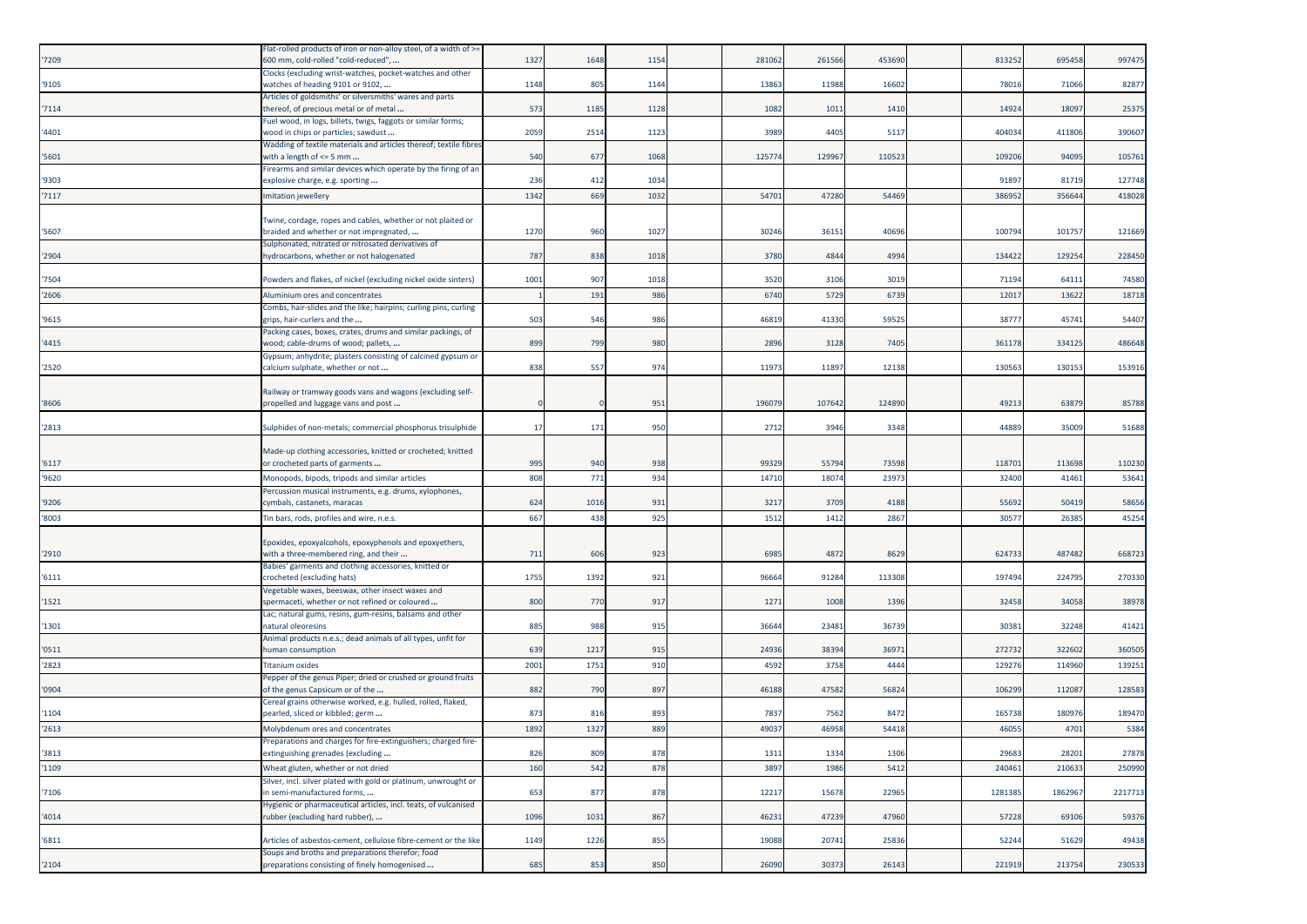| | | | | | | | | | | | | |
|---|---|---|---|---|---|---|---|---|---|---|---|---|
| '7209 | Flat-rolled products of iron or non-alloy steel, of a width of >= 600 mm, cold-rolled "cold-reduced", ... | 1327 | 1648 | 1154 | | 281062 | 261566 | 453690 | | 813252 | 695458 | 997475 |
| '9105 | Clocks (excluding wrist-watches, pocket-watches and other watches of heading 9101 or 9102, ... | 1148 | 805 | 1144 | | 13863 | 11988 | 16602 | | 78016 | 71066 | 82877 |
| '7114 | Articles of goldsmiths' or silversmiths' wares and parts thereof, of precious metal or of metal ... | 573 | 1185 | 1128 | | 1082 | 1011 | 1410 | | 14924 | 18097 | 25375 |
| '4401 | Fuel wood, in logs, billets, twigs, faggots or similar forms; wood in chips or particles; sawdust ... | 2059 | 2514 | 1123 | | 3989 | 4405 | 5117 | | 404034 | 411806 | 390607 |
| '5601 | Wadding of textile materials and articles thereof; textile fibres with a length of <= 5 mm ... | 540 | 677 | 1068 | | 125774 | 129967 | 110523 | | 109206 | 94095 | 105761 |
| '9303 | Firearms and similar devices which operate by the firing of an explosive charge, e.g. sporting ... | 236 | 412 | 1034 | | | | | | 91897 | 81719 | 127748 |
| '7117 | Imitation jewellery | 1342 | 669 | 1032 | | 54701 | 47280 | 54469 | | 386952 | 356644 | 418028 |
| '5607 | Twine, cordage, ropes and cables, whether or not plaited or braided and whether or not impregnated, ... | 1270 | 960 | 1027 | | 30246 | 36151 | 40696 | | 100794 | 101757 | 121669 |
| '2904 | Sulphonated, nitrated or nitrosated derivatives of hydrocarbons, whether or not halogenated | 787 | 838 | 1018 | | 3780 | 4844 | 4994 | | 134422 | 129254 | 228450 |
| '7504 | Powders and flakes, of nickel (excluding nickel oxide sinters) | 1001 | 907 | 1018 | | 3520 | 3106 | 3019 | | 71194 | 64111 | 74580 |
| '2606 | Aluminium ores and concentrates | 1 | 191 | 986 | | 6740 | 5729 | 6739 | | 12017 | 13622 | 18718 |
| '9615 | Combs, hair-slides and the like; hairpins; curling pins, curling grips, hair-curlers and the ... | 503 | 546 | 986 | | 46819 | 41330 | 59525 | | 38777 | 45741 | 54407 |
| '4415 | Packing cases, boxes, crates, drums and similar packings, of wood; cable-drums of wood; pallets, ... | 899 | 799 | 980 | | 2896 | 3128 | 7405 | | 361178 | 334125 | 486648 |
| '2520 | Gypsum; anhydrite; plasters consisting of calcined gypsum or calcium sulphate, whether or not ... | 838 | 557 | 974 | | 11973 | 11897 | 12138 | | 130563 | 130153 | 153916 |
| '8606 | Railway or tramway goods vans and wagons (excluding self-propelled and luggage vans and post ... | 0 | 0 | 951 | | 196079 | 107642 | 124890 | | 49213 | 63879 | 85788 |
| '2813 | Sulphides of non-metals; commercial phosphorus trisulphide | 17 | 171 | 950 | | 2712 | 3946 | 3348 | | 44889 | 35009 | 51688 |
| '6117 | Made-up clothing accessories, knitted or crocheted; knitted or crocheted parts of garments ... | 995 | 940 | 938 | | 99329 | 55794 | 73598 | | 118701 | 113698 | 110230 |
| '9620 | Monopods, bipods, tripods and similar articles | 808 | 771 | 934 | | 14710 | 18074 | 23973 | | 32400 | 41461 | 53641 |
| '9206 | Percussion musical instruments, e.g. drums, xylophones, cymbals, castanets, maracas | 624 | 1016 | 931 | | 3217 | 3709 | 4188 | | 55692 | 50419 | 58656 |
| '8003 | Tin bars, rods, profiles and wire, n.e.s. | 667 | 438 | 925 | | 1512 | 1412 | 2867 | | 30577 | 26385 | 45254 |
| '2910 | Epoxides, epoxyalcohols, epoxyphenols and epoxyethers, with a three-membered ring, and their ... | 711 | 606 | 923 | | 6985 | 4872 | 8629 | | 624733 | 487482 | 668723 |
| '6111 | Babies' garments and clothing accessories, knitted or crocheted (excluding hats) | 1755 | 1392 | 921 | | 96664 | 91284 | 113308 | | 197494 | 224795 | 270330 |
| '1521 | Vegetable waxes, beeswax, other insect waxes and spermaceti, whether or not refined or coloured ... | 800 | 770 | 917 | | 1271 | 1008 | 1396 | | 32458 | 34058 | 38978 |
| '1301 | Lac; natural gums, resins, gum-resins, balsams and other natural oleoresins | 885 | 988 | 915 | | 36644 | 23481 | 36739 | | 30381 | 32248 | 41421 |
| '0511 | Animal products n.e.s.; dead animals of all types, unfit for human consumption | 639 | 1217 | 915 | | 24936 | 38394 | 36971 | | 272732 | 322602 | 360505 |
| '2823 | Titanium oxides | 2001 | 1751 | 910 | | 4592 | 3758 | 4444 | | 129276 | 114960 | 139251 |
| '0904 | Pepper of the genus Piper; dried or crushed or ground fruits of the genus Capsicum or of the ... | 882 | 790 | 897 | | 46188 | 47582 | 56824 | | 106299 | 112087 | 128583 |
| '1104 | Cereal grains otherwise worked, e.g. hulled, rolled, flaked, pearled, sliced or kibbled; germ ... | 873 | 816 | 893 | | 7837 | 7562 | 8472 | | 165738 | 180976 | 189470 |
| '2613 | Molybdenum ores and concentrates | 1892 | 1327 | 889 | | 49037 | 46958 | 54418 | | 46055 | 4701 | 5384 |
| '3813 | Preparations and charges for fire-extinguishers; charged fire-extinguishing grenades (excluding ... | 826 | 809 | 878 | | 1311 | 1334 | 1306 | | 29683 | 28201 | 27878 |
| '1109 | Wheat gluten, whether or not dried | 160 | 542 | 878 | | 3897 | 1986 | 5412 | | 240461 | 210633 | 250990 |
| '7106 | Silver, incl. silver plated with gold or platinum, unwrought or in semi-manufactured forms, ... | 653 | 877 | 878 | | 12217 | 15678 | 22965 | | 1281385 | 1862967 | 2217713 |
| '4014 | Hygienic or pharmaceutical articles, incl. teats, of vulcanised rubber (excluding hard rubber), ... | 1096 | 1031 | 867 | | 46231 | 47239 | 47960 | | 57228 | 69106 | 59376 |
| '6811 | Articles of asbestos-cement, cellulose fibre-cement or the like | 1149 | 1226 | 855 | | 19088 | 20741 | 25836 | | 52244 | 51629 | 49438 |
| '2104 | Soups and broths and preparations therefor; food preparations consisting of finely homogenised ... | 685 | 853 | 850 | | 26090 | 30373 | 26143 | | 221919 | 213754 | 230533 |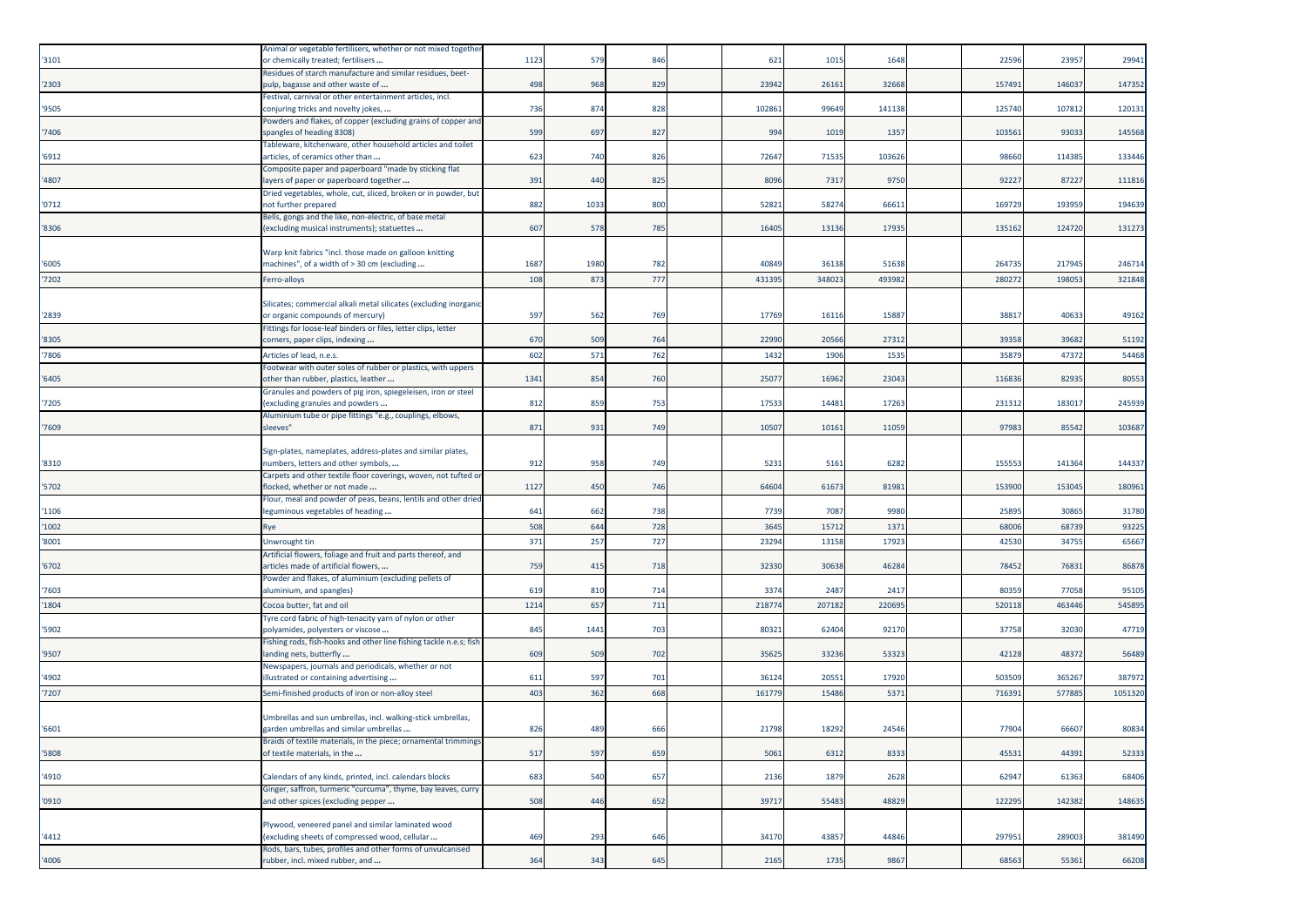| | | | | | | | | | | | | |
|---|---|---|---|---|---|---|---|---|---|---|---|---|
| '3101 | Animal or vegetable fertilisers, whether or not mixed together or chemically treated; fertilisers ... | 1123 | 579 | 846 | | 621 | 1015 | 1648 | | 22596 | 23957 | 29941 |
| '2303 | Residues of starch manufacture and similar residues, beet-pulp, bagasse and other waste of ... | 498 | 968 | 829 | | 23942 | 26161 | 32668 | | 157491 | 146037 | 147352 |
| '9505 | Festival, carnival or other entertainment articles, incl. conjuring tricks and novelty jokes, ... | 736 | 874 | 828 | | 102861 | 99649 | 141138 | | 125740 | 107812 | 120131 |
| '7406 | Powders and flakes, of copper (excluding grains of copper and spangles of heading 8308) | 599 | 697 | 827 | | 994 | 1019 | 1357 | | 103561 | 93033 | 145568 |
| '6912 | Tableware, kitchenware, other household articles and toilet articles, of ceramics other than ... | 623 | 740 | 826 | | 72647 | 71535 | 103626 | | 98660 | 114385 | 133446 |
| '4807 | Composite paper and paperboard "made by sticking flat layers of paper or paperboard together ... | 391 | 440 | 825 | | 8096 | 7317 | 9750 | | 92227 | 87227 | 111816 |
| '0712 | Dried vegetables, whole, cut, sliced, broken or in powder, but not further prepared | 882 | 1033 | 800 | | 52821 | 58274 | 66611 | | 169729 | 193959 | 194639 |
| '8306 | Bells, gongs and the like, non-electric, of base metal (excluding musical instruments); statuettes ... | 607 | 578 | 785 | | 16405 | 13136 | 17935 | | 135162 | 124720 | 131273 |
| '6005 | Warp knit fabrics "incl. those made on galloon knitting machines", of a width of > 30 cm (excluding ... | 1687 | 1980 | 782 | | 40849 | 36138 | 51638 | | 264735 | 217945 | 246714 |
| '7202 | Ferro-alloys | 108 | 873 | 777 | | 431395 | 348023 | 493982 | | 280272 | 198053 | 321848 |
| '2839 | Silicates; commercial alkali metal silicates (excluding inorganic or organic compounds of mercury) | 597 | 562 | 769 | | 17769 | 16116 | 15887 | | 38817 | 40633 | 49162 |
| '8305 | Fittings for loose-leaf binders or files, letter clips, letter corners, paper clips, indexing ... | 670 | 509 | 764 | | 22990 | 20566 | 27312 | | 39358 | 39682 | 51192 |
| '7806 | Articles of lead, n.e.s. | 602 | 571 | 762 | | 1432 | 1906 | 1535 | | 35879 | 47372 | 54468 |
| '6405 | Footwear with outer soles of rubber or plastics, with uppers other than rubber, plastics, leather ... | 1341 | 854 | 760 | | 25077 | 16962 | 23043 | | 116836 | 82935 | 80553 |
| '7205 | Granules and powders of pig iron, spiegeleisen, iron or steel (excluding granules and powders ... | 812 | 859 | 753 | | 17533 | 14481 | 17263 | | 231312 | 183017 | 245939 |
| '7609 | Aluminium tube or pipe fittings "e.g., couplings, elbows, sleeves" | 871 | 931 | 749 | | 10507 | 10161 | 11059 | | 97983 | 85542 | 103687 |
| '8310 | Sign-plates, nameplates, address-plates and similar plates, numbers, letters and other symbols, ... | 912 | 958 | 749 | | 5231 | 5161 | 6282 | | 155553 | 141364 | 144337 |
| '5702 | Carpets and other textile floor coverings, woven, not tufted or flocked, whether or not made ... | 1127 | 450 | 746 | | 64604 | 61673 | 81981 | | 153900 | 153045 | 180961 |
| '1106 | Flour, meal and powder of peas, beans, lentils and other dried leguminous vegetables of heading ... | 641 | 662 | 738 | | 7739 | 7087 | 9980 | | 25895 | 30865 | 31780 |
| '1002 | Rye | 508 | 644 | 728 | | 3645 | 15712 | 1371 | | 68006 | 68739 | 93225 |
| '8001 | Unwrought tin | 371 | 257 | 727 | | 23294 | 13158 | 17923 | | 42530 | 34755 | 65667 |
| '6702 | Artificial flowers, foliage and fruit and parts thereof, and articles made of artificial flowers, ... | 759 | 415 | 718 | | 32330 | 30638 | 46284 | | 78452 | 76831 | 86878 |
| '7603 | Powder and flakes, of aluminium (excluding pellets of aluminium, and spangles) | 619 | 810 | 714 | | 3374 | 2487 | 2417 | | 80359 | 77058 | 95105 |
| '1804 | Cocoa butter, fat and oil | 1214 | 657 | 711 | | 218774 | 207182 | 220695 | | 520118 | 463446 | 545895 |
| '5902 | Tyre cord fabric of high-tenacity yarn of nylon or other polyamides, polyesters or viscose ... | 845 | 1441 | 703 | | 80321 | 62404 | 92170 | | 37758 | 32030 | 47719 |
| '9507 | Fishing rods, fish-hooks and other line fishing tackle n.e.s; fish landing nets, butterfly ... | 609 | 509 | 702 | | 35625 | 33236 | 53323 | | 42128 | 48372 | 56489 |
| '4902 | Newspapers, journals and periodicals, whether or not illustrated or containing advertising ... | 611 | 597 | 701 | | 36124 | 20551 | 17920 | | 503509 | 365267 | 387972 |
| '7207 | Semi-finished products of iron or non-alloy steel | 403 | 362 | 668 | | 161779 | 15486 | 5371 | | 716391 | 577885 | 1051320 |
| '6601 | Umbrellas and sun umbrellas, incl. walking-stick umbrellas, garden umbrellas and similar umbrellas ... | 826 | 489 | 666 | | 21798 | 18292 | 24546 | | 77904 | 66607 | 80834 |
| '5808 | Braids of textile materials, in the piece; ornamental trimmings of textile materials, in the ... | 517 | 597 | 659 | | 5061 | 6312 | 8333 | | 45531 | 44391 | 52333 |
| '4910 | Calendars of any kinds, printed, incl. calendars blocks | 683 | 540 | 657 | | 2136 | 1879 | 2628 | | 62947 | 61363 | 68406 |
| '0910 | Ginger, saffron, turmeric "curcuma", thyme, bay leaves, curry and other spices (excluding pepper ... | 508 | 446 | 652 | | 39717 | 55483 | 48829 | | 122295 | 142382 | 148635 |
| '4412 | Plywood, veneered panel and similar laminated wood (excluding sheets of compressed wood, cellular ... | 469 | 293 | 646 | | 34170 | 43857 | 44846 | | 297951 | 289003 | 381490 |
| '4006 | Rods, bars, tubes, profiles and other forms of unvulcanised rubber, incl. mixed rubber, and ... | 364 | 343 | 645 | | 2165 | 1735 | 9867 | | 68563 | 55361 | 66208 |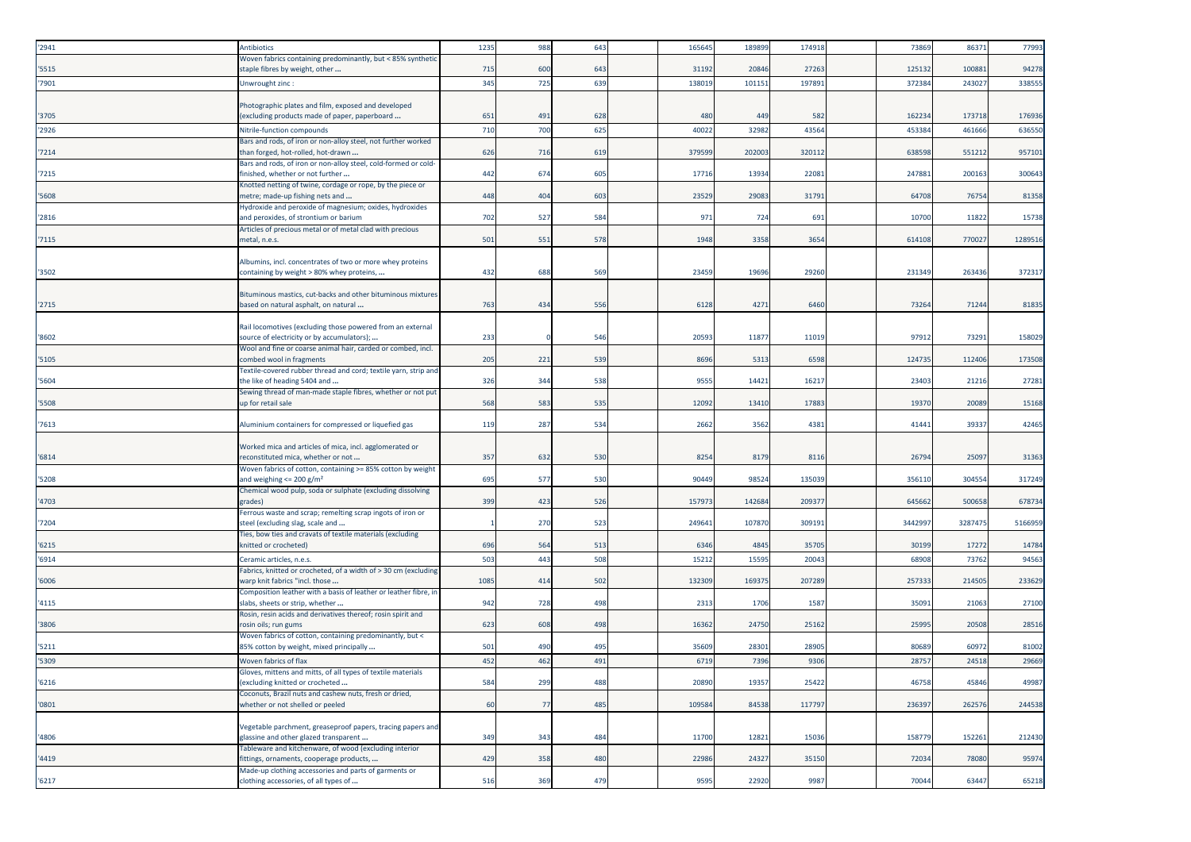| | | | | | | | | | | | | |
|---|---|---|---|---|---|---|---|---|---|---|---|---|
| '2941 | Antibiotics | 1235 | 988 | 643 | | 165645 | 189899 | 174918 | | 73869 | 86371 | 77993 |
| '5515 | Woven fabrics containing predominantly, but < 85% synthetic staple fibres by weight, other ... | 715 | 600 | 643 | | 31192 | 20846 | 27263 | | 125132 | 100881 | 94278 |
| '7901 | Unwrought zinc : | 345 | 725 | 639 | | 138019 | 101151 | 197891 | | 372384 | 243027 | 338555 |
| '3705 | Photographic plates and film, exposed and developed (excluding products made of paper, paperboard ... | 651 | 491 | 628 | | 480 | 449 | 582 | | 162234 | 173718 | 176936 |
| '2926 | Nitrile-function compounds | 710 | 700 | 625 | | 40022 | 32982 | 43564 | | 453384 | 461666 | 636550 |
| '7214 | Bars and rods, of iron or non-alloy steel, not further worked than forged, hot-rolled, hot-drawn ... | 626 | 716 | 619 | | 379599 | 202003 | 320112 | | 638598 | 551212 | 957101 |
| '7215 | Bars and rods, of iron or non-alloy steel, cold-formed or cold-finished, whether or not further ... | 442 | 674 | 605 | | 17716 | 13934 | 22081 | | 247881 | 200163 | 300643 |
| '5608 | Knotted netting of twine, cordage or rope, by the piece or metre; made-up fishing nets and ... | 448 | 404 | 603 | | 23529 | 29083 | 31791 | | 64708 | 76754 | 81358 |
| '2816 | Hydroxide and peroxide of magnesium; oxides, hydroxides and peroxides, of strontium or barium | 702 | 527 | 584 | | 971 | 724 | 691 | | 10700 | 11822 | 15738 |
| '7115 | Articles of precious metal or of metal clad with precious metal, n.e.s. | 501 | 551 | 578 | | 1948 | 3358 | 3654 | | 614108 | 770027 | 1289516 |
| '3502 | Albumins, incl. concentrates of two or more whey proteins containing by weight > 80% whey proteins, ... | 432 | 688 | 569 | | 23459 | 19696 | 29260 | | 231349 | 263436 | 372317 |
| '2715 | Bituminous mastics, cut-backs and other bituminous mixtures based on natural asphalt, on natural ... | 763 | 434 | 556 | | 6128 | 4271 | 6460 | | 73264 | 71244 | 81835 |
| '8602 | Rail locomotives (excluding those powered from an external source of electricity or by accumulators); ... | 233 | 0 | 546 | | 20593 | 11877 | 11019 | | 97912 | 73291 | 158029 |
| '5105 | Wool and fine or coarse animal hair, carded or combed, incl. combed wool in fragments | 205 | 221 | 539 | | 8696 | 5313 | 6598 | | 124735 | 112406 | 173508 |
| '5604 | Textile-covered rubber thread and cord; textile yarn, strip and the like of heading 5404 and ... | 326 | 344 | 538 | | 9555 | 14421 | 16217 | | 23403 | 21216 | 27281 |
| '5508 | Sewing thread of man-made staple fibres, whether or not put up for retail sale | 568 | 583 | 535 | | 12092 | 13410 | 17883 | | 19370 | 20089 | 15168 |
| '7613 | Aluminium containers for compressed or liquefied gas | 119 | 287 | 534 | | 2662 | 3562 | 4381 | | 41441 | 39337 | 42465 |
| '6814 | Worked mica and articles of mica, incl. agglomerated or reconstituted mica, whether or not ... | 357 | 632 | 530 | | 8254 | 8179 | 8116 | | 26794 | 25097 | 31363 |
| '5208 | Woven fabrics of cotton, containing >= 85% cotton by weight and weighing <= 200 g/m² | 695 | 577 | 530 | | 90449 | 98524 | 135039 | | 356110 | 304554 | 317249 |
| '4703 | Chemical wood pulp, soda or sulphate (excluding dissolving grades) | 399 | 423 | 526 | | 157973 | 142684 | 209377 | | 645662 | 500658 | 678734 |
| '7204 | Ferrous waste and scrap; remelting scrap ingots of iron or steel (excluding slag, scale and ... | 1 | 270 | 523 | | 249641 | 107870 | 309191 | | 3442997 | 3287475 | 5166959 |
| '6215 | Ties, bow ties and cravats of textile materials (excluding knitted or crocheted) | 696 | 564 | 513 | | 6346 | 4845 | 35705 | | 30199 | 17272 | 14784 |
| '6914 | Ceramic articles, n.e.s. | 503 | 443 | 508 | | 15212 | 15595 | 20043 | | 68908 | 73762 | 94563 |
| '6006 | Fabrics, knitted or crocheted, of a width of > 30 cm (excluding warp knit fabrics "incl. those ... | 1085 | 414 | 502 | | 132309 | 169375 | 207289 | | 257333 | 214505 | 233629 |
| '4115 | Composition leather with a basis of leather or leather fibre, in slabs, sheets or strip, whether ... | 942 | 728 | 498 | | 2313 | 1706 | 1587 | | 35091 | 21063 | 27100 |
| '3806 | Rosin, resin acids and derivatives thereof; rosin spirit and rosin oils; run gums | 623 | 608 | 498 | | 16362 | 24750 | 25162 | | 25995 | 20508 | 28516 |
| '5211 | Woven fabrics of cotton, containing predominantly, but < 85% cotton by weight, mixed principally ... | 501 | 490 | 495 | | 35609 | 28301 | 28905 | | 80689 | 60972 | 81002 |
| '5309 | Woven fabrics of flax | 452 | 462 | 491 | | 6719 | 7396 | 9306 | | 28757 | 24518 | 29669 |
| '6216 | Gloves, mittens and mitts, of all types of textile materials (excluding knitted or crocheted ... | 584 | 299 | 488 | | 20890 | 19357 | 25422 | | 46758 | 45846 | 49987 |
| '0801 | Coconuts, Brazil nuts and cashew nuts, fresh or dried, whether or not shelled or peeled | 60 | 77 | 485 | | 109584 | 84538 | 117797 | | 236397 | 262576 | 244538 |
| '4806 | Vegetable parchment, greaseproof papers, tracing papers and glassine and other glazed transparent ... | 349 | 343 | 484 | | 11700 | 12821 | 15036 | | 158779 | 152261 | 212430 |
| '4419 | Tableware and kitchenware, of wood (excluding interior fittings, ornaments, cooperage products, ... | 429 | 358 | 480 | | 22986 | 24327 | 35150 | | 72034 | 78080 | 95974 |
| '6217 | Made-up clothing accessories and parts of garments or clothing accessories, of all types of ... | 516 | 369 | 479 | | 9595 | 22920 | 9987 | | 70044 | 63447 | 65218 |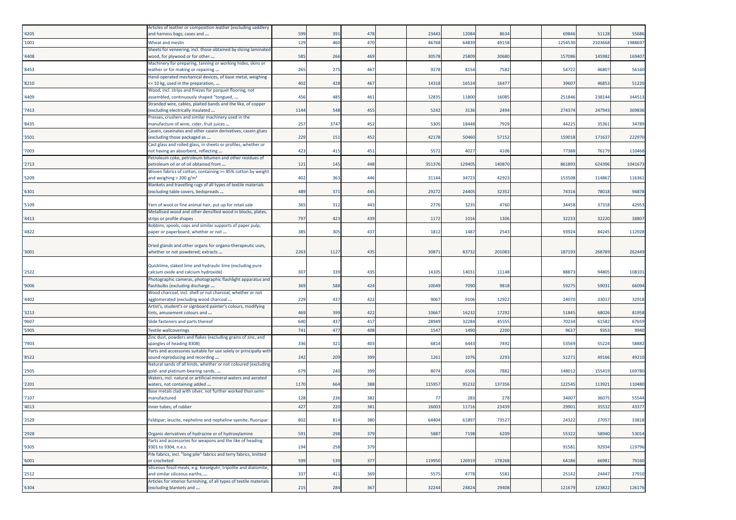| | | | | | | | | | | | | | |
|---|---|---|---|---|---|---|---|---|---|---|---|---|---|
| '4205 | Articles of leather or composition leather (excluding saddlery and harness bags; cases and ... | 599 | 391 | 478 | | 23443 | 12084 | 8634 | | 69846 | 51128 | 55686 |
| '1001 | Wheat and meslin | 129 | 460 | 470 | | 46768 | 64839 | 49158 | | 1254530 | 2103668 | 1988697 |
| '4408 | Sheets for veneering, incl. those obtained by slicing laminated wood, for plywood or for other ... | 585 | 266 | 469 | | 30578 | 25809 | 30680 | | 157086 | 145982 | 169407 |
| '8453 | Machinery for preparing, tanning or working hides, skins or leather or for making or repairing ... | 265 | 275 | 467 | | 9278 | 8154 | 7582 | | 54722 | 46807 | 56160 |
| '8210 | Hand-operated mechanical devices, of base metal, weighing <= 10 kg, used in the preparation, ... | 402 | 428 | 467 | | 14318 | 16524 | 16477 | | 39607 | 46853 | 51220 |
| '4409 | Wood, incl. strips and friezes for parquet flooring, not assembled, continuously shaped "tongued, ... | 456 | 485 | 461 | | 12835 | 11800 | 16085 | | 251846 | 238144 | 344513 |
| '7413 | Stranded wire, cables, plaited bands and the like, of copper (excluding electrically insulated ... | 1144 | 548 | 455 | | 5242 | 3136 | 2494 | | 274374 | 247943 | 369836 |
| '8435 | Presses, crushers and similar machinery used in the manufacture of wine, cider, fruit juices ... | 257 | 3747 | 452 | | 5305 | 18448 | 7929 | | 44225 | 35361 | 34789 |
| '3501 | Casein, caseinates and other casein derivatives; casein glues (excluding those packaged as ... | 229 | 151 | 452 | | 42178 | 50460 | 57152 | | 159018 | 171637 | 222970 |
| '7003 | Cast glass and rolled glass, in sheets or profiles, whether or not having an absorbent, reflecting ... | 423 | 415 | 451 | | 5572 | 4027 | 4106 | | 77388 | 76179 | 110468 |
| '2713 | Petroleum coke, petroleum bitumen and other residues of petroleum oil or of oil obtained from ... | 121 | 145 | 448 | | 351376 | 129405 | 140870 | | 861893 | 624396 | 1041673 |
| '5209 | Woven fabrics of cotton, containing >= 85% cotton by weight and weighing > 200 g/m² | 402 | 363 | 446 | | 31144 | 34723 | 42923 | | 153508 | 114867 | 116361 |
| '6301 | Blankets and travelling rugs of all types of textile materials (excluding table covers, bedspreads ... | 489 | 371 | 445 | | 29272 | 24405 | 32352 | | 74316 | 78018 | 94878 |
| '5109 | Yarn of wool or fine animal hair, put up for retail sale | 365 | 312 | 443 | | 2776 | 3235 | 4760 | | 34458 | 37318 | 42953 |
| '4413 | Metallised wood and other densified wood in blocks, plates, strips or profile shapes | 797 | 423 | 439 | | 1172 | 1016 | 1306 | | 32233 | 32220 | 38807 |
| '4822 | Bobbins, spools, cops and similar supports of paper pulp, paper or paperboard, whether or not ... | 385 | 305 | 437 | | 1812 | 1487 | 2543 | | 93924 | 84245 | 112928 |
| '3001 | Dried glands and other organs for organo-therapeutic uses, whether or not powdered; extracts ... | 2263 | 1127 | 435 | | 30871 | 83732 | 201083 | | 187193 | 268789 | 262449 |
| '2522 | Quicklime, slaked lime and hydraulic lime (excluding pure calcium oxide and calcium hydroxide) | 307 | 339 | 435 | | 14105 | 14031 | 11148 | | 88873 | 94805 | 108101 |
| '9006 | Photographic cameras, photographic flashlight apparatus and flashbulbs (excluding discharge ... | 369 | 588 | 424 | | 10049 | 7090 | 9818 | | 59275 | 59031 | 66094 |
| '4402 | Wood charcoal, incl. shell or nut charcoal, whether or not agglomerated (excluding wood charcoal ... | 229 | 437 | 422 | | 9067 | 9106 | 12922 | | 24070 | 33017 | 32918 |
| '3213 | Artist's, student's or signboard painter's colours, modifying tints, amusement colours and ... | 469 | 399 | 422 | | 10667 | 16232 | 17292 | | 51845 | 68026 | 81958 |
| '9607 | Slide fasteners and parts thereof | 640 | 437 | 417 | | 28949 | 32284 | 45555 | | 70234 | 61582 | 67659 |
| '5905 | Textile wallcoverings | 741 | 477 | 408 | | 1547 | 1490 | 2200 | | 9637 | 9353 | 9940 |
| '7903 | Zinc dust, powders and flakes (excluding grains of zinc, and spangles of heading 8308) | 336 | 321 | 403 | | 6814 | 6443 | 7492 | | 53569 | 55224 | 58882 |
| '8522 | Parts and accessories suitable for use solely or principally with sound reproducing and recording ... | 242 | 209 | 399 | | 1261 | 1076 | 2293 | | 51271 | 49166 | 49210 |
| '2505 | Natural sands of all kinds, whether or not coloured (excluding gold- and platinum-bearing sands, ... | 679 | 240 | 399 | | 8074 | 6506 | 7882 | | 148012 | 155419 | 169780 |
| '2201 | Waters, incl. natural or artificial mineral waters and aerated waters, not containing added ... | 1170 | 664 | 388 | | 115957 | 95232 | 137356 | | 122545 | 113921 | 110480 |
| '7107 | Base metals clad with silver, not further worked than semi-manufactured | 128 | 236 | 382 | | 77 | 283 | 278 | | 34007 | 36075 | 55544 |
| '4013 | Inner tubes, of rubber | 427 | 220 | 381 | | 16003 | 11716 | 23439 | | 29901 | 35532 | 43377 |
| '2529 | Feldspar; leucite, nepheline and nepheline syenite; fluorspar | 802 | 814 | 380 | | 64404 | 61897 | 73527 | | 24322 | 27057 | 33818 |
| '2928 | Organic derivatives of hydrazine or of hydroxylamine | 591 | 298 | 379 | | 5887 | 7198 | 6209 | | 55322 | 58940 | 53014 |
| '9305 | Parts and accessories for weapons and the like of heading 9301 to 9304, n.e.s. | 194 | 258 | 379 | | | | | | 91581 | 92934 | 119796 |
| '6001 | Pile fabrics, incl. "long pile" fabrics and terry fabrics, knitted or crocheted | 599 | 539 | 377 | | 119950 | 126919 | 178268 | | 64186 | 66981 | 79160 |
| '2512 | Siliceous fossil meals, e.g. kieselguhr, tripolite and diatomite, and similar siliceous earths, ... | 337 | 411 | 369 | | 5575 | 4778 | 5581 | | 25142 | 24447 | 27910 |
| '6304 | Articles for interior furnishing, of all types of textile materials (excluding blankets and ... | 215 | 284 | 367 | | 32244 | 24824 | 29408 | | 121679 | 123822 | 126176 |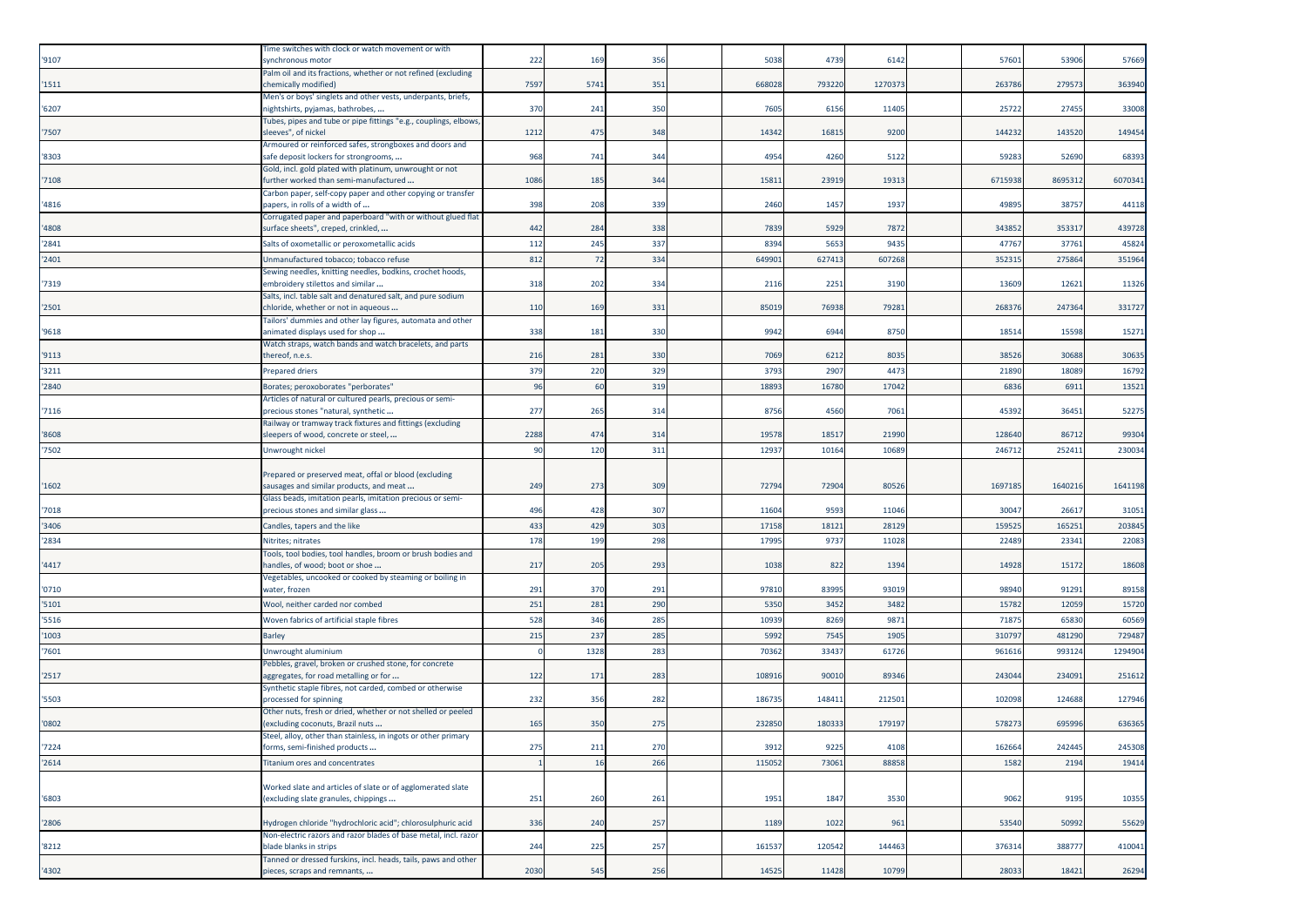| | | | | | | | | | | | | |
|---|---|---|---|---|---|---|---|---|---|---|---|---|
| '9107 | Time switches with clock or watch movement or with synchronous motor | 222 | 169 | 356 | | 5038 | 4739 | 6142 | | 57601 | 53906 | 57669 |
| '1511 | Palm oil and its fractions, whether or not refined (excluding chemically modified) | 7597 | 5741 | 351 | | 668028 | 793220 | 1270373 | | 263786 | 279573 | 363940 |
| '6207 | Men's or boys' singlets and other vests, underpants, briefs, nightshirts, pyjamas, bathrobes, ... | 370 | 241 | 350 | | 7605 | 6156 | 11405 | | 25722 | 27455 | 33008 |
| '7507 | Tubes, pipes and tube or pipe fittings "e.g., couplings, elbows, sleeves", of nickel | 1212 | 475 | 348 | | 14342 | 16815 | 9200 | | 144232 | 143520 | 149454 |
| '8303 | Armoured or reinforced safes, strongboxes and doors and safe deposit lockers for strongrooms, ... | 968 | 741 | 344 | | 4954 | 4260 | 5122 | | 59283 | 52690 | 68393 |
| '7108 | Gold, incl. gold plated with platinum, unwrought or not further worked than semi-manufactured ... | 1086 | 185 | 344 | | 15811 | 23919 | 19313 | | 6715938 | 8695312 | 6070341 |
| '4816 | Carbon paper, self-copy paper and other copying or transfer papers, in rolls of a width of ... | 398 | 208 | 339 | | 2460 | 1457 | 1937 | | 49895 | 38757 | 44118 |
| '4808 | Corrugated paper and paperboard "with or without glued flat surface sheets", creped, crinkled, ... | 442 | 284 | 338 | | 7839 | 5929 | 7872 | | 343852 | 353317 | 439728 |
| '2841 | Salts of oxometallic or peroxometallic acids | 112 | 245 | 337 | | 8394 | 5653 | 9435 | | 47767 | 37761 | 45824 |
| '2401 | Unmanufactured tobacco; tobacco refuse | 812 | 72 | 334 | | 649901 | 627413 | 607268 | | 352315 | 275864 | 351964 |
| '7319 | Sewing needles, knitting needles, bodkins, crochet hoods, embroidery stilettos and similar ... | 318 | 202 | 334 | | 2116 | 2251 | 3190 | | 13609 | 12621 | 11326 |
| '2501 | Salts, incl. table salt and denatured salt, and pure sodium chloride, whether or not in aqueous ... | 110 | 169 | 331 | | 85019 | 76938 | 79281 | | 268376 | 247364 | 331727 |
| '9618 | Tailors' dummies and other lay figures, automata and other animated displays used for shop ... | 338 | 181 | 330 | | 9942 | 6944 | 8750 | | 18514 | 15598 | 15271 |
| '9113 | Watch straps, watch bands and watch bracelets, and parts thereof, n.e.s. | 216 | 281 | 330 | | 7069 | 6212 | 8035 | | 38526 | 30688 | 30635 |
| '3211 | Prepared driers | 379 | 220 | 329 | | 3793 | 2907 | 4473 | | 21890 | 18089 | 16792 |
| '2840 | Borates; peroxoborates "perborates" | 96 | 60 | 319 | | 18893 | 16780 | 17042 | | 6836 | 6911 | 13521 |
| '7116 | Articles of natural or cultured pearls, precious or semi-precious stones "natural, synthetic ... | 277 | 265 | 314 | | 8756 | 4560 | 7061 | | 45392 | 36451 | 52275 |
| '8608 | Railway or tramway track fixtures and fittings (excluding sleepers of wood, concrete or steel, ... | 2288 | 474 | 314 | | 19578 | 18517 | 21990 | | 128640 | 86712 | 99304 |
| '7502 | Unwrought nickel | 90 | 120 | 311 | | 12937 | 10164 | 10689 | | 246712 | 252411 | 230034 |
| '1602 | Prepared or preserved meat, offal or blood (excluding sausages and similar products, and meat ... | 249 | 273 | 309 | | 72794 | 72904 | 80526 | | 1697185 | 1640216 | 1641198 |
| '7018 | Glass beads, imitation pearls, imitation precious or semi-precious stones and similar glass ... | 496 | 428 | 307 | | 11604 | 9593 | 11046 | | 30047 | 26617 | 31051 |
| '3406 | Candles, tapers and the like | 433 | 429 | 303 | | 17158 | 18121 | 28129 | | 159525 | 165251 | 203845 |
| '2834 | Nitrites; nitrates | 178 | 199 | 298 | | 17995 | 9737 | 11028 | | 22489 | 23341 | 22083 |
| '4417 | Tools, tool bodies, tool handles, broom or brush bodies and handles, of wood; boot or shoe ... | 217 | 205 | 293 | | 1038 | 822 | 1394 | | 14928 | 15172 | 18608 |
| '0710 | Vegetables, uncooked or cooked by steaming or boiling in water, frozen | 291 | 370 | 291 | | 97810 | 83995 | 93019 | | 98940 | 91291 | 89158 |
| '5101 | Wool, neither carded nor combed | 251 | 281 | 290 | | 5350 | 3452 | 3482 | | 15782 | 12059 | 15720 |
| '5516 | Woven fabrics of artificial staple fibres | 528 | 346 | 285 | | 10939 | 8269 | 9871 | | 71875 | 65830 | 60569 |
| '1003 | Barley | 215 | 237 | 285 | | 5992 | 7545 | 1905 | | 310797 | 481290 | 729487 |
| '7601 | Unwrought aluminium | 0 | 1328 | 283 | | 70362 | 33437 | 61726 | | 961616 | 993124 | 1294904 |
| '2517 | Pebbles, gravel, broken or crushed stone, for concrete aggregates, for road metalling or for ... | 122 | 171 | 283 | | 108916 | 90010 | 89346 | | 243044 | 234091 | 251612 |
| '5503 | Synthetic staple fibres, not carded, combed or otherwise processed for spinning | 232 | 356 | 282 | | 186735 | 148411 | 212501 | | 102098 | 124688 | 127946 |
| '0802 | Other nuts, fresh or dried, whether or not shelled or peeled (excluding coconuts, Brazil nuts ... | 165 | 350 | 275 | | 232850 | 180333 | 179197 | | 578273 | 695996 | 636365 |
| '7224 | Steel, alloy, other than stainless, in ingots or other primary forms, semi-finished products ... | 275 | 211 | 270 | | 3912 | 9225 | 4108 | | 162664 | 242445 | 245308 |
| '2614 | Titanium ores and concentrates | 1 | 16 | 266 | | 115052 | 73061 | 88858 | | 1582 | 2194 | 19414 |
| '6803 | Worked slate and articles of slate or of agglomerated slate (excluding slate granules, chippings ... | 251 | 260 | 261 | | 1951 | 1847 | 3530 | | 9062 | 9195 | 10355 |
| '2806 | Hydrogen chloride "hydrochloric acid"; chlorosulphuric acid | 336 | 240 | 257 | | 1189 | 1022 | 961 | | 53540 | 50992 | 55629 |
| '8212 | Non-electric razors and razor blades of base metal, incl. razor blade blanks in strips | 244 | 225 | 257 | | 161537 | 120542 | 144463 | | 376314 | 388777 | 410041 |
| '4302 | Tanned or dressed furskins, incl. heads, tails, paws and other pieces, scraps and remnants, ... | 2030 | 545 | 256 | | 14525 | 11428 | 10799 | | 28033 | 18421 | 26294 |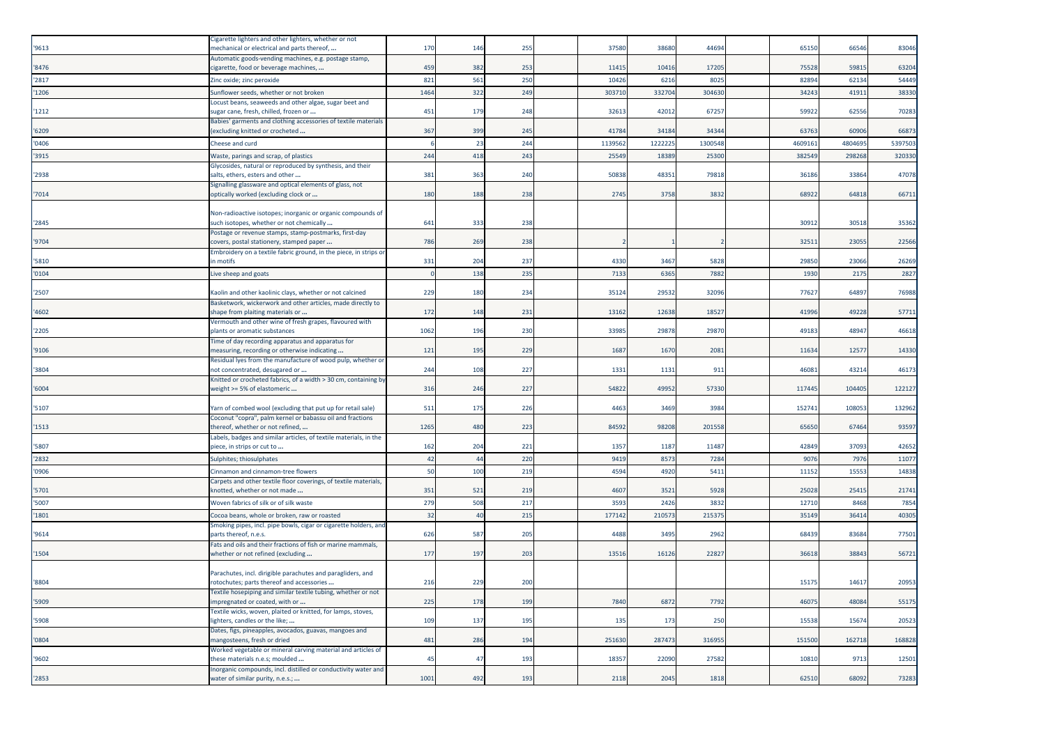| | | | | | | | | | | | | |
|---|---|---|---|---|---|---|---|---|---|---|---|---|
| '9613 | Cigarette lighters and other lighters, whether or not mechanical or electrical and parts thereof, ... | 170 | 146 | 255 | | 37580 | 38680 | 44694 | | 65150 | 66546 | 83046 |
| '8476 | Automatic goods-vending machines, e.g. postage stamp, cigarette, food or beverage machines, ... | 459 | 382 | 253 | | 11415 | 10416 | 17205 | | 75528 | 59815 | 63204 |
| '2817 | Zinc oxide; zinc peroxide | 821 | 561 | 250 | | 10426 | 6216 | 8025 | | 82894 | 62134 | 54449 |
| '1206 | Sunflower seeds, whether or not broken | 1464 | 322 | 249 | | 303710 | 332704 | 304630 | | 34243 | 41911 | 38330 |
| '1212 | Locust beans, seaweeds and other algae, sugar beet and sugar cane, fresh, chilled, frozen or ... | 451 | 179 | 248 | | 32613 | 42012 | 67257 | | 59922 | 62556 | 70283 |
| '6209 | Babies' garments and clothing accessories of textile materials (excluding knitted or crocheted ... | 367 | 399 | 245 | | 41784 | 34184 | 34344 | | 63763 | 60906 | 66873 |
| '0406 | Cheese and curd | 6 | 23 | 244 | | 1139562 | 1222225 | 1300548 | | 4609161 | 4804695 | 5397503 |
| '3915 | Waste, parings and scrap, of plastics | 244 | 418 | 243 | | 25549 | 18389 | 25300 | | 382549 | 298268 | 320330 |
| '2938 | Glycosides, natural or reproduced by synthesis, and their salts, ethers, esters and other ... | 381 | 363 | 240 | | 50838 | 48351 | 79818 | | 36186 | 33864 | 47078 |
| '7014 | Signalling glassware and optical elements of glass, not optically worked (excluding clock or ... | 180 | 188 | 238 | | 2745 | 3758 | 3832 | | 68922 | 64818 | 66711 |
| '2845 | Non-radioactive isotopes; inorganic or organic compounds of such isotopes, whether or not chemically ... | 641 | 333 | 238 | | | | | | 30912 | 30518 | 35362 |
| '9704 | Postage or revenue stamps, stamp-postmarks, first-day covers, postal stationery, stamped paper ... | 786 | 269 | 238 | | 2 | 1 | 2 | | 32511 | 23055 | 22566 |
| '5810 | Embroidery on a textile fabric ground, in the piece, in strips or in motifs | 331 | 204 | 237 | | 4330 | 3467 | 5828 | | 29850 | 23066 | 26269 |
| '0104 | Live sheep and goats | 0 | 138 | 235 | | 7133 | 6365 | 7882 | | 1930 | 2175 | 2827 |
| '2507 | Kaolin and other kaolinic clays, whether or not calcined | 229 | 180 | 234 | | 35124 | 29532 | 32096 | | 77627 | 64897 | 76988 |
| '4602 | Basketwork, wickerwork and other articles, made directly to shape from plaiting materials or ... | 172 | 148 | 231 | | 13162 | 12638 | 18527 | | 41996 | 49228 | 57711 |
| '2205 | Vermouth and other wine of fresh grapes, flavoured with plants or aromatic substances | 1062 | 196 | 230 | | 33985 | 29878 | 29870 | | 49183 | 48947 | 46618 |
| '9106 | Time of day recording apparatus and apparatus for measuring, recording or otherwise indicating ... | 121 | 195 | 229 | | 1687 | 1670 | 2081 | | 11634 | 12577 | 14330 |
| '3804 | Residual lyes from the manufacture of wood pulp, whether or not concentrated, desugared or ... | 244 | 108 | 227 | | 1331 | 1131 | 911 | | 46081 | 43214 | 46173 |
| '6004 | Knitted or crocheted fabrics, of a width > 30 cm, containing by weight >= 5% of elastomeric ... | 316 | 246 | 227 | | 54822 | 49952 | 57330 | | 117445 | 104405 | 122127 |
| '5107 | Yarn of combed wool (excluding that put up for retail sale) | 511 | 175 | 226 | | 4463 | 3469 | 3984 | | 152741 | 108053 | 132962 |
| '1513 | Coconut "copra", palm kernel or babassu oil and fractions thereof, whether or not refined, ... | 1265 | 480 | 223 | | 84592 | 98208 | 201558 | | 65650 | 67464 | 93597 |
| '5807 | Labels, badges and similar articles, of textile materials, in the piece, in strips or cut to ... | 162 | 204 | 221 | | 1357 | 1187 | 11487 | | 42849 | 37093 | 42652 |
| '2832 | Sulphites; thiosulphates | 42 | 44 | 220 | | 9419 | 8573 | 7284 | | 9076 | 7976 | 11077 |
| '0906 | Cinnamon and cinnamon-tree flowers | 50 | 100 | 219 | | 4594 | 4920 | 5411 | | 11152 | 15553 | 14838 |
| '5701 | Carpets and other textile floor coverings, of textile materials, knotted, whether or not made ... | 351 | 521 | 219 | | 4607 | 3521 | 5928 | | 25028 | 25415 | 21741 |
| '5007 | Woven fabrics of silk or of silk waste | 279 | 508 | 217 | | 3593 | 2426 | 3832 | | 12710 | 8468 | 7854 |
| '1801 | Cocoa beans, whole or broken, raw or roasted | 32 | 40 | 215 | | 177142 | 210573 | 215375 | | 35149 | 36414 | 40305 |
| '9614 | Smoking pipes, incl. pipe bowls, cigar or cigarette holders, and parts thereof, n.e.s. | 626 | 587 | 205 | | 4488 | 3495 | 2962 | | 68439 | 83684 | 77501 |
| '1504 | Fats and oils and their fractions of fish or marine mammals, whether or not refined (excluding ... | 177 | 197 | 203 | | 13516 | 16126 | 22827 | | 36618 | 38843 | 56721 |
| '8804 | Parachutes, incl. dirigible parachutes and paragliders, and rotochutes; parts thereof and accessories ... | 216 | 229 | 200 | | | | | | 15175 | 14617 | 20953 |
| '5909 | Textile hosepiping and similar textile tubing, whether or not impregnated or coated, with or ... | 225 | 178 | 199 | | 7840 | 6872 | 7792 | | 46075 | 48084 | 55175 |
| '5908 | Textile wicks, woven, plaited or knitted, for lamps, stoves, lighters, candles or the like; ... | 109 | 137 | 195 | | 135 | 173 | 250 | | 15538 | 15674 | 20523 |
| '0804 | Dates, figs, pineapples, avocados, guavas, mangoes and mangosteens, fresh or dried | 481 | 286 | 194 | | 251630 | 287473 | 316955 | | 151500 | 162718 | 168828 |
| '9602 | Worked vegetable or mineral carving material and articles of these materials n.e.s; moulded ... | 45 | 47 | 193 | | 18357 | 22090 | 27582 | | 10810 | 9713 | 12501 |
| '2853 | Inorganic compounds, incl. distilled or conductivity water and water of similar purity, n.e.s.; ... | 1001 | 492 | 193 | | 2118 | 2045 | 1818 | | 62510 | 68092 | 73283 |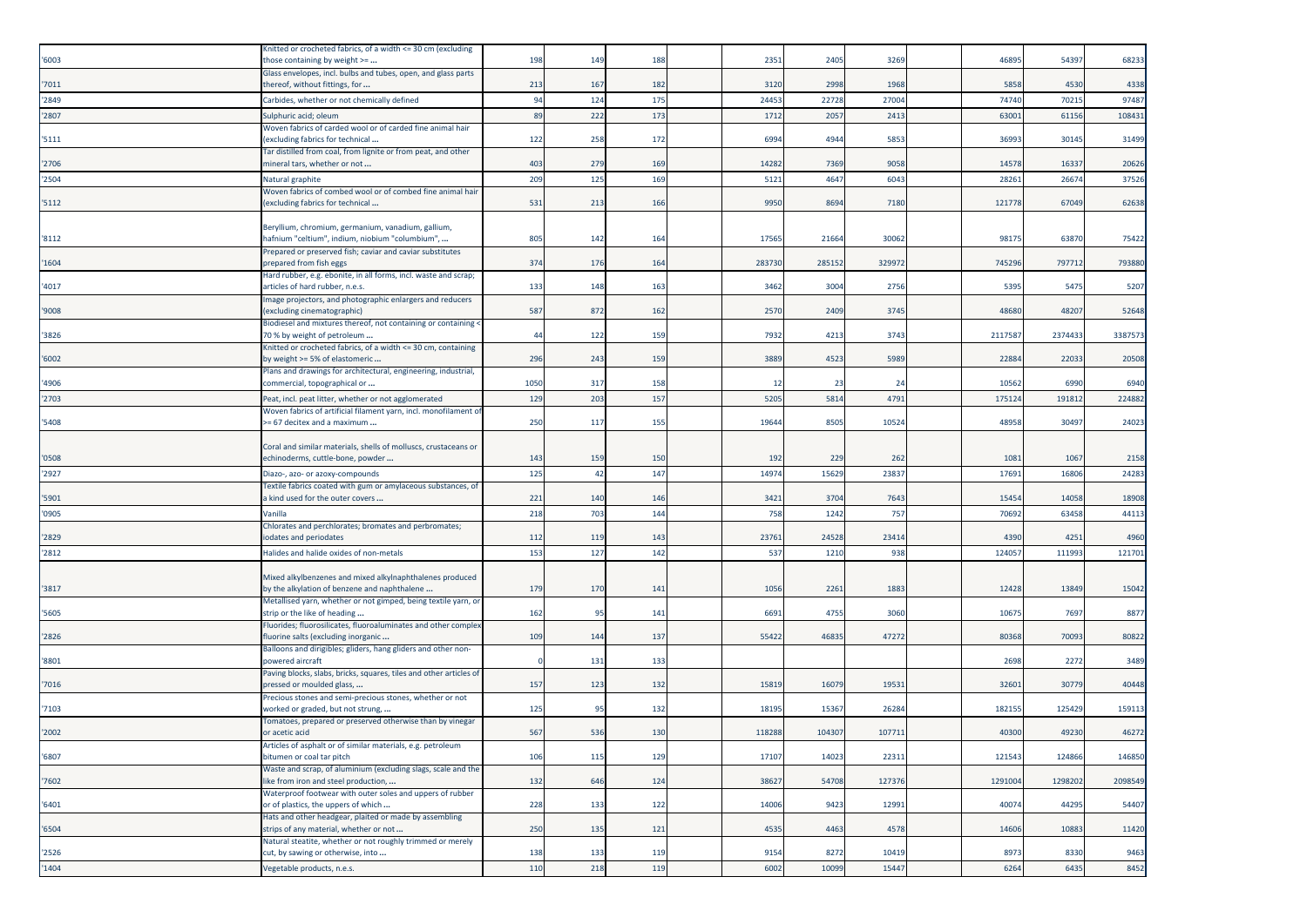| | | | | | | | | | | | | |
|---|---|---|---|---|---|---|---|---|---|---|---|---|
| '6003 | Knitted or crocheted fabrics, of a width <= 30 cm (excluding those containing by weight >= ... | 198 | 149 | 188 | | 2351 | 2405 | 3269 | | 46895 | 54397 | 68233 |
| '7011 | Glass envelopes, incl. bulbs and tubes, open, and glass parts thereof, without fittings, for ... | 213 | 167 | 182 | | 3120 | 2998 | 1968 | | 5858 | 4530 | 4338 |
| '2849 | Carbides, whether or not chemically defined | 94 | 124 | 175 | | 24453 | 22728 | 27004 | | 74740 | 70215 | 97487 |
| '2807 | Sulphuric acid; oleum | 89 | 222 | 173 | | 1712 | 2057 | 2413 | | 63001 | 61156 | 108431 |
| '5111 | Woven fabrics of carded wool or of carded fine animal hair (excluding fabrics for technical ... | 122 | 258 | 172 | | 6994 | 4944 | 5853 | | 36993 | 30145 | 31499 |
| '2706 | Tar distilled from coal, from lignite or from peat, and other mineral tars, whether or not ... | 403 | 279 | 169 | | 14282 | 7369 | 9058 | | 14578 | 16337 | 20626 |
| '2504 | Natural graphite | 209 | 125 | 169 | | 5121 | 4647 | 6043 | | 28261 | 26674 | 37526 |
| '5112 | Woven fabrics of combed wool or of combed fine animal hair (excluding fabrics for technical ... | 531 | 213 | 166 | | 9950 | 8694 | 7180 | | 121778 | 67049 | 62638 |
| '8112 | Beryllium, chromium, germanium, vanadium, gallium, hafnium "celtium", indium, niobium "columbium", ... | 805 | 142 | 164 | | 17565 | 21664 | 30062 | | 98175 | 63870 | 75422 |
| '1604 | Prepared or preserved fish; caviar and caviar substitutes prepared from fish eggs | 374 | 176 | 164 | | 283730 | 285152 | 329972 | | 745296 | 797712 | 793880 |
| '4017 | Hard rubber, e.g. ebonite, in all forms, incl. waste and scrap; articles of hard rubber, n.e.s. | 133 | 148 | 163 | | 3462 | 3004 | 2756 | | 5395 | 5475 | 5207 |
| '9008 | Image projectors, and photographic enlargers and reducers (excluding cinematographic) | 587 | 872 | 162 | | 2570 | 2409 | 3745 | | 48680 | 48207 | 52648 |
| '3826 | Biodiesel and mixtures thereof, not containing or containing < 70 % by weight of petroleum ... | 44 | 122 | 159 | | 7932 | 4213 | 3743 | | 2117587 | 2374433 | 3387573 |
| '6002 | Knitted or crocheted fabrics, of a width <= 30 cm, containing by weight >= 5% of elastomeric ... | 296 | 243 | 159 | | 3889 | 4523 | 5989 | | 22884 | 22033 | 20508 |
| '4906 | Plans and drawings for architectural, engineering, industrial, commercial, topographical or ... | 1050 | 317 | 158 | | 12 | 23 | 24 | | 10562 | 6990 | 6940 |
| '2703 | Peat, incl. peat litter, whether or not agglomerated | 129 | 203 | 157 | | 5205 | 5814 | 4791 | | 175124 | 191812 | 224882 |
| '5408 | Woven fabrics of artificial filament yarn, incl. monofilament of >= 67 decitex and a maximum ... | 250 | 117 | 155 | | 19644 | 8505 | 10524 | | 48958 | 30497 | 24023 |
| '0508 | Coral and similar materials, shells of molluscs, crustaceans or echinoderms, cuttle-bone, powder ... | 143 | 159 | 150 | | 192 | 229 | 262 | | 1081 | 1067 | 2158 |
| '2927 | Diazo-, azo- or azoxy-compounds | 125 | 42 | 147 | | 14974 | 15629 | 23837 | | 17691 | 16806 | 24283 |
| '5901 | Textile fabrics coated with gum or amylaceous substances, of a kind used for the outer covers ... | 221 | 140 | 146 | | 3421 | 3704 | 7643 | | 15454 | 14058 | 18908 |
| '0905 | Vanilla | 218 | 703 | 144 | | 758 | 1242 | 757 | | 70692 | 63458 | 44113 |
| '2829 | Chlorates and perchlorates; bromates and perbromates; iodates and periodates | 112 | 119 | 143 | | 23761 | 24528 | 23414 | | 4390 | 4251 | 4960 |
| '2812 | Halides and halide oxides of non-metals | 153 | 127 | 142 | | 537 | 1210 | 938 | | 124057 | 111993 | 121701 |
| '3817 | Mixed alkylbenzenes and mixed alkylnaphthalenes produced by the alkylation of benzene and naphthalene ... | 179 | 170 | 141 | | 1056 | 2261 | 1883 | | 12428 | 13849 | 15042 |
| '5605 | Metallised yarn, whether or not gimped, being textile yarn, or strip or the like of heading ... | 162 | 95 | 141 | | 6691 | 4755 | 3060 | | 10675 | 7697 | 8877 |
| '2826 | Fluorides; fluorosilicates, fluoroaluminates and other complex fluorine salts (excluding inorganic ... | 109 | 144 | 137 | | 55422 | 46835 | 47272 | | 80368 | 70093 | 80822 |
| '8801 | Balloons and dirigibles; gliders, hang gliders and other non-powered aircraft | 0 | 131 | 133 | | | | | | 2698 | 2272 | 3489 |
| '7016 | Paving blocks, slabs, bricks, squares, tiles and other articles of pressed or moulded glass, ... | 157 | 123 | 132 | | 15819 | 16079 | 19531 | | 32601 | 30779 | 40448 |
| '7103 | Precious stones and semi-precious stones, whether or not worked or graded, but not strung, ... | 125 | 95 | 132 | | 18195 | 15367 | 26284 | | 182155 | 125429 | 159113 |
| '2002 | Tomatoes, prepared or preserved otherwise than by vinegar or acetic acid | 567 | 536 | 130 | | 118288 | 104307 | 107711 | | 40300 | 49230 | 46272 |
| '6807 | Articles of asphalt or of similar materials, e.g. petroleum bitumen or coal tar pitch | 106 | 115 | 129 | | 17107 | 14023 | 22311 | | 121543 | 124866 | 146850 |
| '7602 | Waste and scrap, of aluminium (excluding slags, scale and the like from iron and steel production, ... | 132 | 646 | 124 | | 38627 | 54708 | 127376 | | 1291004 | 1298202 | 2098549 |
| '6401 | Waterproof footwear with outer soles and uppers of rubber or of plastics, the uppers of which ... | 228 | 133 | 122 | | 14006 | 9423 | 12991 | | 40074 | 44295 | 54407 |
| '6504 | Hats and other headgear, plaited or made by assembling strips of any material, whether or not ... | 250 | 135 | 121 | | 4535 | 4463 | 4578 | | 14606 | 10883 | 11420 |
| '2526 | Natural steatite, whether or not roughly trimmed or merely cut, by sawing or otherwise, into ... | 138 | 133 | 119 | | 9154 | 8272 | 10419 | | 8973 | 8330 | 9463 |
| '1404 | Vegetable products, n.e.s. | 110 | 218 | 119 | | 6002 | 10099 | 15447 | | 6264 | 6435 | 8452 |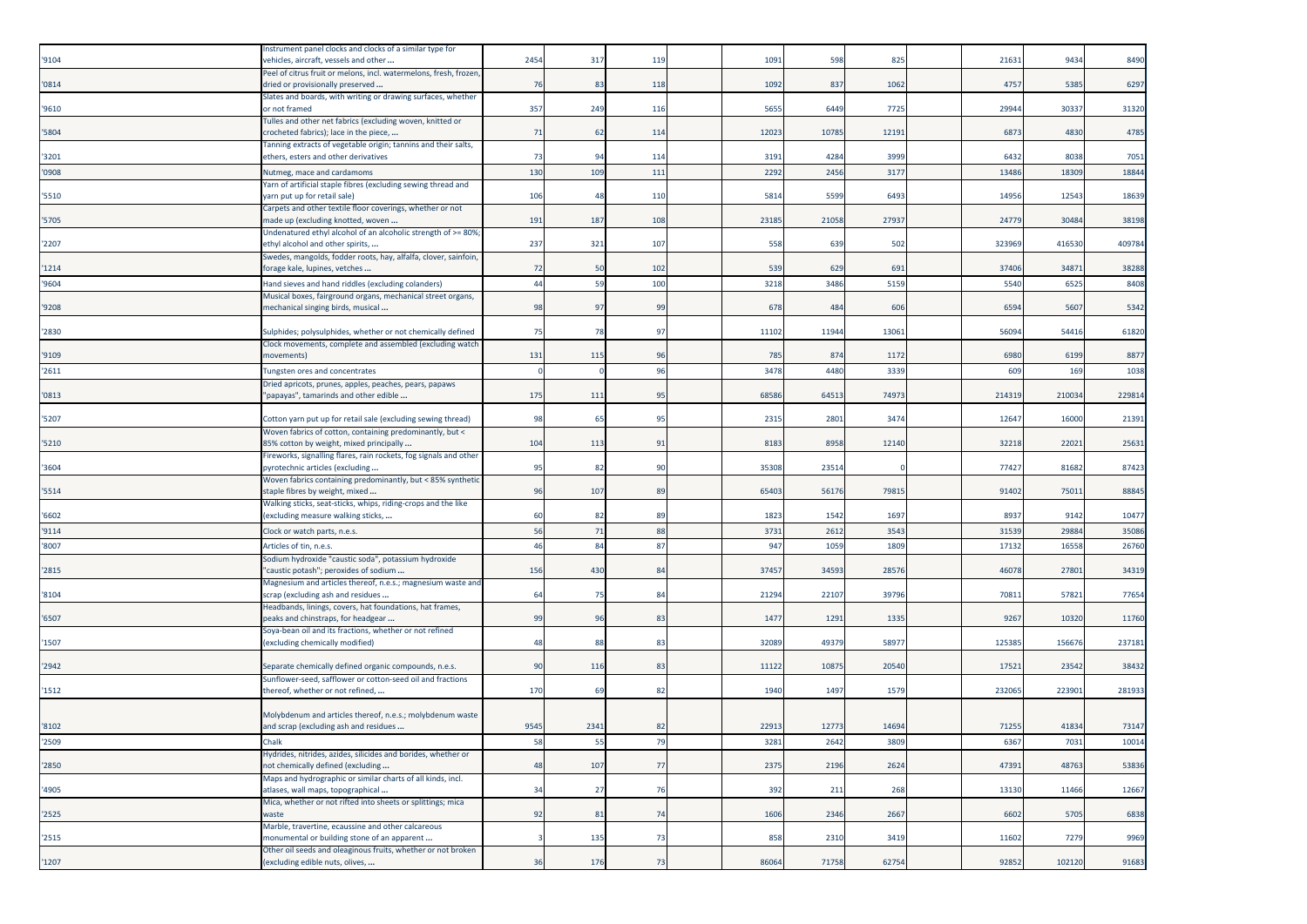| | | | | | | | | | | | | | |
|---|---|---|---|---|---|---|---|---|---|---|---|---|---|
| '9104 | Instrument panel clocks and clocks of a similar type for vehicles, aircraft, vessels and other ... | 2454 | 317 | 119 | | 1091 | 598 | 825 | | 21631 | 9434 | 8490 |
| '0814 | Peel of citrus fruit or melons, incl. watermelons, fresh, frozen, dried or provisionally preserved ... | 76 | 83 | 118 | | 1092 | 837 | 1062 | | 4757 | 5385 | 6297 |
| '9610 | Slates and boards, with writing or drawing surfaces, whether or not framed | 357 | 249 | 116 | | 5655 | 6449 | 7725 | | 29944 | 30337 | 31320 |
| '5804 | Tulles and other net fabrics (excluding woven, knitted or crocheted fabrics); lace in the piece, ... | 71 | 62 | 114 | | 12023 | 10785 | 12191 | | 6873 | 4830 | 4785 |
| '3201 | Tanning extracts of vegetable origin; tannins and their salts, ethers, esters and other derivatives | 73 | 94 | 114 | | 3191 | 4284 | 3999 | | 6432 | 8038 | 7051 |
| '0908 | Nutmeg, mace and cardamoms | 130 | 109 | 111 | | 2292 | 2456 | 3177 | | 13486 | 18309 | 18844 |
| '5510 | Yarn of artificial staple fibres (excluding sewing thread and yarn put up for retail sale) | 106 | 48 | 110 | | 5814 | 5599 | 6493 | | 14956 | 12543 | 18639 |
| '5705 | Carpets and other textile floor coverings, whether or not made up (excluding knotted, woven ... | 191 | 187 | 108 | | 23185 | 21058 | 27937 | | 24779 | 30484 | 38198 |
| '2207 | Undenatured ethyl alcohol of an alcoholic strength of >= 80%; ethyl alcohol and other spirits, ... | 237 | 321 | 107 | | 558 | 639 | 502 | | 323969 | 416530 | 409784 |
| '1214 | Swedes, mangolds, fodder roots, hay, alfalfa, clover, sainfoin, forage kale, lupines, vetches ... | 72 | 50 | 102 | | 539 | 629 | 691 | | 37406 | 34871 | 38288 |
| '9604 | Hand sieves and hand riddles (excluding colanders) | 44 | 59 | 100 | | 3218 | 3486 | 5159 | | 5540 | 6525 | 8408 |
| '9208 | Musical boxes, fairground organs, mechanical street organs, mechanical singing birds, musical ... | 98 | 97 | 99 | | 678 | 484 | 606 | | 6594 | 5607 | 5342 |
| '2830 | Sulphides; polysulphides, whether or not chemically defined | 75 | 78 | 97 | | 11102 | 11944 | 13061 | | 56094 | 54416 | 61820 |
| '9109 | Clock movements, complete and assembled (excluding watch movements) | 131 | 115 | 96 | | 785 | 874 | 1172 | | 6980 | 6199 | 8877 |
| '2611 | Tungsten ores and concentrates | 0 | 0 | 96 | | 3478 | 4480 | 3339 | | 609 | 169 | 1038 |
| '0813 | Dried apricots, prunes, apples, peaches, pears, papaws "papayas", tamarinds and other edible ... | 175 | 111 | 95 | | 68586 | 64513 | 74973 | | 214319 | 210034 | 229814 |
| '5207 | Cotton yarn put up for retail sale (excluding sewing thread) | 98 | 65 | 95 | | 2315 | 2801 | 3474 | | 12647 | 16000 | 21391 |
| '5210 | Woven fabrics of cotton, containing predominantly, but < 85% cotton by weight, mixed principally ... | 104 | 113 | 91 | | 8183 | 8958 | 12140 | | 32218 | 22021 | 25631 |
| '3604 | Fireworks, signalling flares, rain rockets, fog signals and other pyrotechnic articles (excluding ... | 95 | 82 | 90 | | 35308 | 23514 | 0 | | 77427 | 81682 | 87423 |
| '5514 | Woven fabrics containing predominantly, but < 85% synthetic staple fibres by weight, mixed ... | 96 | 107 | 89 | | 65403 | 56176 | 79815 | | 91402 | 75011 | 88845 |
| '6602 | Walking sticks, seat-sticks, whips, riding-crops and the like (excluding measure walking sticks, ... | 60 | 82 | 89 | | 1823 | 1542 | 1697 | | 8937 | 9142 | 10477 |
| '9114 | Clock or watch parts, n.e.s. | 56 | 71 | 88 | | 3731 | 2612 | 3543 | | 31539 | 29884 | 35086 |
| '8007 | Articles of tin, n.e.s. | 46 | 84 | 87 | | 947 | 1059 | 1809 | | 17132 | 16558 | 26760 |
| '2815 | Sodium hydroxide "caustic soda", potassium hydroxide "caustic potash"; peroxides of sodium ... | 156 | 430 | 84 | | 37457 | 34593 | 28576 | | 46078 | 27801 | 34319 |
| '8104 | Magnesium and articles thereof, n.e.s.; magnesium waste and scrap (excluding ash and residues ... | 64 | 75 | 84 | | 21294 | 22107 | 39796 | | 70811 | 57821 | 77654 |
| '6507 | Headbands, linings, covers, hat foundations, hat frames, peaks and chinstraps, for headgear ... | 99 | 96 | 83 | | 1477 | 1291 | 1335 | | 9267 | 10320 | 11760 |
| '1507 | Soya-bean oil and its fractions, whether or not refined (excluding chemically modified) | 48 | 88 | 83 | | 32089 | 49379 | 58977 | | 125385 | 156676 | 237181 |
| '2942 | Separate chemically defined organic compounds, n.e.s. | 90 | 116 | 83 | | 11122 | 10875 | 20540 | | 17521 | 23542 | 38432 |
| '1512 | Sunflower-seed, safflower or cotton-seed oil and fractions thereof, whether or not refined, ... | 170 | 69 | 82 | | 1940 | 1497 | 1579 | | 232065 | 223901 | 281933 |
| '8102 | Molybdenum and articles thereof, n.e.s.; molybdenum waste and scrap (excluding ash and residues ... | 9545 | 2341 | 82 | | 22913 | 12773 | 14694 | | 71255 | 41834 | 73147 |
| '2509 | Chalk | 58 | 55 | 79 | | 3281 | 2642 | 3809 | | 6367 | 7031 | 10014 |
| '2850 | Hydrides, nitrides, azides, silicides and borides, whether or not chemically defined (excluding ... | 48 | 107 | 77 | | 2375 | 2196 | 2624 | | 47391 | 48763 | 53836 |
| '4905 | Maps and hydrographic or similar charts of all kinds, incl. atlases, wall maps, topographical ... | 34 | 27 | 76 | | 392 | 211 | 268 | | 13130 | 11466 | 12667 |
| '2525 | Mica, whether or not rifted into sheets or splittings; mica waste | 92 | 81 | 74 | | 1606 | 2346 | 2667 | | 6602 | 5705 | 6838 |
| '2515 | Marble, travertine, ecaussine and other calcareous monumental or building stone of an apparent ... | 3 | 135 | 73 | | 858 | 2310 | 3419 | | 11602 | 7279 | 9969 |
| '1207 | Other oil seeds and oleaginous fruits, whether or not broken (excluding edible nuts, olives, ... | 36 | 176 | 73 | | 86064 | 71758 | 62754 | | 92852 | 102120 | 91683 |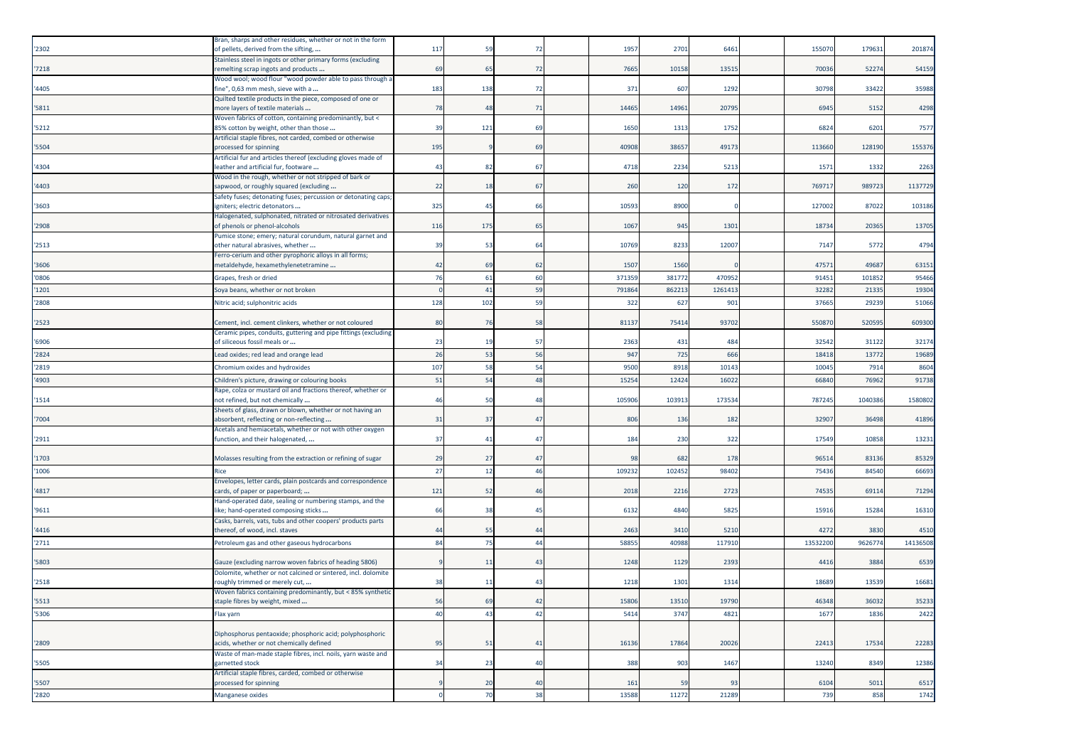| | | | | | | | | | | | | |
|---|---|---|---|---|---|---|---|---|---|---|---|---|
| '2302 | Bran, sharps and other residues, whether or not in the form of pellets, derived from the sifting, ... | 117 | 59 | 72 | | 1957 | 2701 | 6461 | | 155070 | 179631 | 201874 |
| '7218 | Stainless steel in ingots or other primary forms (excluding remelting scrap ingots and products ... | 69 | 65 | 72 | | 7665 | 10158 | 13515 | | 70036 | 52274 | 54159 |
| '4405 | Wood wool; wood flour "wood powder able to pass through a fine", 0,63 mm mesh, sieve with a ... | 183 | 138 | 72 | | 371 | 607 | 1292 | | 30798 | 33422 | 35988 |
| '5811 | Quilted textile products in the piece, composed of one or more layers of textile materials ... | 78 | 48 | 71 | | 14465 | 14961 | 20795 | | 6945 | 5152 | 4298 |
| '5212 | Woven fabrics of cotton, containing predominantly, but < 85% cotton by weight, other than those ... | 39 | 121 | 69 | | 1650 | 1313 | 1752 | | 6824 | 6201 | 7577 |
| '5504 | Artificial staple fibres, not carded, combed or otherwise processed for spinning | 195 | 9 | 69 | | 40908 | 38657 | 49173 | | 113660 | 128190 | 155376 |
| '4304 | Artificial fur and articles thereof (excluding gloves made of leather and artificial fur, footware ... | 43 | 82 | 67 | | 4718 | 2234 | 5213 | | 1571 | 1332 | 2263 |
| '4403 | Wood in the rough, whether or not stripped of bark or sapwood, or roughly squared (excluding ... | 22 | 18 | 67 | | 260 | 120 | 172 | | 769717 | 989723 | 1137729 |
| '3603 | Safety fuses; detonating fuses; percussion or detonating caps; igniters; electric detonators ... | 325 | 45 | 66 | | 10593 | 8900 | 0 | | 127002 | 87022 | 103186 |
| '2908 | Halogenated, sulphonated, nitrated or nitrosated derivatives of phenols or phenol-alcohols | 116 | 175 | 65 | | 1067 | 945 | 1301 | | 18734 | 20365 | 13705 |
| '2513 | Pumice stone; emery; natural corundum, natural garnet and other natural abrasives, whether ... | 39 | 53 | 64 | | 10769 | 8233 | 12007 | | 7147 | 5772 | 4794 |
| '3606 | Ferro-cerium and other pyrophoric alloys in all forms; metaldehyde, hexamethylenetetramine ... | 42 | 69 | 62 | | 1507 | 1560 | 0 | | 47571 | 49687 | 63151 |
| '0806 | Grapes, fresh or dried | 76 | 61 | 60 | | 371359 | 381772 | 470952 | | 91451 | 101852 | 95466 |
| '1201 | Soya beans, whether or not broken | 0 | 41 | 59 | | 791864 | 862213 | 1261413 | | 32282 | 21335 | 19304 |
| '2808 | Nitric acid; sulphonitric acids | 128 | 102 | 59 | | 322 | 627 | 901 | | 37665 | 29239 | 51066 |
| '2523 | Cement, incl. cement clinkers, whether or not coloured | 80 | 76 | 58 | | 81137 | 75414 | 93702 | | 550870 | 520595 | 609300 |
| '6906 | Ceramic pipes, conduits, guttering and pipe fittings (excluding of siliceous fossil meals or ... | 23 | 19 | 57 | | 2363 | 431 | 484 | | 32542 | 31122 | 32174 |
| '2824 | Lead oxides; red lead and orange lead | 26 | 53 | 56 | | 947 | 725 | 666 | | 18418 | 13772 | 19689 |
| '2819 | Chromium oxides and hydroxides | 107 | 58 | 54 | | 9500 | 8918 | 10143 | | 10045 | 7914 | 8604 |
| '4903 | Children's picture, drawing or colouring books | 51 | 54 | 48 | | 15254 | 12424 | 16022 | | 66840 | 76962 | 91738 |
| '1514 | Rape, colza or mustard oil and fractions thereof, whether or not refined, but not chemically ... | 46 | 50 | 48 | | 105906 | 103913 | 173534 | | 787245 | 1040386 | 1580802 |
| '7004 | Sheets of glass, drawn or blown, whether or not having an absorbent, reflecting or non-reflecting ... | 31 | 37 | 47 | | 806 | 136 | 182 | | 32907 | 36498 | 41896 |
| '2911 | Acetals and hemiacetals, whether or not with other oxygen function, and their halogenated, ... | 37 | 41 | 47 | | 184 | 230 | 322 | | 17549 | 10858 | 13231 |
| '1703 | Molasses resulting from the extraction or refining of sugar | 29 | 27 | 47 | | 98 | 682 | 178 | | 96514 | 83136 | 85329 |
| '1006 | Rice | 27 | 12 | 46 | | 109232 | 102452 | 98402 | | 75436 | 84540 | 66693 |
| '4817 | Envelopes, letter cards, plain postcards and correspondence cards, of paper or paperboard; ... | 121 | 52 | 46 | | 2018 | 2216 | 2723 | | 74535 | 69114 | 71294 |
| '9611 | Hand-operated date, sealing or numbering stamps, and the like; hand-operated composing sticks ... | 66 | 38 | 45 | | 6132 | 4840 | 5825 | | 15916 | 15284 | 16310 |
| '4416 | Casks, barrels, vats, tubs and other coopers' products parts thereof, of wood, incl. staves | 44 | 55 | 44 | | 2463 | 3410 | 5210 | | 4272 | 3830 | 4510 |
| '2711 | Petroleum gas and other gaseous hydrocarbons | 84 | 75 | 44 | | 58855 | 40988 | 117910 | | 13532200 | 9626774 | 14136508 |
| '5803 | Gauze (excluding narrow woven fabrics of heading 5806) | 9 | 11 | 43 | | 1248 | 1129 | 2393 | | 4416 | 3884 | 6539 |
| '2518 | Dolomite, whether or not calcined or sintered, incl. dolomite roughly trimmed or merely cut, ... | 38 | 11 | 43 | | 1218 | 1301 | 1314 | | 18689 | 13539 | 16681 |
| '5513 | Woven fabrics containing predominantly, but < 85% synthetic staple fibres by weight, mixed ... | 56 | 69 | 42 | | 15806 | 13510 | 19790 | | 46348 | 36032 | 35233 |
| '5306 | Flax yarn | 40 | 43 | 42 | | 5414 | 3747 | 4821 | | 1677 | 1836 | 2422 |
| '2809 | Diphosphorus pentaoxide; phosphoric acid; polyphosphoric acids, whether or not chemically defined | 95 | 51 | 41 | | 16136 | 17864 | 20026 | | 22413 | 17534 | 22283 |
| '5505 | Waste of man-made staple fibres, incl. noils, yarn waste and garnetted stock | 34 | 23 | 40 | | 388 | 903 | 1467 | | 13240 | 8349 | 12386 |
| '5507 | Artificial staple fibres, carded, combed or otherwise processed for spinning | 9 | 20 | 40 | | 161 | 59 | 93 | | 6104 | 5011 | 6517 |
| '2820 | Manganese oxides | 0 | 70 | 38 | | 13588 | 11272 | 21289 | | 739 | 858 | 1742 |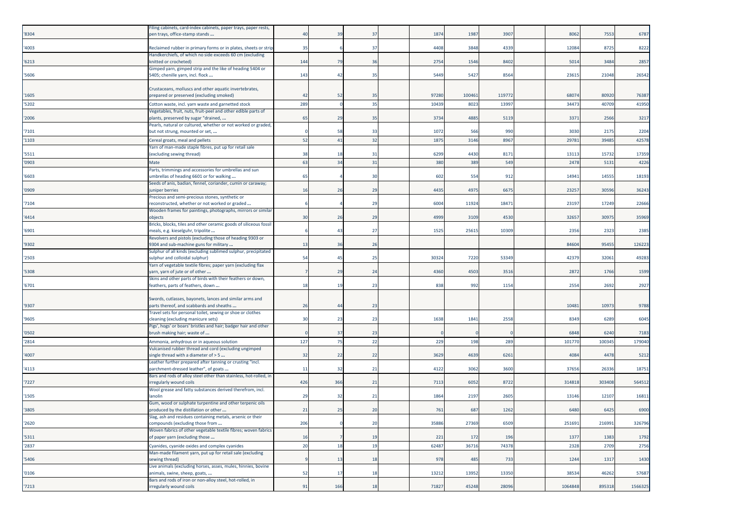| | | | | | | | | | | | | |
|---|---|---|---|---|---|---|---|---|---|---|---|---|
| '8304 | Filing cabinets, card-index cabinets, paper trays, paper rests, pen trays, office-stamp stands ... | 40 | 39 | 37 | | 1874 | 1987 | 3907 | | 8062 | 7553 | 6787 |
| '4003 | Reclaimed rubber in primary forms or in plates, sheets or strip | 35 | 6 | 37 | | 4408 | 3848 | 4339 | | 12084 | 8725 | 8222 |
| '6213 | Handkerchiefs, of which no side exceeds 60 cm (excluding knitted or crocheted) | 144 | 79 | 36 | | 2754 | 1546 | 8402 | | 5014 | 3484 | 2857 |
| '5606 | Gimped yarn, gimped strip and the like of heading 5404 or 5405; chenille yarn, incl. flock ... | 143 | 42 | 35 | | 5449 | 5427 | 8564 | | 23615 | 21048 | 26542 |
| '1605 | Crustaceans, molluscs and other aquatic invertebrates, prepared or preserved (excluding smoked) | 42 | 52 | 35 | | 97280 | 100461 | 119772 | | 68074 | 80920 | 76387 |
| '5202 | Cotton waste, incl. yarn waste and garnetted stock | 289 | 0 | 35 | | 10439 | 8023 | 13997 | | 34473 | 40709 | 41950 |
| '2006 | Vegetables, fruit, nuts, fruit-peel and other edible parts of plants, preserved by sugar "drained, ... | 65 | 29 | 35 | | 3734 | 4885 | 5119 | | 3371 | 2566 | 3217 |
| '7101 | Pearls, natural or cultured, whether or not worked or graded, but not strung, mounted or set, ... | 0 | 58 | 33 | | 1072 | 566 | 990 | | 3030 | 2175 | 2204 |
| '1103 | Cereal groats, meal and pellets | 52 | 41 | 32 | | 1875 | 3146 | 8967 | | 29781 | 39485 | 42578 |
| '5511 | Yarn of man-made staple fibres, put up for retail sale (excluding sewing thread) | 38 | 18 | 31 | | 6299 | 4430 | 8171 | | 13113 | 15732 | 17359 |
| '0903 | Mate | 63 | 34 | 31 | | 380 | 389 | 549 | | 2478 | 5131 | 4226 |
| '6603 | Parts, trimmings and accessories for umbrellas and sun umbrellas of heading 6601 or for walking ... | 65 | 4 | 30 | | 602 | 554 | 912 | | 14941 | 14555 | 18193 |
| '0909 | Seeds of anis, badian, fennel, coriander, cumin or caraway; juniper berries | 16 | 26 | 29 | | 4435 | 4975 | 6675 | | 23257 | 30596 | 36243 |
| '7104 | Precious and semi-precious stones, synthetic or reconstructed, whether or not worked or graded ... | 6 | 4 | 29 | | 6004 | 11924 | 18471 | | 23197 | 17249 | 22666 |
| '4414 | Wooden frames for paintings, photographs, mirrors or similar objects | 30 | 26 | 29 | | 4999 | 3109 | 4530 | | 32657 | 30975 | 35969 |
| '6901 | Bricks, blocks, tiles and other ceramic goods of siliceous fossil meals, e.g. kieselguhr, tripolite ... | 6 | 43 | 27 | | 1525 | 25615 | 10309 | | 2356 | 2323 | 2385 |
| '9302 | Revolvers and pistols (excluding those of heading 9303 or 9304 and sub-machine guns for military ... | 13 | 36 | 26 | | | | | | 84604 | 95455 | 126223 |
| '2503 | Sulphur of all kinds (excluding sublimed sulphur, precipitated sulphur and colloidal sulphur) | 54 | 45 | 25 | | 30324 | 7220 | 53349 | | 42379 | 32061 | 49283 |
| '5308 | Yarn of vegetable textile fibres; paper yarn (excluding flax yarn, yarn of jute or of other ... | 7 | 29 | 24 | | 4360 | 4503 | 3516 | | 2872 | 1766 | 1599 |
| '6701 | Skins and other parts of birds with their feathers or down, feathers, parts of feathers, down ... | 18 | 19 | 23 | | 838 | 992 | 1154 | | 2554 | 2692 | 2927 |
| '9307 | Swords, cutlasses, bayonets, lances and similar arms and parts thereof, and scabbards and sheaths ... | 26 | 44 | 23 | | | | | | 10481 | 10973 | 9788 |
| '9605 | Travel sets for personal toilet, sewing or shoe or clothes cleaning (excluding manicure sets) | 30 | 23 | 23 | | 1638 | 1841 | 2558 | | 8349 | 6289 | 6045 |
| '0502 | Pigs', hogs' or boars' bristles and hair; badger hair and other brush making hair; waste of ... | 0 | 37 | 23 | | 0 | 0 | 0 | | 6848 | 6240 | 7183 |
| '2814 | Ammonia, anhydrous or in aqueous solution | 127 | 75 | 22 | | 229 | 198 | 289 | | 101770 | 100345 | 179040 |
| '4007 | Vulcanised rubber thread and cord (excluding ungimped single thread with a diameter of > 5 ... | 32 | 22 | 22 | | 3629 | 4639 | 6261 | | 4084 | 4478 | 5212 |
| '4113 | Leather further prepared after tanning or crusting "incl. parchment-dressed leather", of goats ... | 11 | 32 | 21 | | 4122 | 3062 | 3600 | | 37656 | 26336 | 18751 |
| '7227 | Bars and rods of alloy steel other than stainless, hot-rolled, in irregularly wound coils | 426 | 366 | 21 | | 7113 | 6052 | 8722 | | 314818 | 303408 | 564512 |
| '1505 | Wool grease and fatty substances derived therefrom, incl. lanolin | 29 | 32 | 21 | | 1864 | 2197 | 2605 | | 13146 | 12107 | 16811 |
| '3805 | Gum, wood or sulphate turpentine and other terpenic oils produced by the distillation or other ... | 21 | 25 | 20 | | 761 | 687 | 1262 | | 6480 | 6425 | 6900 |
| '2620 | Slag, ash and residues containing metals, arsenic or their compounds (excluding those from ... | 206 | 0 | 20 | | 35886 | 27369 | 6509 | | 251691 | 216991 | 326796 |
| '5311 | Woven fabrics of other vegetable textile fibres; woven fabrics of paper yarn (excluding those ... | 16 | 7 | 19 | | 221 | 172 | 196 | | 1377 | 1383 | 1792 |
| '2837 | Cyanides, cyanide oxides and complex cyanides | 20 | 18 | 19 | | 62487 | 36716 | 74378 | | 2328 | 2709 | 2756 |
| '5406 | Man-made filament yarn, put up for retail sale (excluding sewing thread) | 9 | 13 | 18 | | 978 | 485 | 733 | | 1244 | 1317 | 1430 |
| '0106 | Live animals (excluding horses, asses, mules, hinnies, bovine animals, swine, sheep, goats, ... | 52 | 17 | 18 | | 13212 | 13952 | 13350 | | 38534 | 46262 | 57687 |
| '7213 | Bars and rods of iron or non-alloy steel, hot-rolled, in irregularly wound coils | 91 | 166 | 18 | | 71827 | 45248 | 28096 | | 1064848 | 895318 | 1566325 |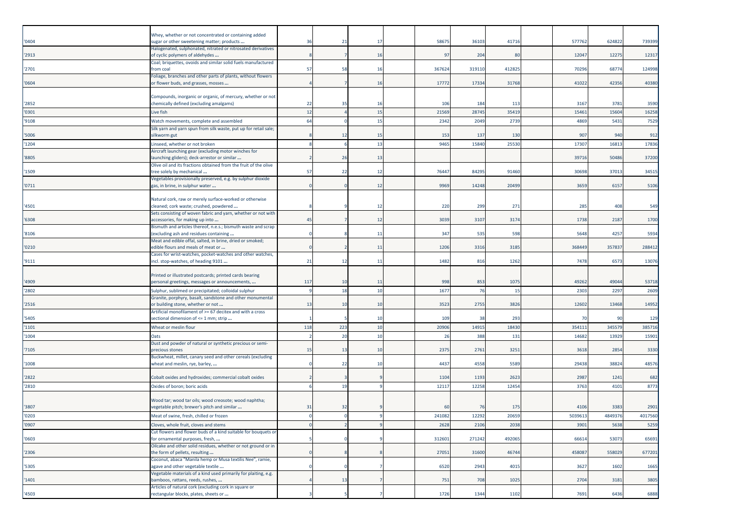| | | | | | | | | | | | | |
|---|---|---|---|---|---|---|---|---|---|---|---|---|
| '0404 | Whey, whether or not concentrated or containing added sugar or other sweetening matter; products ... | 36 | 21 | 17 | | 58675 | 36103 | 41716 | | 577762 | 624822 | 739399 |
| '2913 | Halogenated, sulphonated, nitrated or nitrosated derivatives of cyclic polymers of aldehydes ... | 8 | 7 | 16 | | 97 | 204 | 80 | | 12047 | 12275 | 12317 |
| '2701 | Coal; briquettes, ovoids and similar solid fuels manufactured from coal | 57 | 58 | 16 | | 367624 | 319110 | 412825 | | 70296 | 68774 | 124998 |
| '0604 | Foliage, branches and other parts of plants, without flowers or flower buds, and grasses, mosses ... | 4 | 7 | 16 | | 17772 | 17334 | 31768 | | 41022 | 42356 | 40380 |
| '2852 | Compounds, inorganic or organic, of mercury, whether or not chemically defined (excluding amalgams) | 22 | 35 | 16 | | 106 | 184 | 113 | | 3167 | 3781 | 3590 |
| '0301 | Live fish | 12 | 4 | 15 | | 21569 | 28745 | 35419 | | 15461 | 15604 | 16258 |
| '9108 | Watch movements, complete and assembled | 64 | 0 | 15 | | 2342 | 2049 | 2739 | | 4869 | 5431 | 7529 |
| '5006 | Silk yarn and yarn spun from silk waste, put up for retail sale; silkworm gut | 8 | 12 | 15 | | 153 | 137 | 130 | | 907 | 940 | 912 |
| '1204 | Linseed, whether or not broken | 8 | 6 | 13 | | 9465 | 15840 | 25530 | | 17307 | 16813 | 17836 |
| '8805 | Aircraft launching gear (excluding motor winches for launching gliders); deck-arrestor or similar ... | 2 | 26 | 13 | | | | | | 39716 | 50486 | 37200 |
| '1509 | Olive oil and its fractions obtained from the fruit of the olive tree solely by mechanical ... | 57 | 22 | 12 | | 76447 | 84295 | 91460 | | 30698 | 37013 | 34515 |
| '0711 | Vegetables provisionally preserved, e.g. by sulphur dioxide gas, in brine, in sulphur water ... | 0 | 0 | 12 | | 9969 | 14248 | 20499 | | 3659 | 6157 | 5106 |
| '4501 | Natural cork, raw or merely surface-worked or otherwise cleaned; cork waste; crushed, powdered ... | 8 | 9 | 12 | | 220 | 299 | 271 | | 285 | 408 | 549 |
| '6308 | Sets consisting of woven fabric and yarn, whether or not with accessories, for making up into ... | 45 | 7 | 12 | | 3039 | 3107 | 3174 | | 1738 | 2187 | 1700 |
| '8106 | Bismuth and articles thereof, n.e.s.; bismuth waste and scrap (excluding ash and residues containing ... | 0 | 8 | 11 | | 347 | 535 | 598 | | 5648 | 4257 | 5934 |
| '0210 | Meat and edible offal, salted, in brine, dried or smoked; edible flours and meals of meat or ... | 0 | 2 | 11 | | 1206 | 3316 | 3185 | | 368449 | 357837 | 288412 |
| '9111 | Cases for wrist-watches, pocket-watches and other watches, incl. stop-watches, of heading 9101 ... | 21 | 12 | 11 | | 1482 | 816 | 1262 | | 7478 | 6573 | 13076 |
| '4909 | Printed or illustrated postcards; printed cards bearing personal greetings, messages or announcements, ... | 117 | 10 | 11 | | 998 | 853 | 1075 | | 49262 | 49044 | 53718 |
| '2802 | Sulphur, sublimed or precipitated; colloidal sulphur | 9 | 18 | 10 | | 1677 | 76 | 15 | | 2303 | 2297 | 2609 |
| '2516 | Granite, porphyry, basalt, sandstone and other monumental or building stone, whether or not ... | 13 | 10 | 10 | | 3523 | 2755 | 3826 | | 12602 | 13468 | 14952 |
| '5405 | Artificial monofilament of >= 67 decitex and with a cross sectional dimension of <= 1 mm; strip ... | 1 | 5 | 10 | | 109 | 38 | 293 | | 70 | 90 | 129 |
| '1101 | Wheat or meslin flour | 118 | 223 | 10 | | 20906 | 14915 | 18430 | | 354111 | 345579 | 385716 |
| '1004 | Oats | 2 | 20 | 10 | | 26 | 388 | 131 | | 14682 | 13929 | 15901 |
| '7105 | Dust and powder of natural or synthetic precious or semi-precious stones | 15 | 13 | 10 | | 2375 | 2761 | 3251 | | 3618 | 2854 | 3330 |
| '1008 | Buckwheat, millet, canary seed and other cereals (excluding wheat and meslin, rye, barley, ... | 0 | 22 | 10 | | 4437 | 4558 | 5589 | | 29438 | 38824 | 48576 |
| '2822 | Cobalt oxides and hydroxides; commercial cobalt oxides | 2 | 3 | 9 | | 1104 | 1193 | 2623 | | 2987 | 1241 | 682 |
| '2810 | Oxides of boron; boric acids | 6 | 19 | 9 | | 12117 | 12258 | 12454 | | 3763 | 4101 | 8773 |
| '3807 | Wood tar; wood tar oils; wood creosote; wood naphtha; vegetable pitch; brewer's pitch and similar ... | 31 | 32 | 9 | | 60 | 76 | 175 | | 4106 | 3383 | 2901 |
| '0203 | Meat of swine, fresh, chilled or frozen | 0 | 0 | 9 | | 241082 | 12292 | 20659 | | 5039613 | 4849376 | 4017560 |
| '0907 | Cloves, whole fruit, cloves and stems | 0 | 2 | 9 | | 2628 | 2106 | 2038 | | 3901 | 5638 | 5259 |
| '0603 | Cut flowers and flower buds of a kind suitable for bouquets or for ornamental purposes, fresh, ... | 5 | 0 | 9 | | 312601 | 271242 | 492065 | | 66614 | 53073 | 65691 |
| '2306 | Oilcake and other solid residues, whether or not ground or in the form of pellets, resulting ... | 0 | 8 | 8 | | 27051 | 31600 | 46744 | | 458087 | 558029 | 677201 |
| '5305 | Coconut, abaca "Manila hemp or Musa textilis Nee", ramie, agave and other vegetable textile ... | 0 | 0 | 7 | | 6520 | 2943 | 4015 | | 3627 | 1602 | 1665 |
| '1401 | Vegetable materials of a kind used primarily for plaiting, e.g. bamboos, rattans, reeds, rushes, ... | 4 | 13 | 7 | | 751 | 708 | 1025 | | 2704 | 3181 | 3805 |
| '4503 | Articles of natural cork (excluding cork in square or rectangular blocks, plates, sheets or ... | 3 | 5 | 7 | | 1726 | 1344 | 1102 | | 7691 | 6436 | 6888 |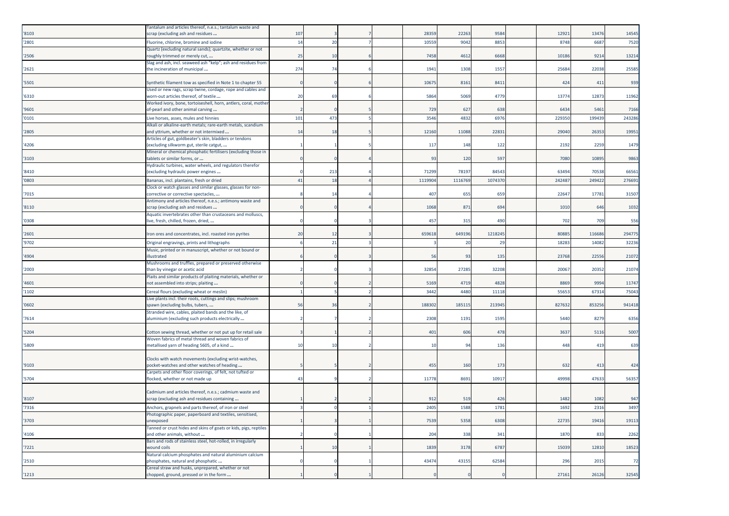| | | | | | | | | | | | | | |
|---|---|---|---|---|---|---|---|---|---|---|---|---|---|
| '8103 | Tantalum and articles thereof, n.e.s.; tantalum waste and scrap (excluding ash and residues ... | 107 | 3 | 7 | | 28359 | 22263 | 9584 | | 12921 | 13476 | 14545 |
| '2801 | Fluorine, chlorine, bromine and iodine | 14 | 20 | 7 | | 10559 | 9042 | 8853 | | 8748 | 6687 | 7520 |
| '2506 | Quartz (excluding natural sands); quartzite, whether or not roughly trimmed or merely cut, ... | 25 | 10 | 6 | | 7458 | 4612 | 6668 | | 10186 | 9214 | 13214 |
| '2621 | Slag and ash, incl. seaweed ash "kelp"; ash and residues from the incineration of municipal ... | 274 | 74 | 6 | | 1941 | 1308 | 1557 | | 25684 | 22038 | 25585 |
| '5501 | Synthetic filament tow as specified in Note 1 to chapter 55 | 0 | 0 | 6 | | 10675 | 8161 | 8411 | | 424 | 411 | 939 |
| '6310 | Used or new rags, scrap twine, cordage, rope and cables and worn-out articles thereof, of textile ... | 20 | 69 | 6 | | 5864 | 5069 | 4779 | | 13774 | 12873 | 11962 |
| '9601 | Worked ivory, bone, tortoiseshell, horn, antlers, coral, mother-of-pearl and other animal carving ... | 2 | 0 | 5 | | 729 | 627 | 638 | | 6434 | 5461 | 7166 |
| '0101 | Live horses, asses, mules and hinnies | 101 | 473 | 5 | | 3546 | 4832 | 6976 | | 229350 | 199439 | 243286 |
| '2805 | Alkali or alkaline-earth metals; rare-earth metals, scandium and yttrium, whether or not intermixed ... | 14 | 18 | 5 | | 12160 | 11088 | 22831 | | 29040 | 26353 | 19951 |
| '4206 | Articles of gut, goldbeater's skin, bladders or tendons (excluding silkworm gut, sterile catgut, ... | 1 | 1 | 5 | | 117 | 148 | 122 | | 2192 | 2259 | 1479 |
| '3103 | Mineral or chemical phosphatic fertilisers (excluding those in tablets or similar forms, or ... | 0 | 0 | 4 | | 93 | 120 | 597 | | 7080 | 10895 | 9863 |
| '8410 | Hydraulic turbines, water wheels, and regulators therefor (excluding hydraulic power engines ... | 0 | 213 | 4 | | 71299 | 78197 | 84543 | | 63494 | 70538 | 66561 |
| '0803 | Bananas, incl. plantains, fresh or dried | 41 | 18 | 4 | | 1119904 | 1116769 | 1074370 | | 242487 | 249422 | 276691 |
| '7015 | Clock or watch glasses and similar glasses, glasses for non-corrective or corrective spectacles, ... | 8 | 14 | 4 | | 407 | 655 | 659 | | 22647 | 17781 | 31507 |
| '8110 | Antimony and articles thereof, n.e.s.; antimony waste and scrap (excluding ash and residues ... | 0 | 0 | 4 | | 1068 | 871 | 694 | | 1010 | 646 | 1032 |
| '0308 | Aquatic invertebrates other than crustaceans and molluscs, live, fresh, chilled, frozen, dried, ... | 0 | 0 | 3 | | 457 | 315 | 490 | | 702 | 709 | 556 |
| '2601 | Iron ores and concentrates, incl. roasted iron pyrites | 20 | 12 | 3 | | 659618 | 649196 | 1218245 | | 80885 | 116686 | 294775 |
| '9702 | Original engravings, prints and lithographs | 6 | 21 | 3 | | 3 | 20 | 29 | | 18283 | 14082 | 32236 |
| '4904 | Music, printed or in manuscript, whether or not bound or illustrated | 6 | 0 | 3 | | 56 | 93 | 135 | | 23768 | 22556 | 21072 |
| '2003 | Mushrooms and truffles, prepared or preserved otherwise than by vinegar or acetic acid | 2 | 0 | 3 | | 32854 | 27285 | 32208 | | 20067 | 20352 | 21074 |
| '4601 | Plaits and similar products of plaiting materials, whether or not assembled into strips; plaiting ... | 0 | 0 | 2 | | 5169 | 4719 | 4828 | | 8869 | 9994 | 11747 |
| '1102 | Cereal flours (excluding wheat or meslin) | 1 | 5 | 2 | | 3442 | 4480 | 11118 | | 55653 | 67314 | 75043 |
| '0602 | Live plants incl. their roots, cuttings and slips; mushroom spawn (excluding bulbs, tubers, ... | 56 | 36 | 2 | | 188302 | 185115 | 213945 | | 827632 | 853256 | 941418 |
| '7614 | Stranded wire, cables, plaited bands and the like, of aluminium (excluding such products electrically ... | 2 | 7 | 2 | | 2308 | 1191 | 1595 | | 5440 | 8279 | 6356 |
| '5204 | Cotton sewing thread, whether or not put up for retail sale | 3 | 1 | 2 | | 401 | 606 | 478 | | 3637 | 5116 | 5007 |
| '5809 | Woven fabrics of metal thread and woven fabrics of metallised yarn of heading 5605, of a kind ... | 10 | 10 | 2 | | 10 | 94 | 136 | | 448 | 419 | 639 |
| '9103 | Clocks with watch movements (excluding wrist-watches, pocket-watches and other watches of heading ... | 5 | 5 | 2 | | 455 | 160 | 173 | | 632 | 413 | 424 |
| '5704 | Carpets and other floor coverings, of felt, not tufted or flocked, whether or not made up | 43 | 9 | 2 | | 11778 | 8691 | 10917 | | 49998 | 47633 | 56357 |
| '8107 | Cadmium and articles thereof, n.e.s.; cadmium waste and scrap (excluding ash and residues containing ... | 1 | 2 | 2 | | 912 | 519 | 426 | | 1482 | 1082 | 947 |
| '7316 | Anchors, grapnels and parts thereof, of iron or steel | 3 | 0 | 1 | | 2405 | 1588 | 1781 | | 1692 | 2316 | 3497 |
| '3703 | Photographic paper, paperboard and textiles, sensitised, unexposed | 1 | 3 | 1 | | 7539 | 5358 | 6308 | | 22735 | 19416 | 19113 |
| '4106 | Tanned or crust hides and skins of goats or kids, pigs, reptiles and other animals, without ... | 2 | 0 | 1 | | 204 | 338 | 341 | | 1870 | 833 | 2262 |
| '7221 | Bars and rods of stainless steel, hot-rolled, in irregularly wound coils | 1 | 10 | 1 | | 1839 | 3178 | 6787 | | 15039 | 12810 | 18523 |
| '2510 | Natural calcium phosphates and natural aluminium calcium phosphates, natural and phosphatic ... | 0 | 0 | 1 | | 43474 | 43155 | 62584 | | 296 | 2015 | 72 |
| '1213 | Cereal straw and husks, unprepared, whether or not chopped, ground, pressed or in the form ... | 1 | 0 | 1 | | 0 | 0 | 0 | | 27161 | 26126 | 32545 |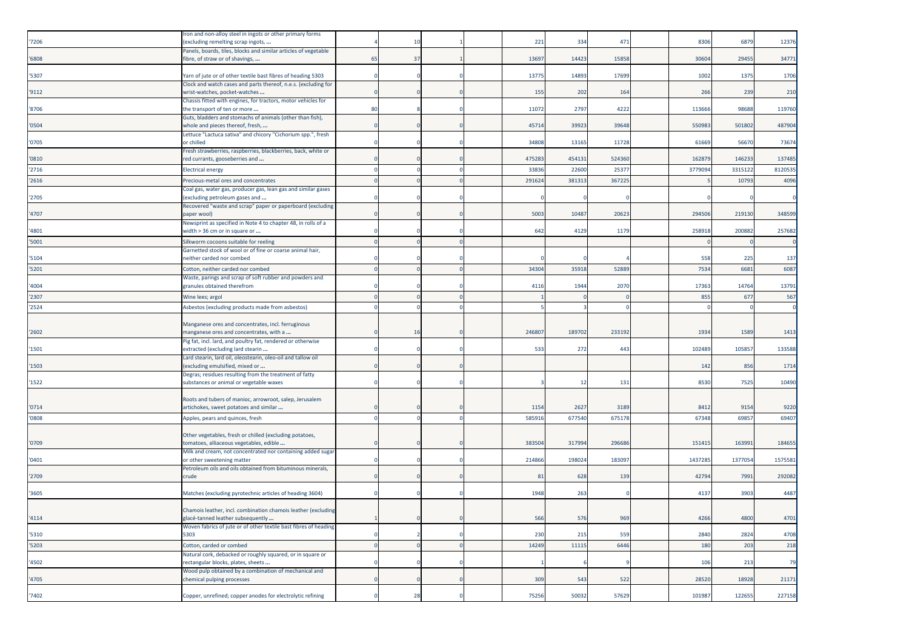| '7206 | Iron and non-alloy steel in ingots or other primary forms (excluding remelting scrap ingots, ... | 4 | 10 | 1 | | 221 | 334 | 471 | | 8306 | 6879 | 12376 |
|---|---|---|---|---|---|---|---|---|---|---|---|---|
| '6808 | Panels, boards, tiles, blocks and similar articles of vegetable fibre, of straw or of shavings, ... | 65 | 37 | 1 | | 13697 | 14423 | 15858 | | 30604 | 29455 | 34771 |
| '5307 | Yarn of jute or of other textile bast fibres of heading 5303 | 0 | 0 | 0 | | 13775 | 14893 | 17699 | | 1002 | 1375 | 1706 |
| '9112 | Clock and watch cases and parts thereof, n.e.s. (excluding for wrist-watches, pocket-watches ... | 0 | 0 | 0 | | 155 | 202 | 164 | | 266 | 239 | 210 |
| '8706 | Chassis fitted with engines, for tractors, motor vehicles for the transport of ten or more ... | 80 | 8 | 0 | | 11072 | 2797 | 4222 | | 113666 | 98688 | 119760 |
| '0504 | Guts, bladders and stomachs of animals (other than fish), whole and pieces thereof, fresh, ... | 0 | 0 | 0 | | 45714 | 39923 | 39648 | | 550983 | 501802 | 487904 |
| '0705 | Lettuce "Lactuca sativa" and chicory "Cichorium spp.", fresh or chilled | 0 | 0 | 0 | | 34808 | 13165 | 11728 | | 61669 | 56670 | 73674 |
| '0810 | Fresh strawberries, raspberries, blackberries, back, white or red currants, gooseberries and ... | 0 | 0 | 0 | | 475283 | 454131 | 524360 | | 162879 | 146233 | 137485 |
| '2716 | Electrical energy | 0 | 0 | 0 | | 33836 | 22600 | 25377 | | 3779094 | 3315122 | 8120535 |
| '2616 | Precious-metal ores and concentrates | 0 | 0 | 0 | | 291624 | 381313 | 367225 | | 5 | 10793 | 4096 |
| '2705 | Coal gas, water gas, producer gas, lean gas and similar gases (excluding petroleum gases and ... | 0 | 0 | 0 | | 0 | 0 | 0 | | 0 | 0 | 0 |
| '4707 | Recovered "waste and scrap" paper or paperboard (excluding paper wool) | 0 | 0 | 0 | | 5003 | 10487 | 20623 | | 294506 | 219130 | 348599 |
| '4801 | Newsprint as specified in Note 4 to chapter 48, in rolls of a width > 36 cm or in square or ... | 0 | 0 | 0 | | 642 | 4129 | 1179 | | 258918 | 200882 | 257682 |
| '5001 | Silkworm cocoons suitable for reeling | 0 | 0 | 0 | | | | | | 0 | 0 | 0 |
| '5104 | Garnetted stock of wool or of fine or coarse animal hair, neither carded nor combed | 0 | 0 | 0 | | 0 | 0 | 4 | | 558 | 225 | 137 |
| '5201 | Cotton, neither carded nor combed | 0 | 0 | 0 | | 34304 | 35918 | 52889 | | 7534 | 6681 | 6087 |
| '4004 | Waste, parings and scrap of soft rubber and powders and granules obtained therefrom | 0 | 0 | 0 | | 4116 | 1944 | 2070 | | 17363 | 14764 | 13791 |
| '2307 | Wine lees; argol | 0 | 0 | 0 | | 1 | 0 | 0 | | 855 | 677 | 567 |
| '2524 | Asbestos (excluding products made from asbestos) | 0 | 0 | 0 | | 5 | 3 | 0 | | 0 | 0 | 0 |
| '2602 | Manganese ores and concentrates, incl. ferruginous manganese ores and concentrates, with a ... | 0 | 16 | 0 | | 246807 | 189702 | 233192 | | 1934 | 1589 | 1413 |
| '1501 | Pig fat, incl. lard, and poultry fat, rendered or otherwise extracted (excluding lard stearin ... | 0 | 0 | 0 | | 533 | 272 | 443 | | 102489 | 105857 | 133588 |
| '1503 | Lard stearin, lard oil, oleostearin, oleo-oil and tallow oil (excluding emulsified, mixed or ... | 0 | 0 | 0 | | | | | | 142 | 856 | 1714 |
| '1522 | Degras; residues resulting from the treatment of fatty substances or animal or vegetable waxes | 0 | 0 | 0 | | 3 | 12 | 131 | | 8530 | 7525 | 10490 |
| '0714 | Roots and tubers of manioc, arrowroot, salep, Jerusalem artichokes, sweet potatoes and similar ... | 0 | 0 | 0 | | 1154 | 2627 | 3189 | | 8412 | 9154 | 9220 |
| '0808 | Apples, pears and quinces, fresh | 0 | 0 | 0 | | 585916 | 677540 | 675178 | | 67348 | 69857 | 69407 |
| '0709 | Other vegetables, fresh or chilled (excluding potatoes, tomatoes, alliaceous vegetables, edible ... | 0 | 0 | 0 | | 383504 | 317994 | 296686 | | 151415 | 163991 | 184655 |
| '0401 | Milk and cream, not concentrated nor containing added sugar or other sweetening matter | 0 | 0 | 0 | | 214866 | 198024 | 183097 | | 1437285 | 1377054 | 1575581 |
| '2709 | Petroleum oils and oils obtained from bituminous minerals, crude | 0 | 0 | 0 | | 81 | 628 | 139 | | 42794 | 7991 | 292082 |
| '3605 | Matches (excluding pyrotechnic articles of heading 3604) | 0 | 0 | 0 | | 1948 | 263 | 0 | | 4137 | 3903 | 4487 |
| '4114 | Chamois leather, incl. combination chamois leather (excluding glacé-tanned leather subsequently ... | 1 | 0 | 0 | | 566 | 576 | 969 | | 4266 | 4800 | 4701 |
| '5310 | Woven fabrics of jute or of other textile bast fibres of heading 5303 | 0 | 2 | 0 | | 230 | 215 | 559 | | 2840 | 2824 | 4708 |
| '5203 | Cotton, carded or combed | 0 | 0 | 0 | | 14249 | 11115 | 6446 | | 180 | 203 | 218 |
| '4502 | Natural cork, debacked or roughly squared, or in square or rectangular blocks, plates, sheets ... | 0 | 0 | 0 | | 1 | 6 | 9 | | 106 | 213 | 79 |
| '4705 | Wood pulp obtained by a combination of mechanical and chemical pulping processes | 0 | 0 | 0 | | 309 | 543 | 522 | | 28520 | 18928 | 21171 |
| '7402 | Copper, unrefined; copper anodes for electrolytic refining | 0 | 28 | 0 | | 75256 | 50032 | 57629 | | 101987 | 122655 | 227158 |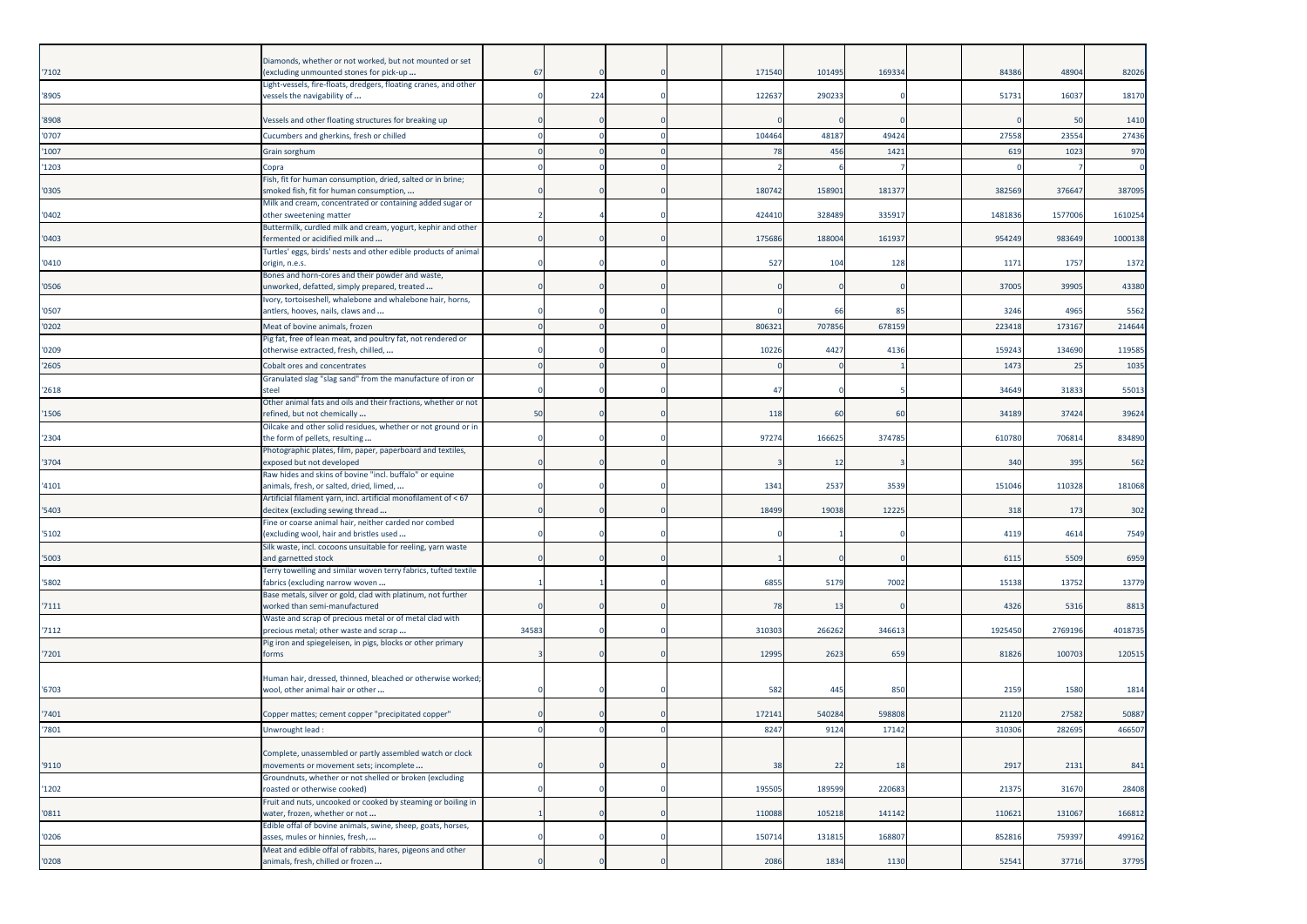| | | | | | | | | | | | | |
|---|---|---|---|---|---|---|---|---|---|---|---|---|
| '7102 | Diamonds, whether or not worked, but not mounted or set (excluding unmounted stones for pick-up ... | 67 | 0 | 0 | | 171540 | 101495 | 169334 | | 84386 | 48904 | 82026 |
| '8905 | Light-vessels, fire-floats, dredgers, floating cranes, and other vessels the navigability of ... | 0 | 224 | 0 | | 122637 | 290233 | 0 | | 51731 | 16037 | 18170 |
| '8908 | Vessels and other floating structures for breaking up | 0 | 0 | 0 | | 0 | 0 | 0 | | 0 | 50 | 1410 |
| '0707 | Cucumbers and gherkins, fresh or chilled | 0 | 0 | 0 | | 104464 | 48187 | 49424 | | 27558 | 23554 | 27436 |
| '1007 | Grain sorghum | 0 | 0 | 0 | | 78 | 456 | 1421 | | 619 | 1023 | 970 |
| '1203 | Copra | 0 | 0 | 0 | | 2 | 6 | 7 | | 0 | 7 | 0 |
| '0305 | Fish, fit for human consumption, dried, salted or in brine; smoked fish, fit for human consumption, ... | 0 | 0 | 0 | | 180742 | 158901 | 181377 | | 382569 | 376647 | 387095 |
| '0402 | Milk and cream, concentrated or containing added sugar or other sweetening matter | 2 | 4 | 0 | | 424410 | 328489 | 335917 | | 1481836 | 1577006 | 1610254 |
| '0403 | Buttermilk, curdled milk and cream, yogurt, kephir and other fermented or acidified milk and ... | 0 | 0 | 0 | | 175686 | 188004 | 161937 | | 954249 | 983649 | 1000138 |
| '0410 | Turtles' eggs, birds' nests and other edible products of animal origin, n.e.s. | 0 | 0 | 0 | | 527 | 104 | 128 | | 1171 | 1757 | 1372 |
| '0506 | Bones and horn-cores and their powder and waste, unworked, defatted, simply prepared, treated ... | 0 | 0 | 0 | | 0 | 0 | 0 | | 37005 | 39905 | 43380 |
| '0507 | Ivory, tortoiseshell, whalebone and whalebone hair, horns, antlers, hooves, nails, claws and ... | 0 | 0 | 0 | | 0 | 66 | 85 | | 3246 | 4965 | 5562 |
| '0202 | Meat of bovine animals, frozen | 0 | 0 | 0 | | 806321 | 707856 | 678159 | | 223418 | 173167 | 214644 |
| '0209 | Pig fat, free of lean meat, and poultry fat, not rendered or otherwise extracted, fresh, chilled, ... | 0 | 0 | 0 | | 10226 | 4427 | 4136 | | 159243 | 134690 | 119585 |
| '2605 | Cobalt ores and concentrates | 0 | 0 | 0 | | 0 | 0 | 1 | | 1473 | 25 | 1035 |
| '2618 | Granulated slag "slag sand" from the manufacture of iron or steel | 0 | 0 | 0 | | 47 | 0 | 5 | | 34649 | 31833 | 55013 |
| '1506 | Other animal fats and oils and their fractions, whether or not refined, but not chemically ... | 50 | 0 | 0 | | 118 | 60 | 60 | | 34189 | 37424 | 39624 |
| '2304 | Oilcake and other solid residues, whether or not ground or in the form of pellets, resulting ... | 0 | 0 | 0 | | 97274 | 166625 | 374785 | | 610780 | 706814 | 834890 |
| '3704 | Photographic plates, film, paper, paperboard and textiles, exposed but not developed | 0 | 0 | 0 | | 3 | 12 | 3 | | 340 | 395 | 562 |
| '4101 | Raw hides and skins of bovine "incl. buffalo" or equine animals, fresh, or salted, dried, limed, ... | 0 | 0 | 0 | | 1341 | 2537 | 3539 | | 151046 | 110328 | 181068 |
| '5403 | Artificial filament yarn, incl. artificial monofilament of < 67 decitex (excluding sewing thread ... | 0 | 0 | 0 | | 18499 | 19038 | 12225 | | 318 | 173 | 302 |
| '5102 | Fine or coarse animal hair, neither carded nor combed (excluding wool, hair and bristles used ... | 0 | 0 | 0 | | 0 | 1 | 0 | | 4119 | 4614 | 7549 |
| '5003 | Silk waste, incl. cocoons unsuitable for reeling, yarn waste and garnetted stock | 0 | 0 | 0 | | 1 | 0 | 0 | | 6115 | 5509 | 6959 |
| '5802 | Terry towelling and similar woven terry fabrics, tufted textile fabrics (excluding narrow woven ... | 1 | 1 | 0 | | 6855 | 5179 | 7002 | | 15138 | 13752 | 13779 |
| '7111 | Base metals, silver or gold, clad with platinum, not further worked than semi-manufactured | 0 | 0 | 0 | | 78 | 13 | 0 | | 4326 | 5316 | 8813 |
| '7112 | Waste and scrap of precious metal or of metal clad with precious metal; other waste and scrap ... | 34583 | 0 | 0 | | 310303 | 266262 | 346613 | | 1925450 | 2769196 | 4018735 |
| '7201 | Pig iron and spiegeleisen, in pigs, blocks or other primary forms | 3 | 0 | 0 | | 12995 | 2623 | 659 | | 81826 | 100703 | 120515 |
| '6703 | Human hair, dressed, thinned, bleached or otherwise worked; wool, other animal hair or other ... | 0 | 0 | 0 | | 582 | 445 | 850 | | 2159 | 1580 | 1814 |
| '7401 | Copper mattes; cement copper "precipitated copper" | 0 | 0 | 0 | | 172141 | 540284 | 598808 | | 21120 | 27582 | 50887 |
| '7801 | Unwrought lead : | 0 | 0 | 0 | | 8247 | 9124 | 17142 | | 310306 | 282695 | 466507 |
| '9110 | Complete, unassembled or partly assembled watch or clock movements or movement sets; incomplete ... | 0 | 0 | 0 | | 38 | 22 | 18 | | 2917 | 2131 | 841 |
| '1202 | Groundnuts, whether or not shelled or broken (excluding roasted or otherwise cooked) | 0 | 0 | 0 | | 195505 | 189599 | 220683 | | 21375 | 31670 | 28408 |
| '0811 | Fruit and nuts, uncooked or cooked by steaming or boiling in water, frozen, whether or not ... | 1 | 0 | 0 | | 110088 | 105218 | 141142 | | 110621 | 131067 | 166812 |
| '0206 | Edible offal of bovine animals, swine, sheep, goats, horses, asses, mules or hinnies, fresh, ... | 0 | 0 | 0 | | 150714 | 131815 | 168807 | | 852816 | 759397 | 499162 |
| '0208 | Meat and edible offal of rabbits, hares, pigeons and other animals, fresh, chilled or frozen ... | 0 | 0 | 0 | | 2086 | 1834 | 1130 | | 52541 | 37716 | 37795 |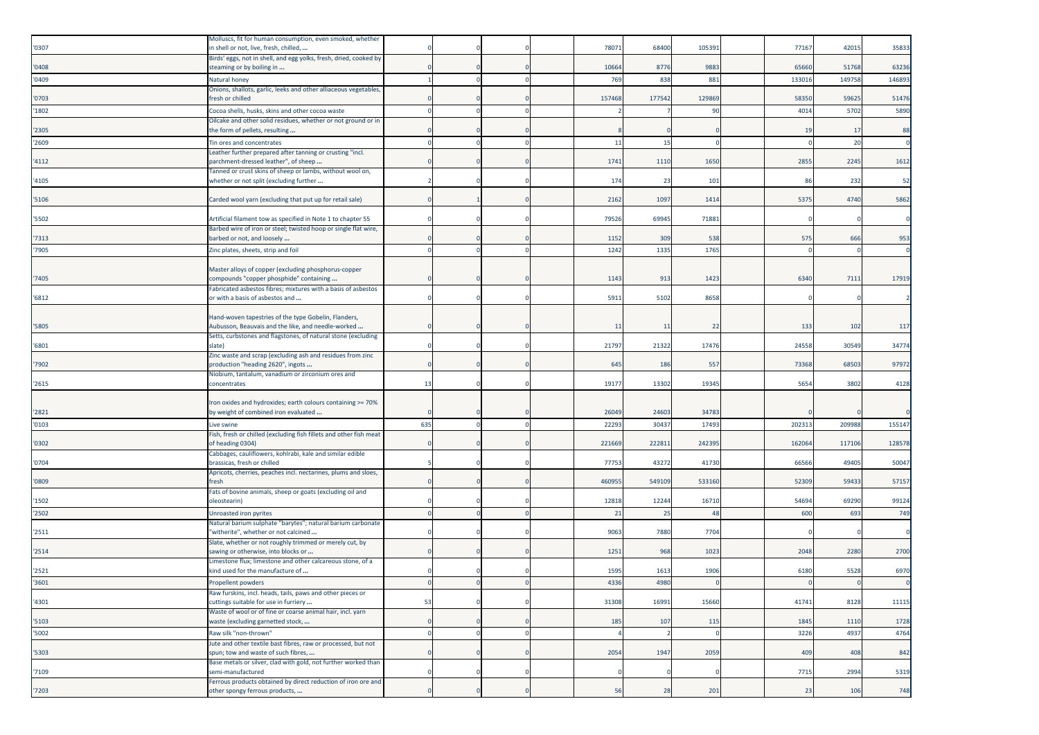| | | | | | | | | | | | | |
|---|---|---|---|---|---|---|---|---|---|---|---|---|
| '0307 | Molluscs, fit for human consumption, even smoked, whether in shell or not, live, fresh, chilled, ... | 0 | 0 | 0 | | 78071 | 68400 | 105391 | | 77167 | 42015 | 35833 |
| '0408 | Birds' eggs, not in shell, and egg yolks, fresh, dried, cooked by steaming or by boiling in ... | 0 | 0 | 0 | | 10664 | 8776 | 9883 | | 65660 | 51768 | 63236 |
| '0409 | Natural honey | 1 | 0 | 0 | | 769 | 838 | 881 | | 133016 | 149758 | 146893 |
| '0703 | Onions, shallots, garlic, leeks and other alliaceous vegetables, fresh or chilled | 0 | 0 | 0 | | 157468 | 177542 | 129869 | | 58350 | 59625 | 51476 |
| '1802 | Cocoa shells, husks, skins and other cocoa waste | 0 | 0 | 0 | | 2 | 7 | 90 | | 4014 | 5702 | 5890 |
| '2305 | Oilcake and other solid residues, whether or not ground or in the form of pellets, resulting ... | 0 | 0 | 0 | | 8 | 0 | 0 | | 19 | 17 | 88 |
| '2609 | Tin ores and concentrates | 0 | 0 | 0 | | 11 | 15 | 0 | | 0 | 20 | 0 |
| '4112 | Leather further prepared after tanning or crusting "incl. parchment-dressed leather", of sheep ... | 0 | 0 | 0 | | 1741 | 1110 | 1650 | | 2855 | 2245 | 1612 |
| '4105 | Tanned or crust skins of sheep or lambs, without wool on, whether or not split (excluding further ... | 2 | 0 | 0 | | 174 | 23 | 101 | | 86 | 232 | 52 |
| '5106 | Carded wool yarn (excluding that put up for retail sale) | 0 | 1 | 0 | | 2162 | 1097 | 1414 | | 5375 | 4740 | 5862 |
| '5502 | Artificial filament tow as specified in Note 1 to chapter 55 | 0 | 0 | 0 | | 79526 | 69945 | 71881 | | 0 | 0 | 0 |
| '7313 | Barbed wire of iron or steel; twisted hoop or single flat wire, barbed or not, and loosely ... | 0 | 0 | 0 | | 1152 | 309 | 538 | | 575 | 666 | 953 |
| '7905 | Zinc plates, sheets, strip and foil | 0 | 0 | 0 | | 1242 | 1335 | 1765 | | 0 | 0 | 0 |
| '7405 | Master alloys of copper (excluding phosphorus-copper compounds "copper phosphide" containing ... | 0 | 0 | 0 | | 1143 | 913 | 1423 | | 6340 | 7111 | 17919 |
| '6812 | Fabricated asbestos fibres; mixtures with a basis of asbestos or with a basis of asbestos and ... | 0 | 0 | 0 | | 5911 | 5102 | 8658 | | 0 | 0 | 2 |
| '5805 | Hand-woven tapestries of the type Gobelin, Flanders, Aubusson, Beauvais and the like, and needle-worked ... | 0 | 0 | 0 | | 11 | 11 | 22 | | 133 | 102 | 117 |
| '6801 | Setts, curbstones and flagstones, of natural stone (excluding slate) | 0 | 0 | 0 | | 21797 | 21322 | 17476 | | 24558 | 30549 | 34774 |
| '7902 | Zinc waste and scrap (excluding ash and residues from zinc production "heading 2620", ingots ... | 0 | 0 | 0 | | 645 | 186 | 557 | | 73368 | 68503 | 97972 |
| '2615 | Niobium, tantalum, vanadium or zirconium ores and concentrates | 13 | 0 | 0 | | 19177 | 13302 | 19345 | | 5654 | 3802 | 4128 |
| '2821 | Iron oxides and hydroxides; earth colours containing >= 70% by weight of combined iron evaluated ... | 0 | 0 | 0 | | 26049 | 24603 | 34783 | | 0 | 0 | 0 |
| '0103 | Live swine | 635 | 0 | 0 | | 22293 | 30437 | 17493 | | 202313 | 209988 | 155147 |
| '0302 | Fish, fresh or chilled (excluding fish fillets and other fish meat of heading 0304) | 0 | 0 | 0 | | 221669 | 222811 | 242395 | | 162064 | 117106 | 128578 |
| '0704 | Cabbages, cauliflowers, kohlrabi, kale and similar edible brassicas, fresh or chilled | 5 | 0 | 0 | | 77753 | 43272 | 41730 | | 66566 | 49405 | 50047 |
| '0809 | Apricots, cherries, peaches incl. nectarines, plums and sloes, fresh | 0 | 0 | 0 | | 460955 | 549109 | 533160 | | 52309 | 59433 | 57157 |
| '1502 | Fats of bovine animals, sheep or goats (excluding oil and oleostearin) | 0 | 0 | 0 | | 12818 | 12244 | 16710 | | 54694 | 69290 | 99124 |
| '2502 | Unroasted iron pyrites | 0 | 0 | 0 | | 21 | 25 | 48 | | 600 | 693 | 749 |
| '2511 | Natural barium sulphate "barytes"; natural barium carbonate "witherite", whether or not calcined ... | 0 | 0 | 0 | | 9063 | 7880 | 7704 | | 0 | 0 | 0 |
| '2514 | Slate, whether or not roughly trimmed or merely cut, by sawing or otherwise, into blocks or ... | 0 | 0 | 0 | | 1251 | 968 | 1023 | | 2048 | 2280 | 2700 |
| '2521 | Limestone flux; limestone and other calcareous stone, of a kind used for the manufacture of ... | 0 | 0 | 0 | | 1595 | 1613 | 1906 | | 6180 | 5528 | 6970 |
| '3601 | Propellent powders | 0 | 0 | 0 | | 4336 | 4980 | 0 | | 0 | 0 | 0 |
| '4301 | Raw furskins, incl. heads, tails, paws and other pieces or cuttings suitable for use in furriery ... | 53 | 0 | 0 | | 31308 | 16991 | 15660 | | 41741 | 8128 | 11115 |
| '5103 | Waste of wool or of fine or coarse animal hair, incl. yarn waste (excluding garnetted stock, ... | 0 | 0 | 0 | | 185 | 107 | 115 | | 1845 | 1110 | 1728 |
| '5002 | Raw silk "non-thrown" | 0 | 0 | 0 | | 4 | 2 | 0 | | 3226 | 4937 | 4764 |
| '5303 | Jute and other textile bast fibres, raw or processed, but not spun; tow and waste of such fibres, ... | 0 | 0 | 0 | | 2054 | 1947 | 2059 | | 409 | 408 | 842 |
| '7109 | Base metals or silver, clad with gold, not further worked than semi-manufactured | 0 | 0 | 0 | | 0 | 0 | 0 | | 7715 | 2994 | 5319 |
| '7203 | Ferrous products obtained by direct reduction of iron ore and other spongy ferrous products, ... | 0 | 0 | 0 | | 56 | 28 | 201 | | 23 | 106 | 748 |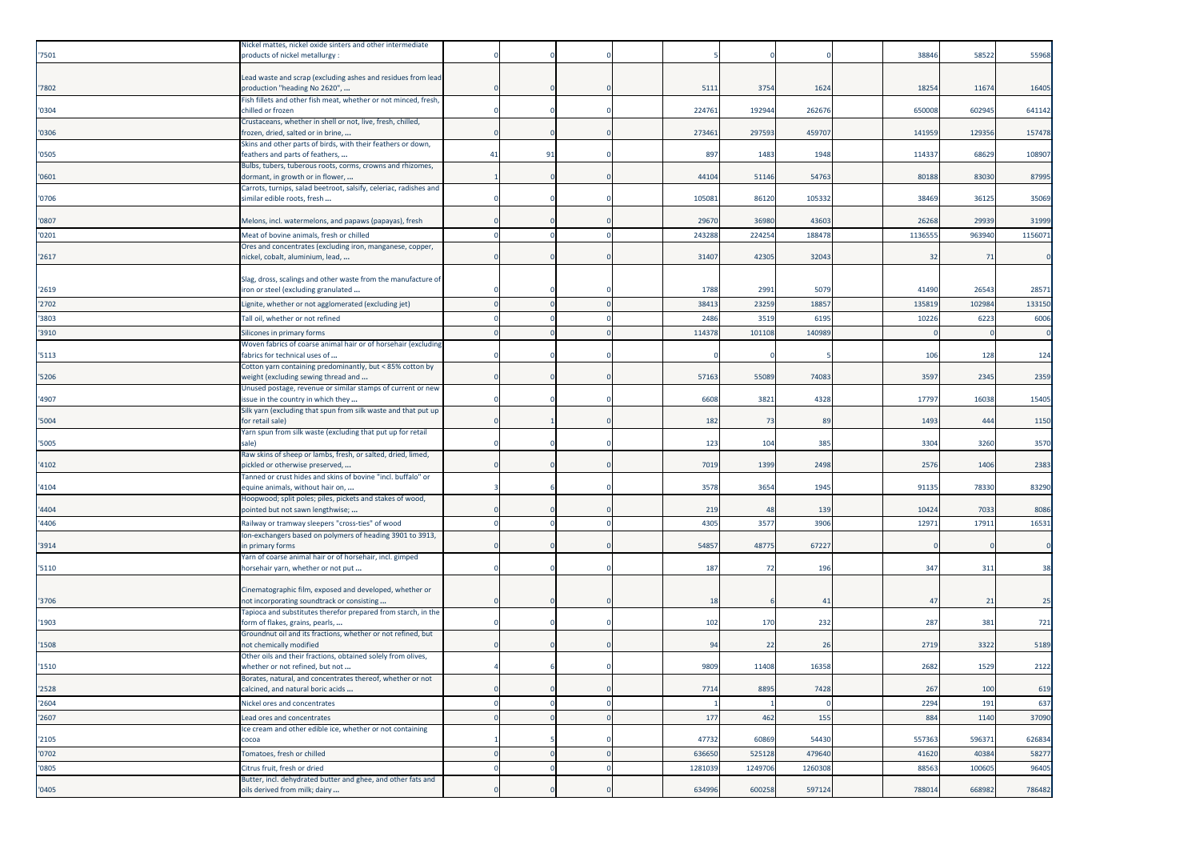| | | | | | | | | | | | | |
|---|---|---|---|---|---|---|---|---|---|---|---|---|
| '7501 | Nickel mattes, nickel oxide sinters and other intermediate products of nickel metallurgy : | 0 | 0 | 0 | | 5 | 0 | 0 | | 38846 | 58522 | 55968 |
| '7802 | Lead waste and scrap (excluding ashes and residues from lead production "heading No 2620", ... | 0 | 0 | 0 | | 5111 | 3754 | 1624 | | 18254 | 11674 | 16405 |
| '0304 | Fish fillets and other fish meat, whether or not minced, fresh, chilled or frozen | 0 | 0 | 0 | | 224761 | 192944 | 262676 | | 650008 | 602945 | 641142 |
| '0306 | Crustaceans, whether in shell or not, live, fresh, chilled, frozen, dried, salted or in brine, ... | 0 | 0 | 0 | | 273461 | 297593 | 459707 | | 141959 | 129356 | 157478 |
| '0505 | Skins and other parts of birds, with their feathers or down, feathers and parts of feathers, ... | 41 | 91 | 0 | | 897 | 1483 | 1948 | | 114337 | 68629 | 108907 |
| '0601 | Bulbs, tubers, tuberous roots, corms, crowns and rhizomes, dormant, in growth or in flower, ... | 1 | 0 | 0 | | 44104 | 51146 | 54763 | | 80188 | 83030 | 87995 |
| '0706 | Carrots, turnips, salad beetroot, salsify, celeriac, radishes and similar edible roots, fresh ... | 0 | 0 | 0 | | 105081 | 86120 | 105332 | | 38469 | 36125 | 35069 |
| '0807 | Melons, incl. watermelons, and papaws (papayas), fresh | 0 | 0 | 0 | | 29670 | 36980 | 43603 | | 26268 | 29939 | 31999 |
| '0201 | Meat of bovine animals, fresh or chilled | 0 | 0 | 0 | | 243288 | 224254 | 188478 | | 1136555 | 963940 | 1156071 |
| '2617 | Ores and concentrates (excluding iron, manganese, copper, nickel, cobalt, aluminium, lead, ... | 0 | 0 | 0 | | 31407 | 42305 | 32043 | | 32 | 71 | 0 |
| '2619 | Slag, dross, scalings and other waste from the manufacture of iron or steel (excluding granulated ... | 0 | 0 | 0 | | 1788 | 2991 | 5079 | | 41490 | 26543 | 28571 |
| '2702 | Lignite, whether or not agglomerated (excluding jet) | 0 | 0 | 0 | | 38413 | 23259 | 18857 | | 135819 | 102984 | 133150 |
| '3803 | Tall oil, whether or not refined | 0 | 0 | 0 | | 2486 | 3519 | 6195 | | 10226 | 6223 | 6006 |
| '3910 | Silicones in primary forms | 0 | 0 | 0 | | 114378 | 101108 | 140989 | | 0 | 0 | 0 |
| '5113 | Woven fabrics of coarse animal hair or of horsehair (excluding fabrics for technical uses of ... | 0 | 0 | 0 | | 0 | 0 | 5 | | 106 | 128 | 124 |
| '5206 | Cotton yarn containing predominantly, but < 85% cotton by weight (excluding sewing thread and ... | 0 | 0 | 0 | | 57163 | 55089 | 74083 | | 3597 | 2345 | 2359 |
| '4907 | Unused postage, revenue or similar stamps of current or new issue in the country in which they ... | 0 | 0 | 0 | | 6608 | 3821 | 4328 | | 17797 | 16038 | 15405 |
| '5004 | Silk yarn (excluding that spun from silk waste and that put up for retail sale) | 0 | 1 | 0 | | 182 | 73 | 89 | | 1493 | 444 | 1150 |
| '5005 | Yarn spun from silk waste (excluding that put up for retail sale) | 0 | 0 | 0 | | 123 | 104 | 385 | | 3304 | 3260 | 3570 |
| '4102 | Raw skins of sheep or lambs, fresh, or salted, dried, limed, pickled or otherwise preserved, ... | 0 | 0 | 0 | | 7019 | 1399 | 2498 | | 2576 | 1406 | 2383 |
| '4104 | Tanned or crust hides and skins of bovine "incl. buffalo" or equine animals, without hair on, ... | 3 | 6 | 0 | | 3578 | 3654 | 1945 | | 91135 | 78330 | 83290 |
| '4404 | Hoopwood; split poles; piles, pickets and stakes of wood, pointed but not sawn lengthwise; ... | 0 | 0 | 0 | | 219 | 48 | 139 | | 10424 | 7033 | 8086 |
| '4406 | Railway or tramway sleepers "cross-ties" of wood | 0 | 0 | 0 | | 4305 | 3577 | 3906 | | 12971 | 17911 | 16531 |
| '3914 | Ion-exchangers based on polymers of heading 3901 to 3913, in primary forms | 0 | 0 | 0 | | 54857 | 48775 | 67227 | | 0 | 0 | 0 |
| '5110 | Yarn of coarse animal hair or of horsehair, incl. gimped horsehair yarn, whether or not put ... | 0 | 0 | 0 | | 187 | 72 | 196 | | 347 | 311 | 38 |
| '3706 | Cinematographic film, exposed and developed, whether or not incorporating soundtrack or consisting ... | 0 | 0 | 0 | | 18 | 6 | 41 | | 47 | 21 | 25 |
| '1903 | Tapioca and substitutes therefor prepared from starch, in the form of flakes, grains, pearls, ... | 0 | 0 | 0 | | 102 | 170 | 232 | | 287 | 381 | 721 |
| '1508 | Groundnut oil and its fractions, whether or not refined, but not chemically modified | 0 | 0 | 0 | | 94 | 22 | 26 | | 2719 | 3322 | 5189 |
| '1510 | Other oils and their fractions, obtained solely from olives, whether or not refined, but not ... | 4 | 6 | 0 | | 9809 | 11408 | 16358 | | 2682 | 1529 | 2122 |
| '2528 | Borates, natural, and concentrates thereof, whether or not calcined, and natural boric acids ... | 0 | 0 | 0 | | 7714 | 8895 | 7428 | | 267 | 100 | 619 |
| '2604 | Nickel ores and concentrates | 0 | 0 | 0 | | 1 | 1 | 0 | | 2294 | 191 | 637 |
| '2607 | Lead ores and concentrates | 0 | 0 | 0 | | 177 | 462 | 155 | | 884 | 1140 | 37090 |
| '2105 | Ice cream and other edible ice, whether or not containing cocoa | 1 | 5 | 0 | | 47732 | 60869 | 54430 | | 557363 | 596371 | 626834 |
| '0702 | Tomatoes, fresh or chilled | 0 | 0 | 0 | | 636650 | 525128 | 479640 | | 41620 | 40384 | 58277 |
| '0805 | Citrus fruit, fresh or dried | 0 | 0 | 0 | | 1281039 | 1249706 | 1260308 | | 88563 | 100605 | 96405 |
| '0405 | Butter, incl. dehydrated butter and ghee, and other fats and oils derived from milk; dairy ... | 0 | 0 | 0 | | 634996 | 600258 | 597124 | | 788014 | 668982 | 786482 |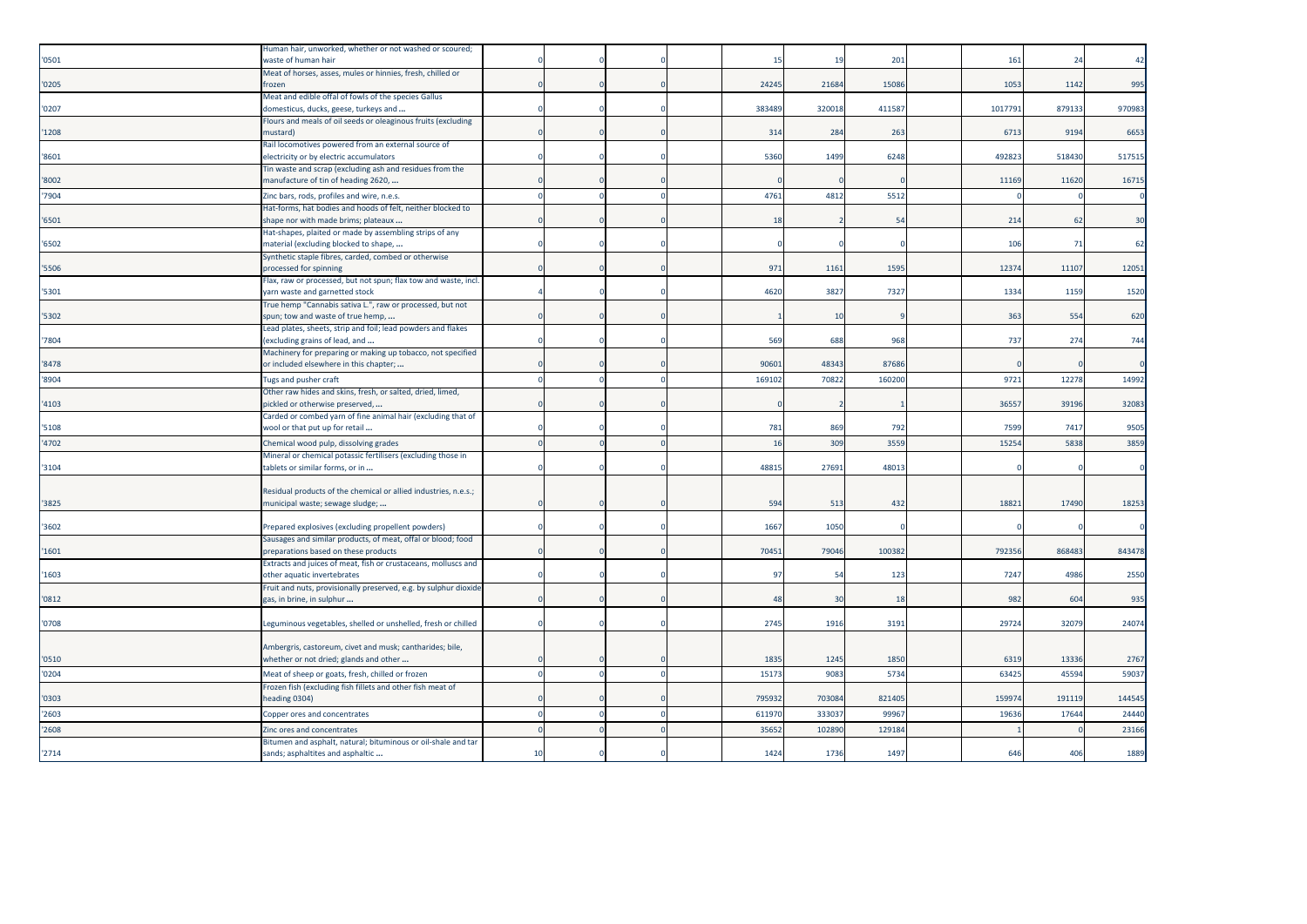| | | | | | | | | | | | |
|---|---|---|---|---|---|---|---|---|---|---|---|
| '0501 | Human hair, unworked, whether or not washed or scoured; waste of human hair | 0 | 0 | 0 | | 15 | 19 | 201 | | 161 | 24 | 42 |
| '0205 | Meat of horses, asses, mules or hinnies, fresh, chilled or frozen | 0 | 0 | 0 | | 24245 | 21684 | 15086 | | 1053 | 1142 | 995 |
| '0207 | Meat and edible offal of fowls of the species Gallus domesticus, ducks, geese, turkeys and ... | 0 | 0 | 0 | | 383489 | 320018 | 411587 | | 1017791 | 879133 | 970983 |
| '1208 | Flours and meals of oil seeds or oleaginous fruits (excluding mustard) | 0 | 0 | 0 | | 314 | 284 | 263 | | 6713 | 9194 | 6653 |
| '8601 | Rail locomotives powered from an external source of electricity or by electric accumulators | 0 | 0 | 0 | | 5360 | 1499 | 6248 | | 492823 | 518430 | 517515 |
| '8002 | Tin waste and scrap (excluding ash and residues from the manufacture of tin of heading 2620, ... | 0 | 0 | 0 | | 0 | 0 | 0 | | 11169 | 11620 | 16715 |
| '7904 | Zinc bars, rods, profiles and wire, n.e.s. | 0 | 0 | 0 | | 4761 | 4812 | 5512 | | 0 | 0 | 0 |
| '6501 | Hat-forms, hat bodies and hoods of felt, neither blocked to shape nor with made brims; plateaux ... | 0 | 0 | 0 | | 18 | 2 | 54 | | 214 | 62 | 30 |
| '6502 | Hat-shapes, plaited or made by assembling strips of any material (excluding blocked to shape, ... | 0 | 0 | 0 | | 0 | 0 | 0 | | 106 | 71 | 62 |
| '5506 | Synthetic staple fibres, carded, combed or otherwise processed for spinning | 0 | 0 | 0 | | 971 | 1161 | 1595 | | 12374 | 11107 | 12051 |
| '5301 | Flax, raw or processed, but not spun; flax tow and waste, incl. yarn waste and garnetted stock | 4 | 0 | 0 | | 4620 | 3827 | 7327 | | 1334 | 1159 | 1520 |
| '5302 | True hemp "Cannabis sativa L.", raw or processed, but not spun; tow and waste of true hemp, ... | 0 | 0 | 0 | | 1 | 10 | 9 | | 363 | 554 | 620 |
| '7804 | Lead plates, sheets, strip and foil; lead powders and flakes (excluding grains of lead, and ... | 0 | 0 | 0 | | 569 | 688 | 968 | | 737 | 274 | 744 |
| '8478 | Machinery for preparing or making up tobacco, not specified or included elsewhere in this chapter; ... | 0 | 0 | 0 | | 90601 | 48343 | 87686 | | 0 | 0 | 0 |
| '8904 | Tugs and pusher craft | 0 | 0 | 0 | | 169102 | 70822 | 160200 | | 9721 | 12278 | 14992 |
| '4103 | Other raw hides and skins, fresh, or salted, dried, limed, pickled or otherwise preserved, ... | 0 | 0 | 0 | | 0 | 2 | 1 | | 36557 | 39196 | 32083 |
| '5108 | Carded or combed yarn of fine animal hair (excluding that of wool or that put up for retail ... | 0 | 0 | 0 | | 781 | 869 | 792 | | 7599 | 7417 | 9505 |
| '4702 | Chemical wood pulp, dissolving grades | 0 | 0 | 0 | | 16 | 309 | 3559 | | 15254 | 5838 | 3859 |
| '3104 | Mineral or chemical potassic fertilisers (excluding those in tablets or similar forms, or in ... | 0 | 0 | 0 | | 48815 | 27691 | 48013 | | 0 | 0 | 0 |
| '3825 | Residual products of the chemical or allied industries, n.e.s.; municipal waste; sewage sludge; ... | 0 | 0 | 0 | | 594 | 513 | 432 | | 18821 | 17490 | 18253 |
| '3602 | Prepared explosives (excluding propellent powders) | 0 | 0 | 0 | | 1667 | 1050 | 0 | | 0 | 0 | 0 |
| '1601 | Sausages and similar products, of meat, offal or blood; food preparations based on these products | 0 | 0 | 0 | | 70451 | 79046 | 100382 | | 792356 | 868483 | 843478 |
| '1603 | Extracts and juices of meat, fish or crustaceans, molluscs and other aquatic invertebrates | 0 | 0 | 0 | | 97 | 54 | 123 | | 7247 | 4986 | 2550 |
| '0812 | Fruit and nuts, provisionally preserved, e.g. by sulphur dioxide gas, in brine, in sulphur ... | 0 | 0 | 0 | | 48 | 30 | 18 | | 982 | 604 | 935 |
| '0708 | Leguminous vegetables, shelled or unshelled, fresh or chilled | 0 | 0 | 0 | | 2745 | 1916 | 3191 | | 29724 | 32079 | 24074 |
| '0510 | Ambergris, castoreum, civet and musk; cantharides; bile, whether or not dried; glands and other ... | 0 | 0 | 0 | | 1835 | 1245 | 1850 | | 6319 | 13336 | 2767 |
| '0204 | Meat of sheep or goats, fresh, chilled or frozen | 0 | 0 | 0 | | 15173 | 9083 | 5734 | | 63425 | 45594 | 59037 |
| '0303 | Frozen fish (excluding fish fillets and other fish meat of heading 0304) | 0 | 0 | 0 | | 795932 | 703084 | 821405 | | 159974 | 191119 | 144545 |
| '2603 | Copper ores and concentrates | 0 | 0 | 0 | | 611970 | 333037 | 99967 | | 19636 | 17644 | 24440 |
| '2608 | Zinc ores and concentrates | 0 | 0 | 0 | | 35652 | 102890 | 129184 | | 1 | 0 | 23166 |
| '2714 | Bitumen and asphalt, natural; bituminous or oil-shale and tar sands; asphaltites and asphaltic ... | 10 | 0 | 0 | | 1424 | 1736 | 1497 | | 646 | 406 | 1889 |